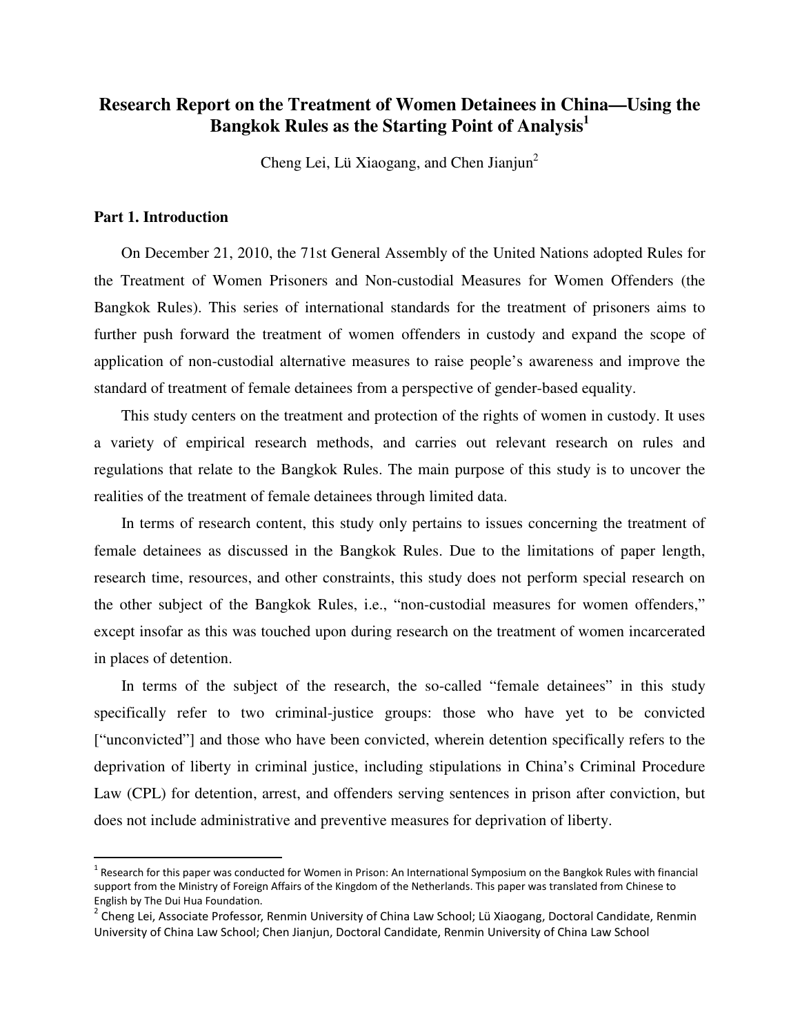# Research Report on the Treatment of Women Detainees in China—Using the Bangkok Rules as the Starting Point of Analysis[1]

Cheng Lei, Lü Xiaogang, and Chen Jianjun[2]

## Part 1. Introduction

On December 21, 2010, the 71st General Assembly of the United Nations adopted Rules for the Treatment of Women Prisoners and Non-custodial Measures for Women Offenders (the Bangkok Rules). This series of international standards for the treatment of prisoners aims to further push forward the treatment of women offenders in custody and expand the scope of application of non-custodial alternative measures to raise people's awareness and improve the standard of treatment of female detainees from a perspective of gender-based equality.

This study centers on the treatment and protection of the rights of women in custody. It uses a variety of empirical research methods, and carries out relevant research on rules and regulations that relate to the Bangkok Rules. The main purpose of this study is to uncover the realities of the treatment of female detainees through limited data.

In terms of research content, this study only pertains to issues concerning the treatment of female detainees as discussed in the Bangkok Rules. Due to the limitations of paper length, research time, resources, and other constraints, this study does not perform special research on the other subject of the Bangkok Rules, i.e., "non-custodial measures for women offenders," except insofar as this was touched upon during research on the treatment of women incarcerated in places of detention.

In terms of the subject of the research, the so-called "female detainees" in this study specifically refer to two criminal-justice groups: those who have yet to be convicted ["unconvicted"] and those who have been convicted, wherein detention specifically refers to the deprivation of liberty in criminal justice, including stipulations in China's Criminal Procedure Law (CPL) for detention, arrest, and offenders serving sentences in prison after conviction, but does not include administrative and preventive measures for deprivation of liberty.

---

[1] Research for this paper was conducted for Women in Prison: An International Symposium on the Bangkok Rules with financial support from the Ministry of Foreign Affairs of the Kingdom of the Netherlands. This paper was translated from Chinese to English by The Dui Hua Foundation.

[2] Cheng Lei, Associate Professor, Renmin University of China Law School; Lü Xiaogang, Doctoral Candidate, Renmin University of China Law School; Chen Jianjun, Doctoral Candidate, Renmin University of China Law School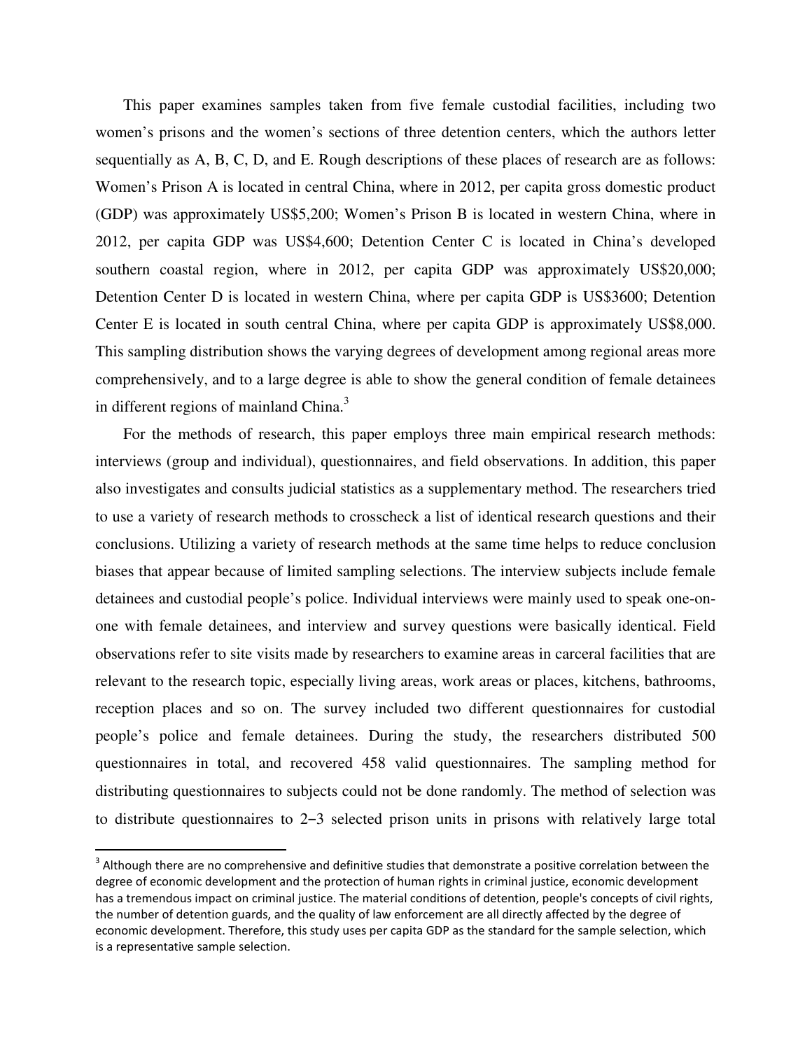This paper examines samples taken from five female custodial facilities, including two women's prisons and the women's sections of three detention centers, which the authors letter sequentially as A, B, C, D, and E. Rough descriptions of these places of research are as follows: Women's Prison A is located in central China, where in 2012, per capita gross domestic product (GDP) was approximately US$5,200; Women's Prison B is located in western China, where in 2012, per capita GDP was US$4,600; Detention Center C is located in China's developed southern coastal region, where in 2012, per capita GDP was approximately US$20,000; Detention Center D is located in western China, where per capita GDP is US$3600; Detention Center E is located in south central China, where per capita GDP is approximately US$8,000. This sampling distribution shows the varying degrees of development among regional areas more comprehensively, and to a large degree is able to show the general condition of female detainees in different regions of mainland China.[3]

For the methods of research, this paper employs three main empirical research methods: interviews (group and individual), questionnaires, and field observations. In addition, this paper also investigates and consults judicial statistics as a supplementary method. The researchers tried to use a variety of research methods to crosscheck a list of identical research questions and their conclusions. Utilizing a variety of research methods at the same time helps to reduce conclusion biases that appear because of limited sampling selections. The interview subjects include female detainees and custodial people's police. Individual interviews were mainly used to speak one-on-one with female detainees, and interview and survey questions were basically identical. Field observations refer to site visits made by researchers to examine areas in carceral facilities that are relevant to the research topic, especially living areas, work areas or places, kitchens, bathrooms, reception places and so on. The survey included two different questionnaires for custodial people's police and female detainees. During the study, the researchers distributed 500 questionnaires in total, and recovered 458 valid questionnaires. The sampling method for distributing questionnaires to subjects could not be done randomly. The method of selection was to distribute questionnaires to 2–3 selected prison units in prisons with relatively large total

[3] Although there are no comprehensive and definitive studies that demonstrate a positive correlation between the degree of economic development and the protection of human rights in criminal justice, economic development has a tremendous impact on criminal justice. The material conditions of detention, people's concepts of civil rights, the number of detention guards, and the quality of law enforcement are all directly affected by the degree of economic development. Therefore, this study uses per capita GDP as the standard for the sample selection, which is a representative sample selection.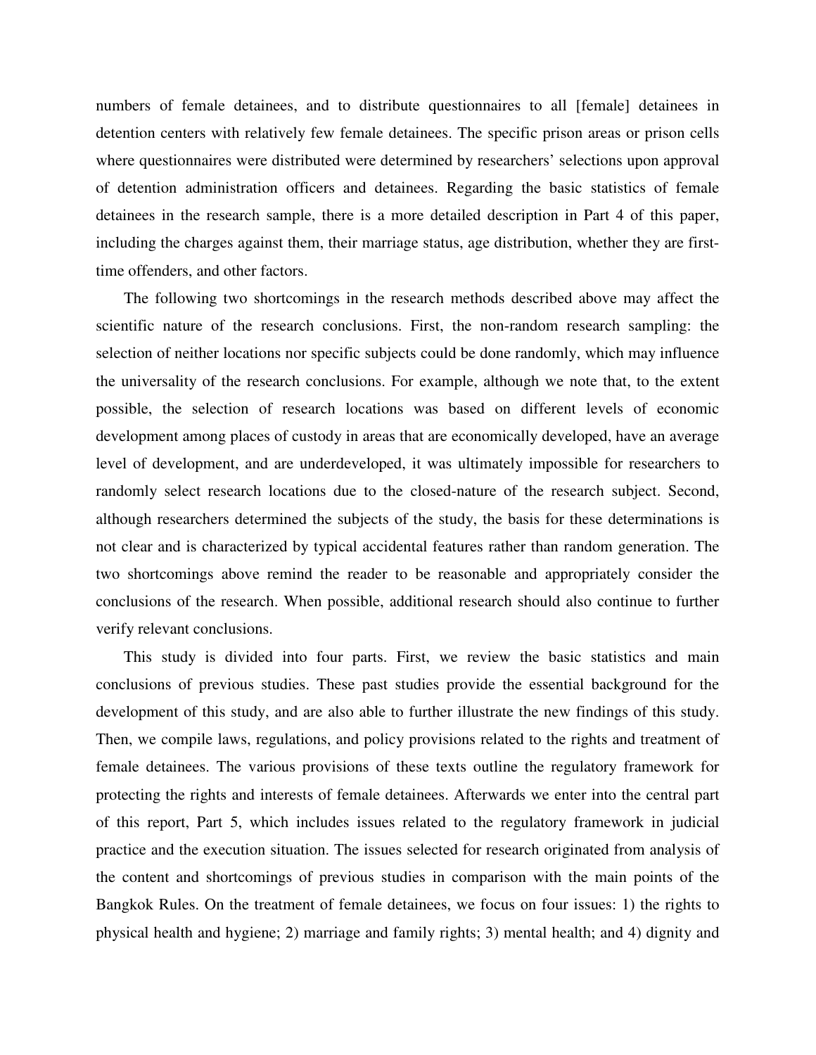numbers of female detainees, and to distribute questionnaires to all [female] detainees in detention centers with relatively few female detainees. The specific prison areas or prison cells where questionnaires were distributed were determined by researchers' selections upon approval of detention administration officers and detainees. Regarding the basic statistics of female detainees in the research sample, there is a more detailed description in Part 4 of this paper, including the charges against them, their marriage status, age distribution, whether they are first-time offenders, and other factors.

The following two shortcomings in the research methods described above may affect the scientific nature of the research conclusions. First, the non-random research sampling: the selection of neither locations nor specific subjects could be done randomly, which may influence the universality of the research conclusions. For example, although we note that, to the extent possible, the selection of research locations was based on different levels of economic development among places of custody in areas that are economically developed, have an average level of development, and are underdeveloped, it was ultimately impossible for researchers to randomly select research locations due to the closed-nature of the research subject. Second, although researchers determined the subjects of the study, the basis for these determinations is not clear and is characterized by typical accidental features rather than random generation. The two shortcomings above remind the reader to be reasonable and appropriately consider the conclusions of the research. When possible, additional research should also continue to further verify relevant conclusions.

This study is divided into four parts. First, we review the basic statistics and main conclusions of previous studies. These past studies provide the essential background for the development of this study, and are also able to further illustrate the new findings of this study. Then, we compile laws, regulations, and policy provisions related to the rights and treatment of female detainees. The various provisions of these texts outline the regulatory framework for protecting the rights and interests of female detainees. Afterwards we enter into the central part of this report, Part 5, which includes issues related to the regulatory framework in judicial practice and the execution situation. The issues selected for research originated from analysis of the content and shortcomings of previous studies in comparison with the main points of the Bangkok Rules. On the treatment of female detainees, we focus on four issues: 1) the rights to physical health and hygiene; 2) marriage and family rights; 3) mental health; and 4) dignity and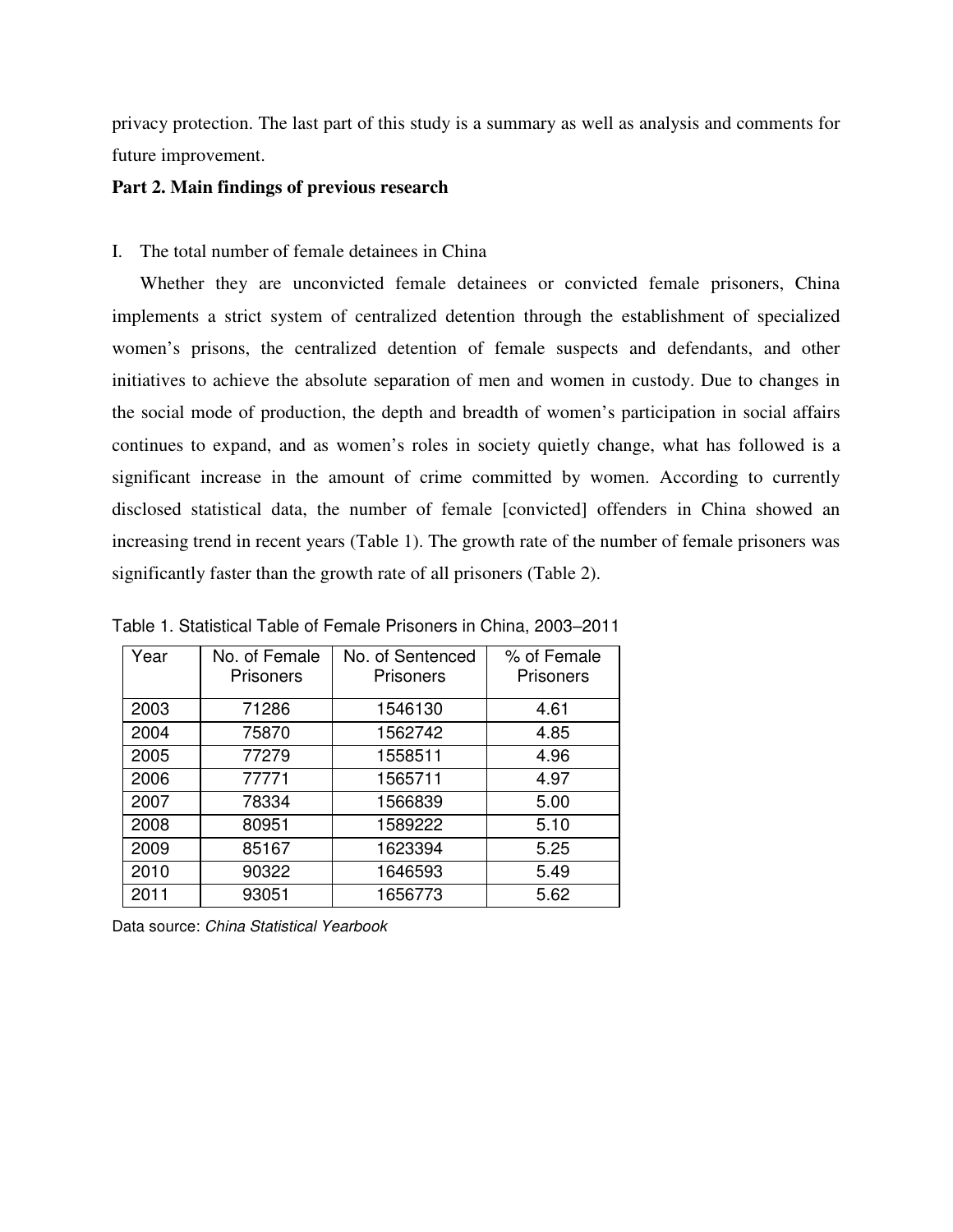privacy protection. The last part of this study is a summary as well as analysis and comments for future improvement.

## Part 2. Main findings of previous research

I. The total number of female detainees in China

Whether they are unconvicted female detainees or convicted female prisoners, China implements a strict system of centralized detention through the establishment of specialized women's prisons, the centralized detention of female suspects and defendants, and other initiatives to achieve the absolute separation of men and women in custody. Due to changes in the social mode of production, the depth and breadth of women's participation in social affairs continues to expand, and as women's roles in society quietly change, what has followed is a significant increase in the amount of crime committed by women. According to currently disclosed statistical data, the number of female [convicted] offenders in China showed an increasing trend in recent years (Table 1). The growth rate of the number of female prisoners was significantly faster than the growth rate of all prisoners (Table 2).

Table 1. Statistical Table of Female Prisoners in China, 2003–2011

| Year | No. of Female Prisoners | No. of Sentenced Prisoners | % of Female Prisoners |
|---|---|---|---|
| 2003 | 71286 | 1546130 | 4.61 |
| 2004 | 75870 | 1562742 | 4.85 |
| 2005 | 77279 | 1558511 | 4.96 |
| 2006 | 77771 | 1565711 | 4.97 |
| 2007 | 78334 | 1566839 | 5.00 |
| 2008 | 80951 | 1589222 | 5.10 |
| 2009 | 85167 | 1623394 | 5.25 |
| 2010 | 90322 | 1646593 | 5.49 |
| 2011 | 93051 | 1656773 | 5.62 |

Data source: *China Statistical Yearbook*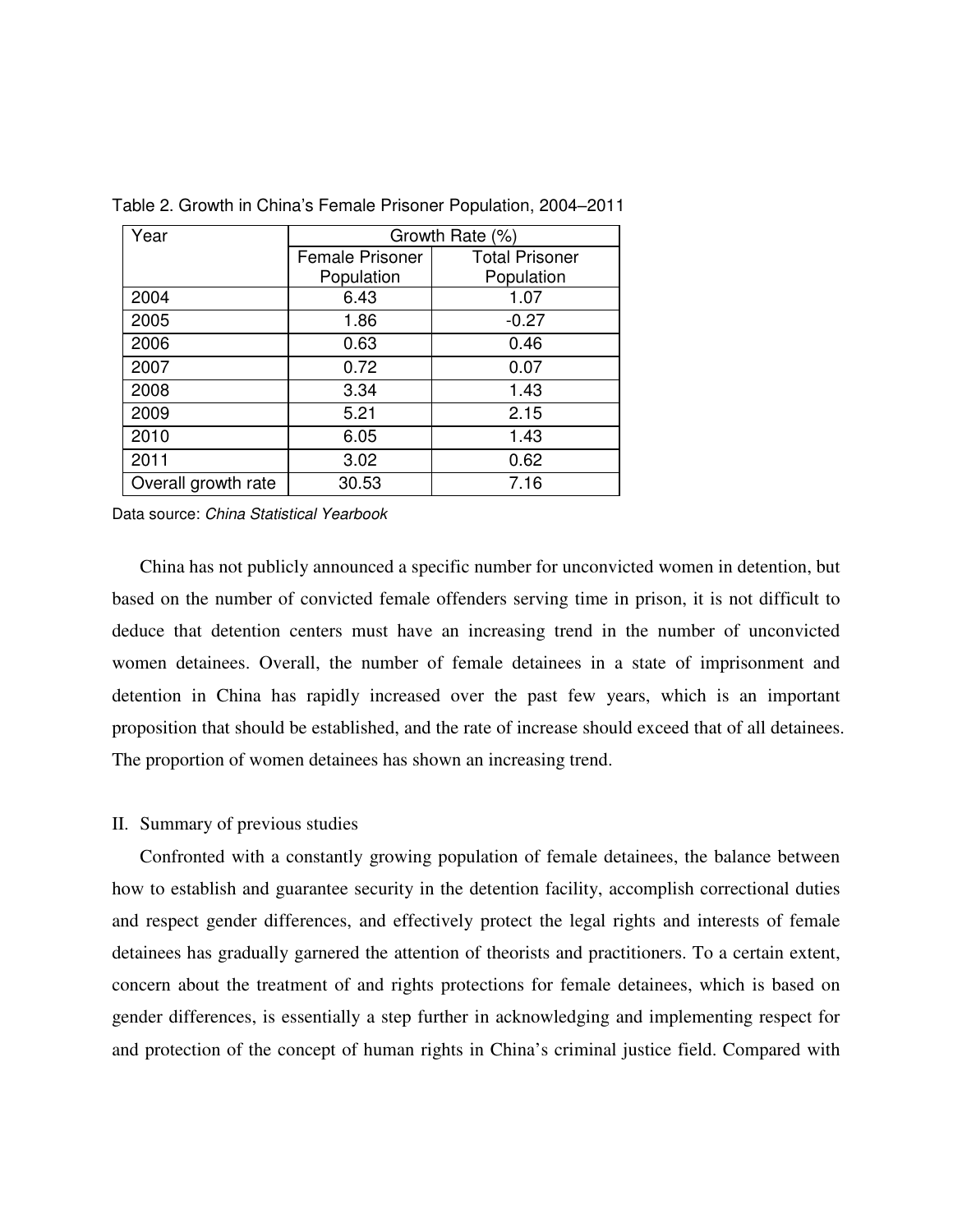Table 2. Growth in China's Female Prisoner Population, 2004–2011

| Year | Growth Rate (%) | |
|---|---|---|
| | Female Prisoner Population | Total Prisoner Population |
| 2004 | 6.43 | 1.07 |
| 2005 | 1.86 | -0.27 |
| 2006 | 0.63 | 0.46 |
| 2007 | 0.72 | 0.07 |
| 2008 | 3.34 | 1.43 |
| 2009 | 5.21 | 2.15 |
| 2010 | 6.05 | 1.43 |
| 2011 | 3.02 | 0.62 |
| Overall growth rate | 30.53 | 7.16 |

Data source: *China Statistical Yearbook*

China has not publicly announced a specific number for unconvicted women in detention, but based on the number of convicted female offenders serving time in prison, it is not difficult to deduce that detention centers must have an increasing trend in the number of unconvicted women detainees. Overall, the number of female detainees in a state of imprisonment and detention in China has rapidly increased over the past few years, which is an important proposition that should be established, and the rate of increase should exceed that of all detainees. The proportion of women detainees has shown an increasing trend.

## II. Summary of previous studies

Confronted with a constantly growing population of female detainees, the balance between how to establish and guarantee security in the detention facility, accomplish correctional duties and respect gender differences, and effectively protect the legal rights and interests of female detainees has gradually garnered the attention of theorists and practitioners. To a certain extent, concern about the treatment of and rights protections for female detainees, which is based on gender differences, is essentially a step further in acknowledging and implementing respect for and protection of the concept of human rights in China's criminal justice field. Compared with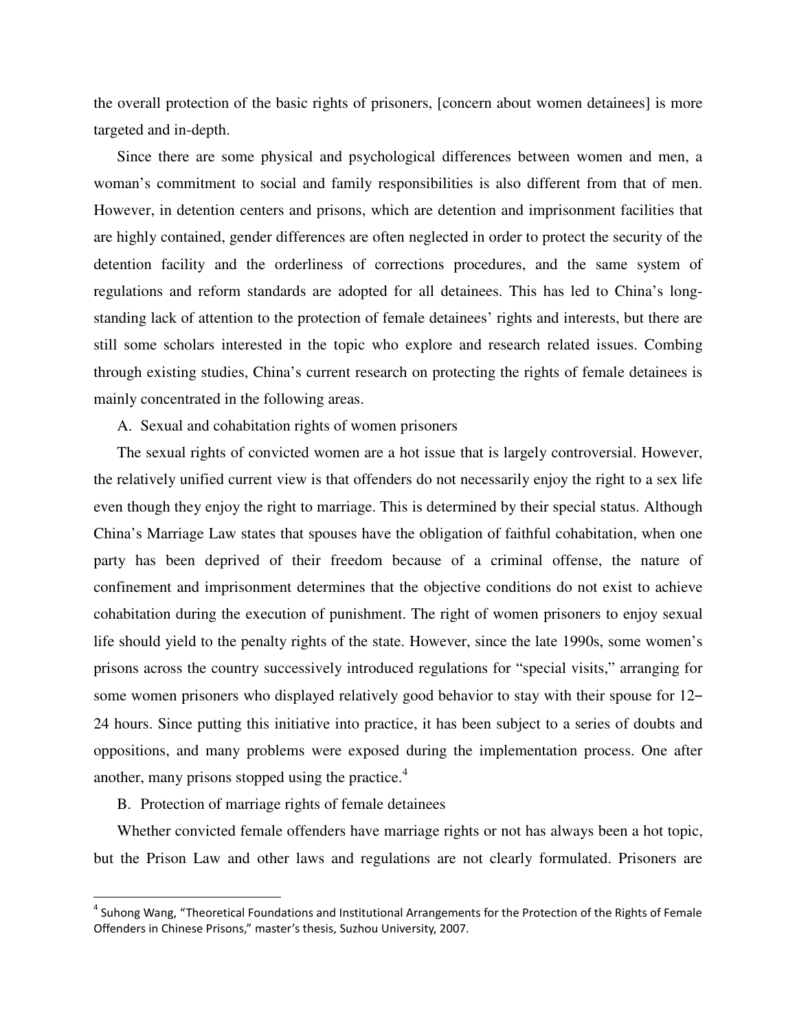the overall protection of the basic rights of prisoners, [concern about women detainees] is more targeted and in-depth.

Since there are some physical and psychological differences between women and men, a woman's commitment to social and family responsibilities is also different from that of men. However, in detention centers and prisons, which are detention and imprisonment facilities that are highly contained, gender differences are often neglected in order to protect the security of the detention facility and the orderliness of corrections procedures, and the same system of regulations and reform standards are adopted for all detainees. This has led to China's long-standing lack of attention to the protection of female detainees' rights and interests, but there are still some scholars interested in the topic who explore and research related issues. Combing through existing studies, China's current research on protecting the rights of female detainees is mainly concentrated in the following areas.

A. Sexual and cohabitation rights of women prisoners

The sexual rights of convicted women are a hot issue that is largely controversial. However, the relatively unified current view is that offenders do not necessarily enjoy the right to a sex life even though they enjoy the right to marriage. This is determined by their special status. Although China's Marriage Law states that spouses have the obligation of faithful cohabitation, when one party has been deprived of their freedom because of a criminal offense, the nature of confinement and imprisonment determines that the objective conditions do not exist to achieve cohabitation during the execution of punishment. The right of women prisoners to enjoy sexual life should yield to the penalty rights of the state. However, since the late 1990s, some women's prisons across the country successively introduced regulations for "special visits," arranging for some women prisoners who displayed relatively good behavior to stay with their spouse for 12–24 hours. Since putting this initiative into practice, it has been subject to a series of doubts and oppositions, and many problems were exposed during the implementation process. One after another, many prisons stopped using the practice.[4]

B. Protection of marriage rights of female detainees

Whether convicted female offenders have marriage rights or not has always been a hot topic, but the Prison Law and other laws and regulations are not clearly formulated. Prisoners are

[4] Suhong Wang, "Theoretical Foundations and Institutional Arrangements for the Protection of the Rights of Female Offenders in Chinese Prisons," master's thesis, Suzhou University, 2007.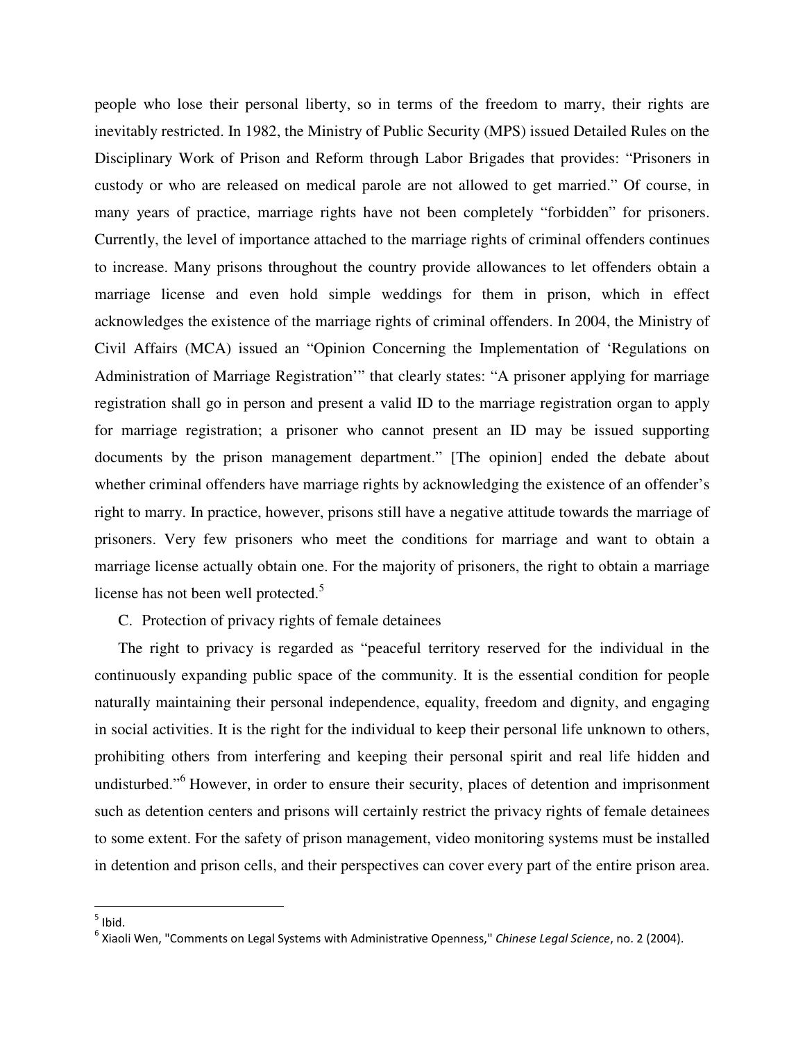people who lose their personal liberty, so in terms of the freedom to marry, their rights are inevitably restricted. In 1982, the Ministry of Public Security (MPS) issued Detailed Rules on the Disciplinary Work of Prison and Reform through Labor Brigades that provides: "Prisoners in custody or who are released on medical parole are not allowed to get married." Of course, in many years of practice, marriage rights have not been completely "forbidden" for prisoners. Currently, the level of importance attached to the marriage rights of criminal offenders continues to increase. Many prisons throughout the country provide allowances to let offenders obtain a marriage license and even hold simple weddings for them in prison, which in effect acknowledges the existence of the marriage rights of criminal offenders. In 2004, the Ministry of Civil Affairs (MCA) issued an "Opinion Concerning the Implementation of 'Regulations on Administration of Marriage Registration'" that clearly states: "A prisoner applying for marriage registration shall go in person and present a valid ID to the marriage registration organ to apply for marriage registration; a prisoner who cannot present an ID may be issued supporting documents by the prison management department." [The opinion] ended the debate about whether criminal offenders have marriage rights by acknowledging the existence of an offender's right to marry. In practice, however, prisons still have a negative attitude towards the marriage of prisoners. Very few prisoners who meet the conditions for marriage and want to obtain a marriage license actually obtain one. For the majority of prisoners, the right to obtain a marriage license has not been well protected.[5]

C. Protection of privacy rights of female detainees

The right to privacy is regarded as "peaceful territory reserved for the individual in the continuously expanding public space of the community. It is the essential condition for people naturally maintaining their personal independence, equality, freedom and dignity, and engaging in social activities. It is the right for the individual to keep their personal life unknown to others, prohibiting others from interfering and keeping their personal spirit and real life hidden and undisturbed."[6] However, in order to ensure their security, places of detention and imprisonment such as detention centers and prisons will certainly restrict the privacy rights of female detainees to some extent. For the safety of prison management, video monitoring systems must be installed in detention and prison cells, and their perspectives can cover every part of the entire prison area.

---

[5] Ibid.

[6] Xiaoli Wen, "Comments on Legal Systems with Administrative Openness," *Chinese Legal Science*, no. 2 (2004).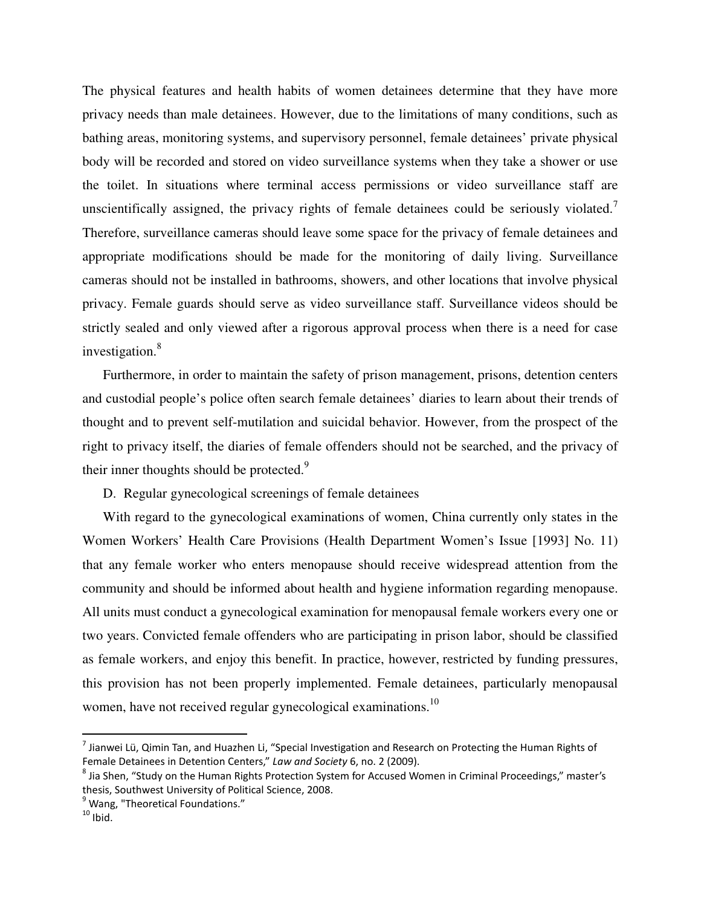The physical features and health habits of women detainees determine that they have more privacy needs than male detainees. However, due to the limitations of many conditions, such as bathing areas, monitoring systems, and supervisory personnel, female detainees' private physical body will be recorded and stored on video surveillance systems when they take a shower or use the toilet. In situations where terminal access permissions or video surveillance staff are unscientifically assigned, the privacy rights of female detainees could be seriously violated.[7] Therefore, surveillance cameras should leave some space for the privacy of female detainees and appropriate modifications should be made for the monitoring of daily living. Surveillance cameras should not be installed in bathrooms, showers, and other locations that involve physical privacy. Female guards should serve as video surveillance staff. Surveillance videos should be strictly sealed and only viewed after a rigorous approval process when there is a need for case investigation.[8]

Furthermore, in order to maintain the safety of prison management, prisons, detention centers and custodial people's police often search female detainees' diaries to learn about their trends of thought and to prevent self-mutilation and suicidal behavior. However, from the prospect of the right to privacy itself, the diaries of female offenders should not be searched, and the privacy of their inner thoughts should be protected.[9]

D. Regular gynecological screenings of female detainees

With regard to the gynecological examinations of women, China currently only states in the Women Workers' Health Care Provisions (Health Department Women's Issue [1993] No. 11) that any female worker who enters menopause should receive widespread attention from the community and should be informed about health and hygiene information regarding menopause. All units must conduct a gynecological examination for menopausal female workers every one or two years. Convicted female offenders who are participating in prison labor, should be classified as female workers, and enjoy this benefit. In practice, however, restricted by funding pressures, this provision has not been properly implemented. Female detainees, particularly menopausal women, have not received regular gynecological examinations.[10]

---

[7] Jianwei Lü, Qimin Tan, and Huazhen Li, "Special Investigation and Research on Protecting the Human Rights of Female Detainees in Detention Centers," *Law and Society* 6, no. 2 (2009).

[8] Jia Shen, "Study on the Human Rights Protection System for Accused Women in Criminal Proceedings," master's thesis, Southwest University of Political Science, 2008.

[9] Wang, "Theoretical Foundations."

[10] Ibid.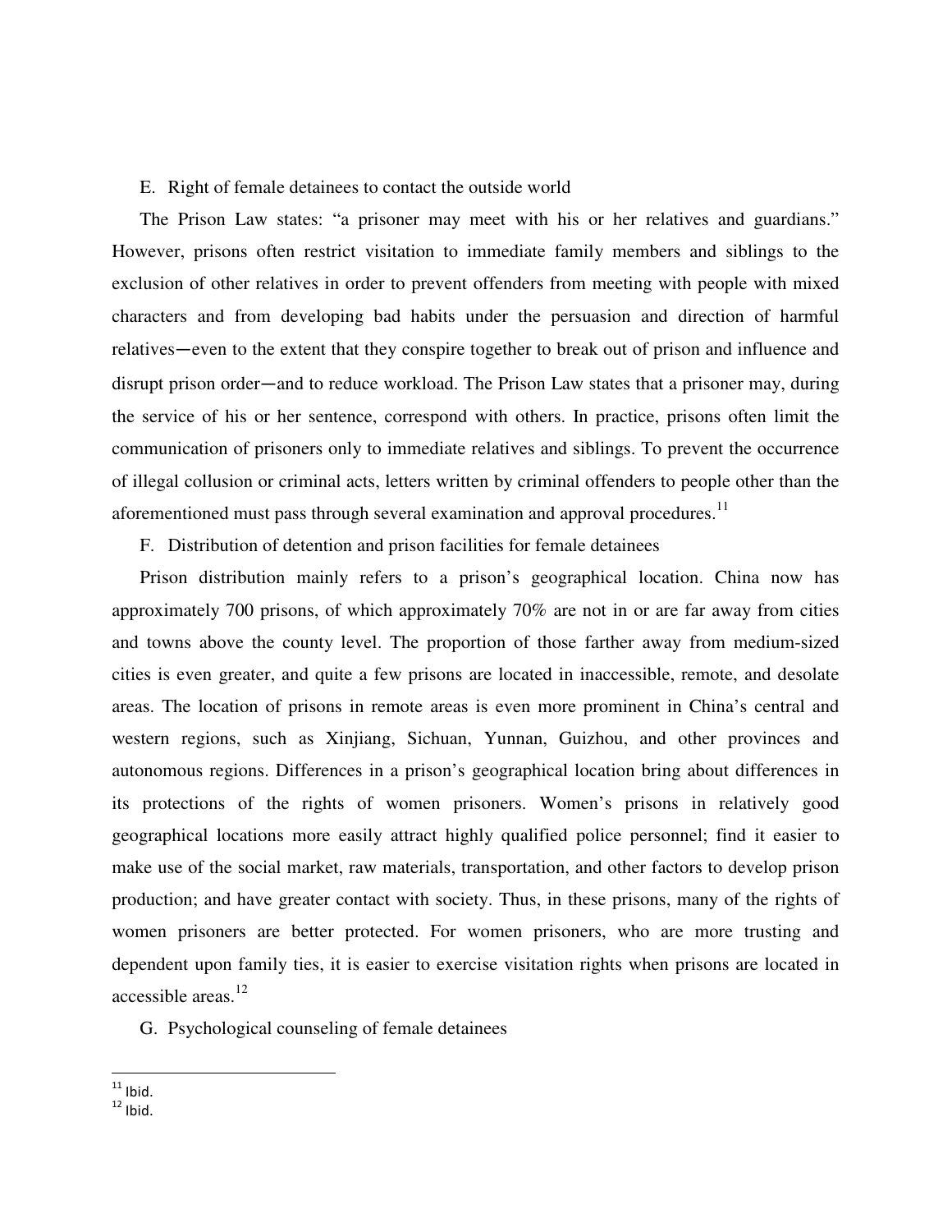E. Right of female detainees to contact the outside world

The Prison Law states: "a prisoner may meet with his or her relatives and guardians." However, prisons often restrict visitation to immediate family members and siblings to the exclusion of other relatives in order to prevent offenders from meeting with people with mixed characters and from developing bad habits under the persuasion and direction of harmful relatives—even to the extent that they conspire together to break out of prison and influence and disrupt prison order—and to reduce workload. The Prison Law states that a prisoner may, during the service of his or her sentence, correspond with others. In practice, prisons often limit the communication of prisoners only to immediate relatives and siblings. To prevent the occurrence of illegal collusion or criminal acts, letters written by criminal offenders to people other than the aforementioned must pass through several examination and approval procedures.[11]

F. Distribution of detention and prison facilities for female detainees

Prison distribution mainly refers to a prison's geographical location. China now has approximately 700 prisons, of which approximately 70% are not in or are far away from cities and towns above the county level. The proportion of those farther away from medium-sized cities is even greater, and quite a few prisons are located in inaccessible, remote, and desolate areas. The location of prisons in remote areas is even more prominent in China's central and western regions, such as Xinjiang, Sichuan, Yunnan, Guizhou, and other provinces and autonomous regions. Differences in a prison's geographical location bring about differences in its protections of the rights of women prisoners. Women's prisons in relatively good geographical locations more easily attract highly qualified police personnel; find it easier to make use of the social market, raw materials, transportation, and other factors to develop prison production; and have greater contact with society. Thus, in these prisons, many of the rights of women prisoners are better protected. For women prisoners, who are more trusting and dependent upon family ties, it is easier to exercise visitation rights when prisons are located in accessible areas.[12]

G. Psychological counseling of female detainees

[11] Ibid.

[12] Ibid.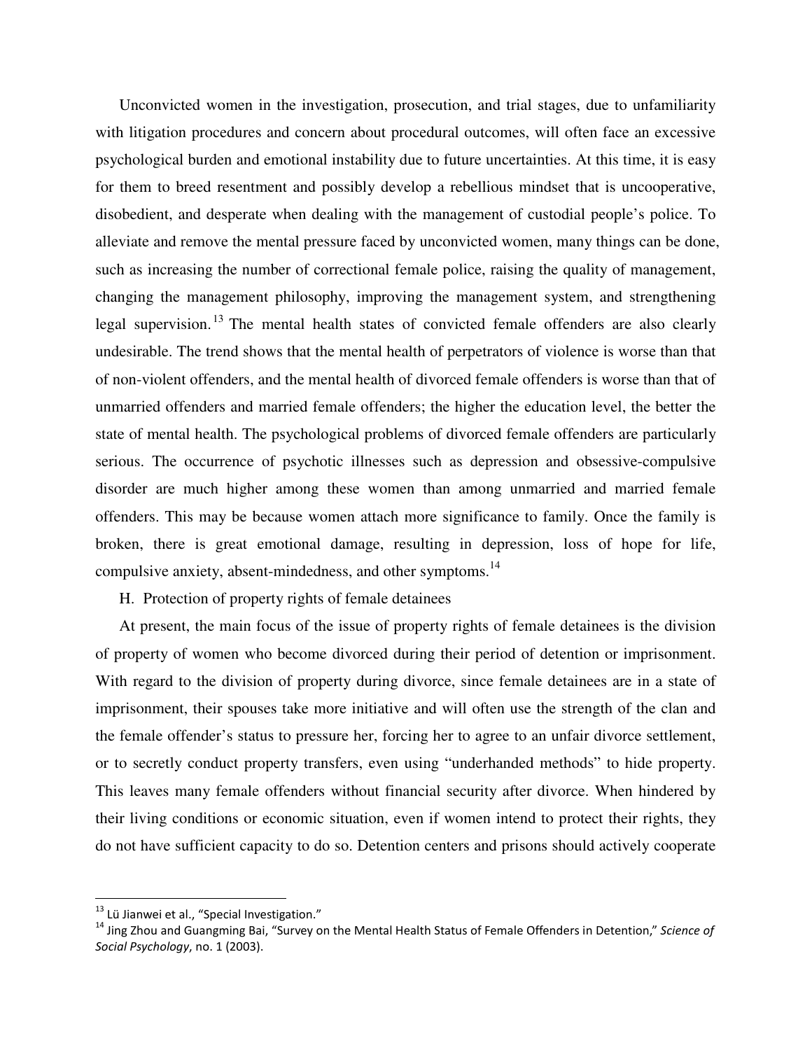Unconvicted women in the investigation, prosecution, and trial stages, due to unfamiliarity with litigation procedures and concern about procedural outcomes, will often face an excessive psychological burden and emotional instability due to future uncertainties. At this time, it is easy for them to breed resentment and possibly develop a rebellious mindset that is uncooperative, disobedient, and desperate when dealing with the management of custodial people's police. To alleviate and remove the mental pressure faced by unconvicted women, many things can be done, such as increasing the number of correctional female police, raising the quality of management, changing the management philosophy, improving the management system, and strengthening legal supervision.[13] The mental health states of convicted female offenders are also clearly undesirable. The trend shows that the mental health of perpetrators of violence is worse than that of non-violent offenders, and the mental health of divorced female offenders is worse than that of unmarried offenders and married female offenders; the higher the education level, the better the state of mental health. The psychological problems of divorced female offenders are particularly serious. The occurrence of psychotic illnesses such as depression and obsessive-compulsive disorder are much higher among these women than among unmarried and married female offenders. This may be because women attach more significance to family. Once the family is broken, there is great emotional damage, resulting in depression, loss of hope for life, compulsive anxiety, absent-mindedness, and other symptoms.[14]

H. Protection of property rights of female detainees

At present, the main focus of the issue of property rights of female detainees is the division of property of women who become divorced during their period of detention or imprisonment. With regard to the division of property during divorce, since female detainees are in a state of imprisonment, their spouses take more initiative and will often use the strength of the clan and the female offender's status to pressure her, forcing her to agree to an unfair divorce settlement, or to secretly conduct property transfers, even using "underhanded methods" to hide property. This leaves many female offenders without financial security after divorce. When hindered by their living conditions or economic situation, even if women intend to protect their rights, they do not have sufficient capacity to do so. Detention centers and prisons should actively cooperate

---

[13] Lü Jianwei et al., "Special Investigation."

[14] Jing Zhou and Guangming Bai, "Survey on the Mental Health Status of Female Offenders in Detention," *Science of Social Psychology*, no. 1 (2003).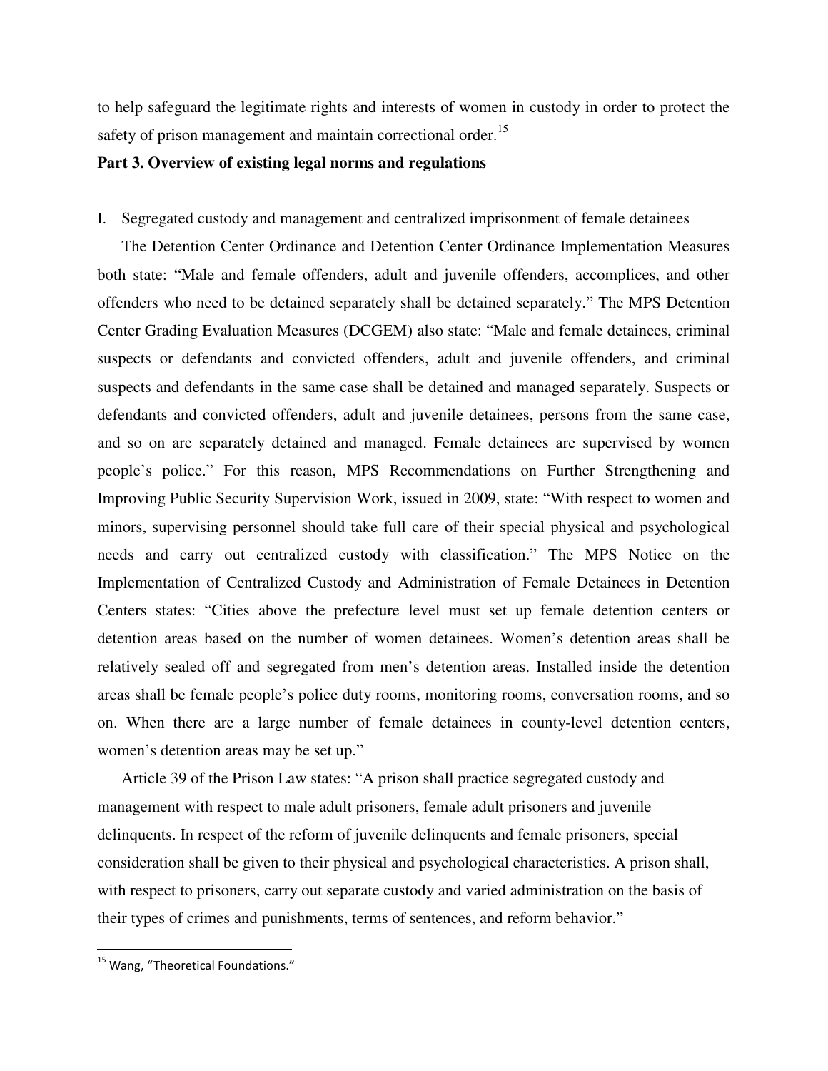to help safeguard the legitimate rights and interests of women in custody in order to protect the safety of prison management and maintain correctional order.[15]

## Part 3. Overview of existing legal norms and regulations

I. Segregated custody and management and centralized imprisonment of female detainees

The Detention Center Ordinance and Detention Center Ordinance Implementation Measures both state: "Male and female offenders, adult and juvenile offenders, accomplices, and other offenders who need to be detained separately shall be detained separately." The MPS Detention Center Grading Evaluation Measures (DCGEM) also state: "Male and female detainees, criminal suspects or defendants and convicted offenders, adult and juvenile offenders, and criminal suspects and defendants in the same case shall be detained and managed separately. Suspects or defendants and convicted offenders, adult and juvenile detainees, persons from the same case, and so on are separately detained and managed. Female detainees are supervised by women people's police." For this reason, MPS Recommendations on Further Strengthening and Improving Public Security Supervision Work, issued in 2009, state: "With respect to women and minors, supervising personnel should take full care of their special physical and psychological needs and carry out centralized custody with classification." The MPS Notice on the Implementation of Centralized Custody and Administration of Female Detainees in Detention Centers states: "Cities above the prefecture level must set up female detention centers or detention areas based on the number of women detainees. Women's detention areas shall be relatively sealed off and segregated from men's detention areas. Installed inside the detention areas shall be female people's police duty rooms, monitoring rooms, conversation rooms, and so on. When there are a large number of female detainees in county-level detention centers, women's detention areas may be set up."

Article 39 of the Prison Law states: "A prison shall practice segregated custody and management with respect to male adult prisoners, female adult prisoners and juvenile delinquents. In respect of the reform of juvenile delinquents and female prisoners, special consideration shall be given to their physical and psychological characteristics. A prison shall, with respect to prisoners, carry out separate custody and varied administration on the basis of their types of crimes and punishments, terms of sentences, and reform behavior."

---

[15] Wang, "Theoretical Foundations."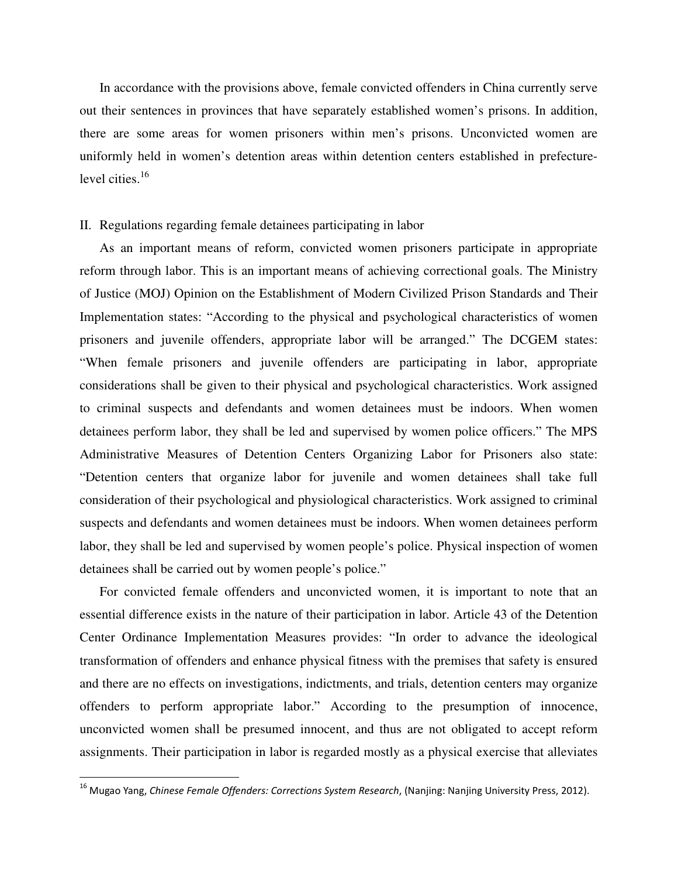In accordance with the provisions above, female convicted offenders in China currently serve out their sentences in provinces that have separately established women's prisons. In addition, there are some areas for women prisoners within men's prisons. Unconvicted women are uniformly held in women's detention areas within detention centers established in prefecture-level cities.[16]

## II. Regulations regarding female detainees participating in labor

As an important means of reform, convicted women prisoners participate in appropriate reform through labor. This is an important means of achieving correctional goals. The Ministry of Justice (MOJ) Opinion on the Establishment of Modern Civilized Prison Standards and Their Implementation states: "According to the physical and psychological characteristics of women prisoners and juvenile offenders, appropriate labor will be arranged." The DCGEM states: "When female prisoners and juvenile offenders are participating in labor, appropriate considerations shall be given to their physical and psychological characteristics. Work assigned to criminal suspects and defendants and women detainees must be indoors. When women detainees perform labor, they shall be led and supervised by women police officers." The MPS Administrative Measures of Detention Centers Organizing Labor for Prisoners also state: "Detention centers that organize labor for juvenile and women detainees shall take full consideration of their psychological and physiological characteristics. Work assigned to criminal suspects and defendants and women detainees must be indoors. When women detainees perform labor, they shall be led and supervised by women people's police. Physical inspection of women detainees shall be carried out by women people's police."

For convicted female offenders and unconvicted women, it is important to note that an essential difference exists in the nature of their participation in labor. Article 43 of the Detention Center Ordinance Implementation Measures provides: "In order to advance the ideological transformation of offenders and enhance physical fitness with the premises that safety is ensured and there are no effects on investigations, indictments, and trials, detention centers may organize offenders to perform appropriate labor." According to the presumption of innocence, unconvicted women shall be presumed innocent, and thus are not obligated to accept reform assignments. Their participation in labor is regarded mostly as a physical exercise that alleviates

[16] Mugao Yang, *Chinese Female Offenders: Corrections System Research*, (Nanjing: Nanjing University Press, 2012).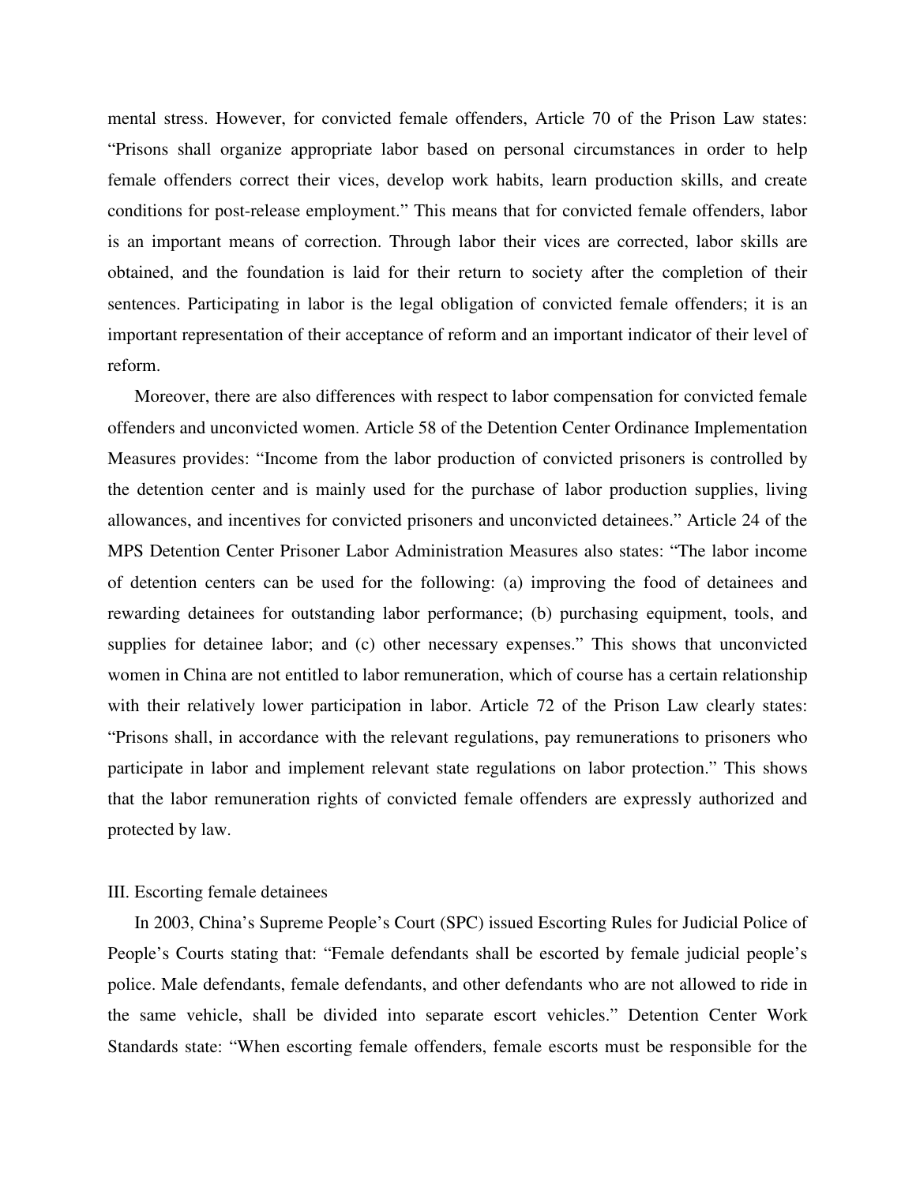mental stress. However, for convicted female offenders, Article 70 of the Prison Law states: "Prisons shall organize appropriate labor based on personal circumstances in order to help female offenders correct their vices, develop work habits, learn production skills, and create conditions for post-release employment." This means that for convicted female offenders, labor is an important means of correction. Through labor their vices are corrected, labor skills are obtained, and the foundation is laid for their return to society after the completion of their sentences. Participating in labor is the legal obligation of convicted female offenders; it is an important representation of their acceptance of reform and an important indicator of their level of reform.

Moreover, there are also differences with respect to labor compensation for convicted female offenders and unconvicted women. Article 58 of the Detention Center Ordinance Implementation Measures provides: "Income from the labor production of convicted prisoners is controlled by the detention center and is mainly used for the purchase of labor production supplies, living allowances, and incentives for convicted prisoners and unconvicted detainees." Article 24 of the MPS Detention Center Prisoner Labor Administration Measures also states: "The labor income of detention centers can be used for the following: (a) improving the food of detainees and rewarding detainees for outstanding labor performance; (b) purchasing equipment, tools, and supplies for detainee labor; and (c) other necessary expenses." This shows that unconvicted women in China are not entitled to labor remuneration, which of course has a certain relationship with their relatively lower participation in labor. Article 72 of the Prison Law clearly states: "Prisons shall, in accordance with the relevant regulations, pay remunerations to prisoners who participate in labor and implement relevant state regulations on labor protection." This shows that the labor remuneration rights of convicted female offenders are expressly authorized and protected by law.

### III. Escorting female detainees

In 2003, China's Supreme People's Court (SPC) issued Escorting Rules for Judicial Police of People's Courts stating that: "Female defendants shall be escorted by female judicial people's police. Male defendants, female defendants, and other defendants who are not allowed to ride in the same vehicle, shall be divided into separate escort vehicles." Detention Center Work Standards state: "When escorting female offenders, female escorts must be responsible for the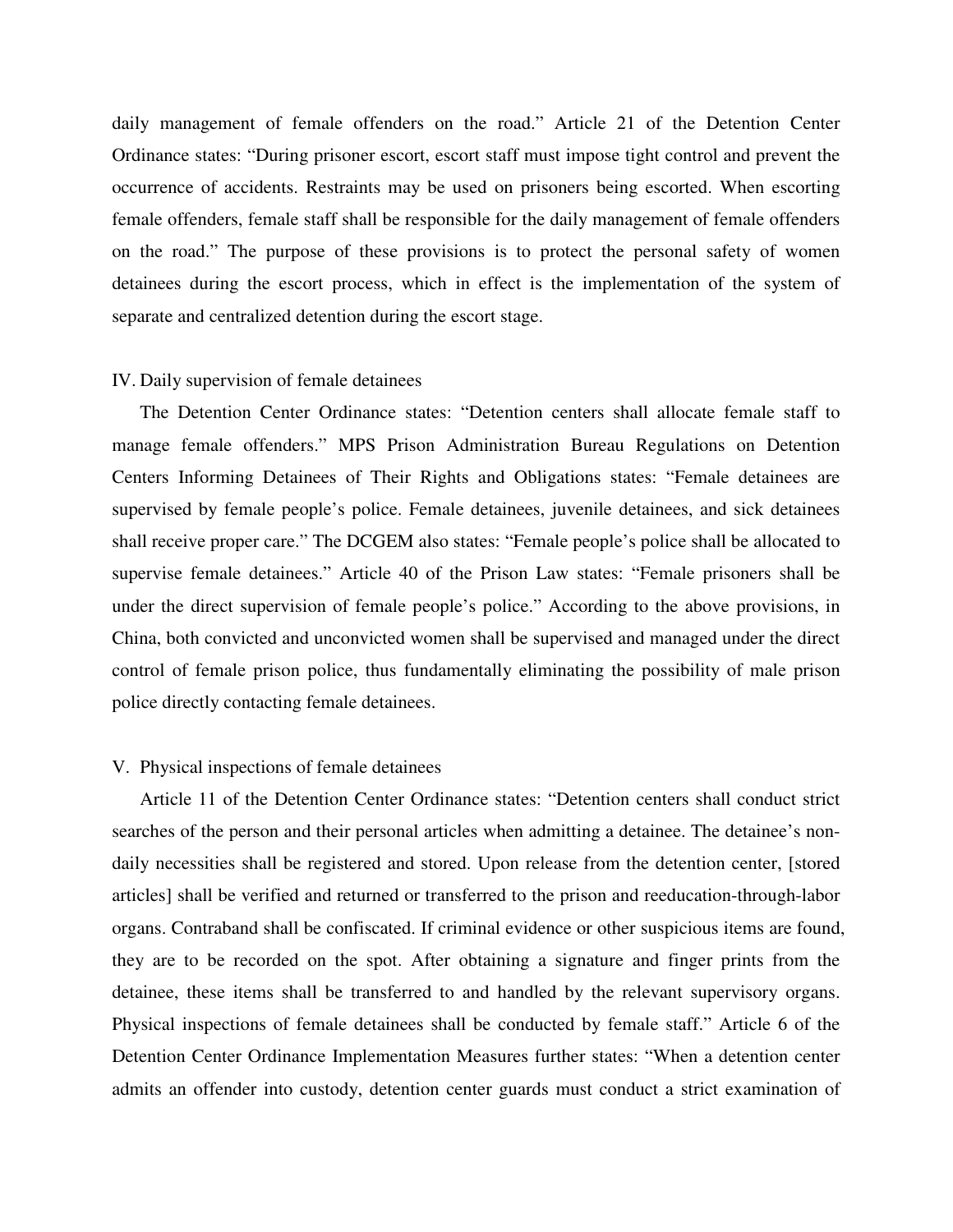daily management of female offenders on the road." Article 21 of the Detention Center Ordinance states: "During prisoner escort, escort staff must impose tight control and prevent the occurrence of accidents. Restraints may be used on prisoners being escorted. When escorting female offenders, female staff shall be responsible for the daily management of female offenders on the road." The purpose of these provisions is to protect the personal safety of women detainees during the escort process, which in effect is the implementation of the system of separate and centralized detention during the escort stage.

## IV. Daily supervision of female detainees

The Detention Center Ordinance states: "Detention centers shall allocate female staff to manage female offenders." MPS Prison Administration Bureau Regulations on Detention Centers Informing Detainees of Their Rights and Obligations states: "Female detainees are supervised by female people's police. Female detainees, juvenile detainees, and sick detainees shall receive proper care." The DCGEM also states: "Female people's police shall be allocated to supervise female detainees." Article 40 of the Prison Law states: "Female prisoners shall be under the direct supervision of female people's police." According to the above provisions, in China, both convicted and unconvicted women shall be supervised and managed under the direct control of female prison police, thus fundamentally eliminating the possibility of male prison police directly contacting female detainees.

## V. Physical inspections of female detainees

Article 11 of the Detention Center Ordinance states: "Detention centers shall conduct strict searches of the person and their personal articles when admitting a detainee. The detainee's non-daily necessities shall be registered and stored. Upon release from the detention center, [stored articles] shall be verified and returned or transferred to the prison and reeducation-through-labor organs. Contraband shall be confiscated. If criminal evidence or other suspicious items are found, they are to be recorded on the spot. After obtaining a signature and finger prints from the detainee, these items shall be transferred to and handled by the relevant supervisory organs. Physical inspections of female detainees shall be conducted by female staff." Article 6 of the Detention Center Ordinance Implementation Measures further states: "When a detention center admits an offender into custody, detention center guards must conduct a strict examination of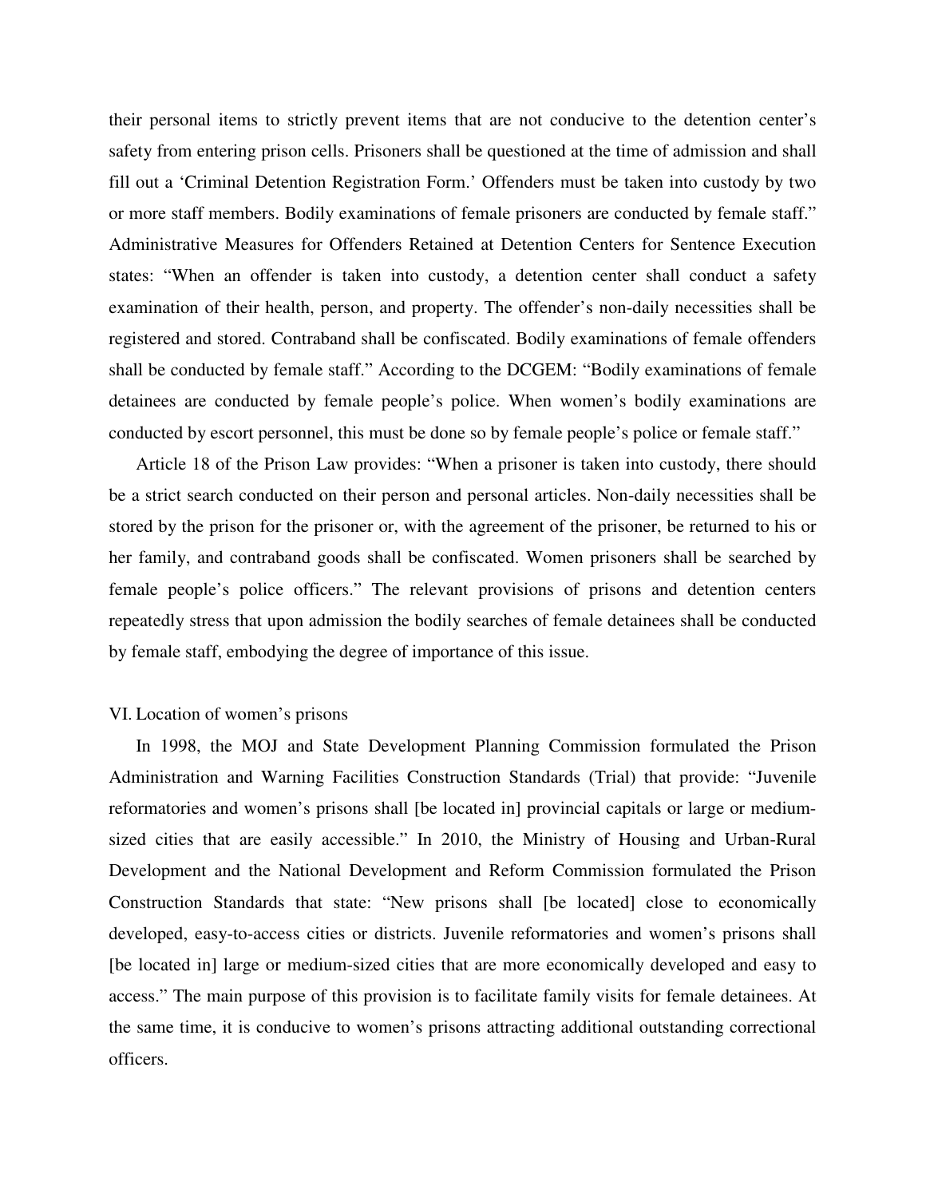their personal items to strictly prevent items that are not conducive to the detention center's safety from entering prison cells. Prisoners shall be questioned at the time of admission and shall fill out a 'Criminal Detention Registration Form.' Offenders must be taken into custody by two or more staff members. Bodily examinations of female prisoners are conducted by female staff." Administrative Measures for Offenders Retained at Detention Centers for Sentence Execution states: "When an offender is taken into custody, a detention center shall conduct a safety examination of their health, person, and property. The offender's non-daily necessities shall be registered and stored. Contraband shall be confiscated. Bodily examinations of female offenders shall be conducted by female staff." According to the DCGEM: "Bodily examinations of female detainees are conducted by female people's police. When women's bodily examinations are conducted by escort personnel, this must be done so by female people's police or female staff."

Article 18 of the Prison Law provides: "When a prisoner is taken into custody, there should be a strict search conducted on their person and personal articles. Non-daily necessities shall be stored by the prison for the prisoner or, with the agreement of the prisoner, be returned to his or her family, and contraband goods shall be confiscated. Women prisoners shall be searched by female people's police officers." The relevant provisions of prisons and detention centers repeatedly stress that upon admission the bodily searches of female detainees shall be conducted by female staff, embodying the degree of importance of this issue.

## VI. Location of women's prisons

In 1998, the MOJ and State Development Planning Commission formulated the Prison Administration and Warning Facilities Construction Standards (Trial) that provide: "Juvenile reformatories and women's prisons shall [be located in] provincial capitals or large or medium-sized cities that are easily accessible." In 2010, the Ministry of Housing and Urban-Rural Development and the National Development and Reform Commission formulated the Prison Construction Standards that state: "New prisons shall [be located] close to economically developed, easy-to-access cities or districts. Juvenile reformatories and women's prisons shall [be located in] large or medium-sized cities that are more economically developed and easy to access." The main purpose of this provision is to facilitate family visits for female detainees. At the same time, it is conducive to women's prisons attracting additional outstanding correctional officers.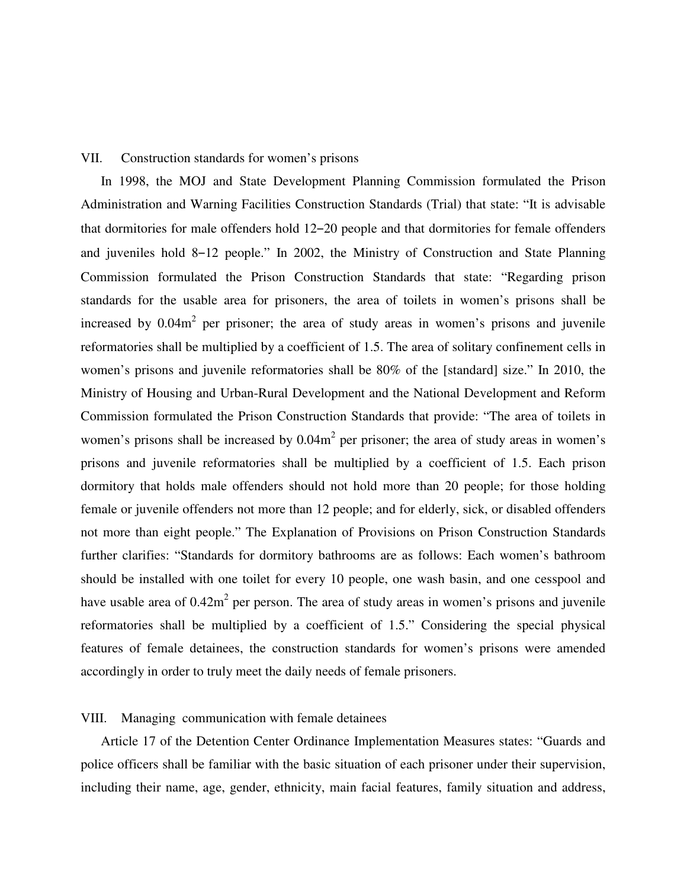## VII. Construction standards for women's prisons

In 1998, the MOJ and State Development Planning Commission formulated the Prison Administration and Warning Facilities Construction Standards (Trial) that state: "It is advisable that dormitories for male offenders hold 12–20 people and that dormitories for female offenders and juveniles hold 8–12 people." In 2002, the Ministry of Construction and State Planning Commission formulated the Prison Construction Standards that state: "Regarding prison standards for the usable area for prisoners, the area of toilets in women's prisons shall be increased by $0.04m^2$ per prisoner; the area of study areas in women's prisons and juvenile reformatories shall be multiplied by a coefficient of 1.5. The area of solitary confinement cells in women's prisons and juvenile reformatories shall be 80% of the [standard] size." In 2010, the Ministry of Housing and Urban-Rural Development and the National Development and Reform Commission formulated the Prison Construction Standards that provide: "The area of toilets in women's prisons shall be increased by $0.04m^2$ per prisoner; the area of study areas in women's prisons and juvenile reformatories shall be multiplied by a coefficient of 1.5. Each prison dormitory that holds male offenders should not hold more than 20 people; for those holding female or juvenile offenders not more than 12 people; and for elderly, sick, or disabled offenders not more than eight people." The Explanation of Provisions on Prison Construction Standards further clarifies: "Standards for dormitory bathrooms are as follows: Each women's bathroom should be installed with one toilet for every 10 people, one wash basin, and one cesspool and have usable area of $0.42m^2$ per person. The area of study areas in women's prisons and juvenile reformatories shall be multiplied by a coefficient of 1.5." Considering the special physical features of female detainees, the construction standards for women's prisons were amended accordingly in order to truly meet the daily needs of female prisoners.

## VIII. Managing communication with female detainees

Article 17 of the Detention Center Ordinance Implementation Measures states: "Guards and police officers shall be familiar with the basic situation of each prisoner under their supervision, including their name, age, gender, ethnicity, main facial features, family situation and address,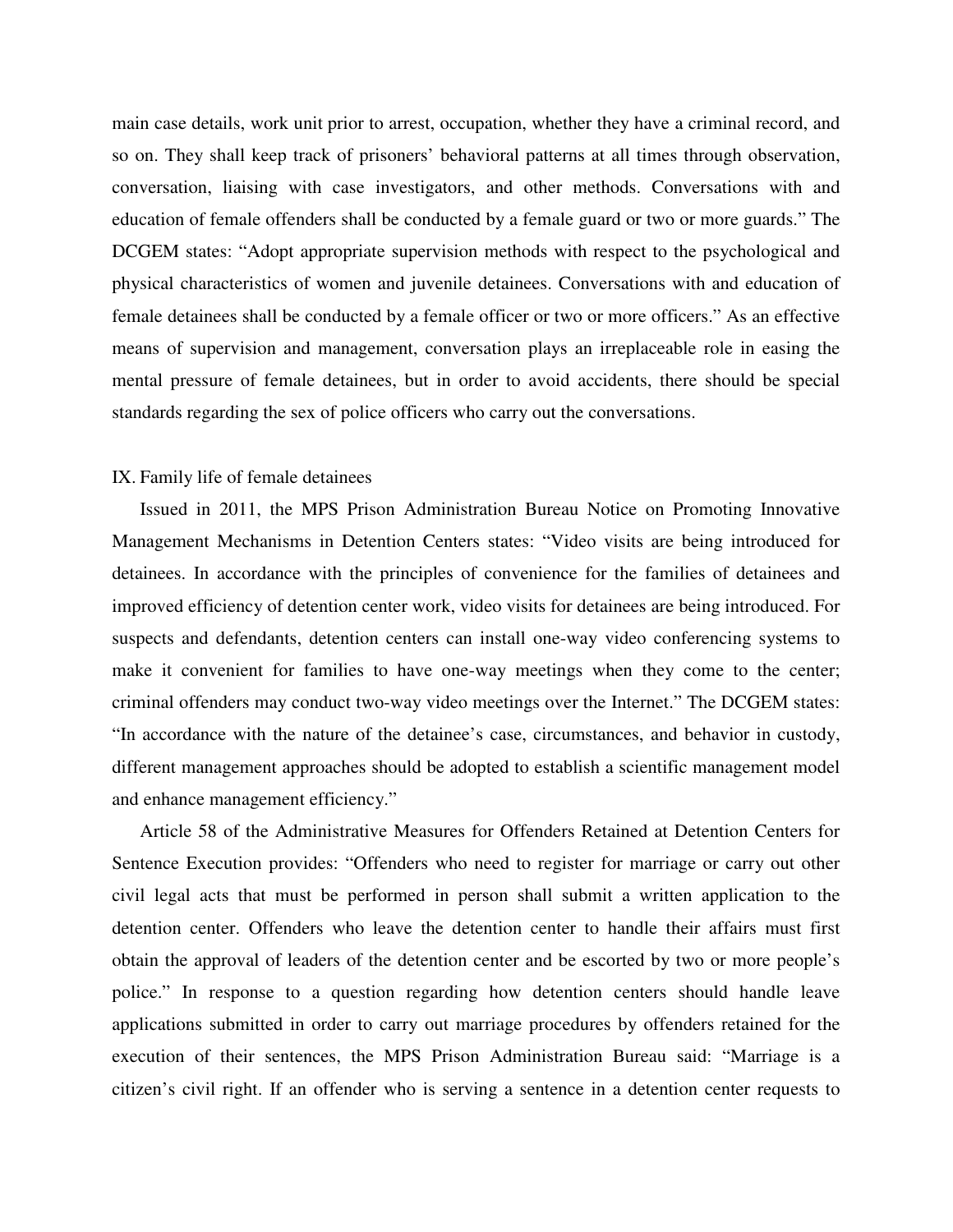main case details, work unit prior to arrest, occupation, whether they have a criminal record, and so on. They shall keep track of prisoners' behavioral patterns at all times through observation, conversation, liaising with case investigators, and other methods. Conversations with and education of female offenders shall be conducted by a female guard or two or more guards." The DCGEM states: "Adopt appropriate supervision methods with respect to the psychological and physical characteristics of women and juvenile detainees. Conversations with and education of female detainees shall be conducted by a female officer or two or more officers." As an effective means of supervision and management, conversation plays an irreplaceable role in easing the mental pressure of female detainees, but in order to avoid accidents, there should be special standards regarding the sex of police officers who carry out the conversations.

## IX. Family life of female detainees

Issued in 2011, the MPS Prison Administration Bureau Notice on Promoting Innovative Management Mechanisms in Detention Centers states: "Video visits are being introduced for detainees. In accordance with the principles of convenience for the families of detainees and improved efficiency of detention center work, video visits for detainees are being introduced. For suspects and defendants, detention centers can install one-way video conferencing systems to make it convenient for families to have one-way meetings when they come to the center; criminal offenders may conduct two-way video meetings over the Internet." The DCGEM states: "In accordance with the nature of the detainee's case, circumstances, and behavior in custody, different management approaches should be adopted to establish a scientific management model and enhance management efficiency."

Article 58 of the Administrative Measures for Offenders Retained at Detention Centers for Sentence Execution provides: "Offenders who need to register for marriage or carry out other civil legal acts that must be performed in person shall submit a written application to the detention center. Offenders who leave the detention center to handle their affairs must first obtain the approval of leaders of the detention center and be escorted by two or more people's police." In response to a question regarding how detention centers should handle leave applications submitted in order to carry out marriage procedures by offenders retained for the execution of their sentences, the MPS Prison Administration Bureau said: "Marriage is a citizen's civil right. If an offender who is serving a sentence in a detention center requests to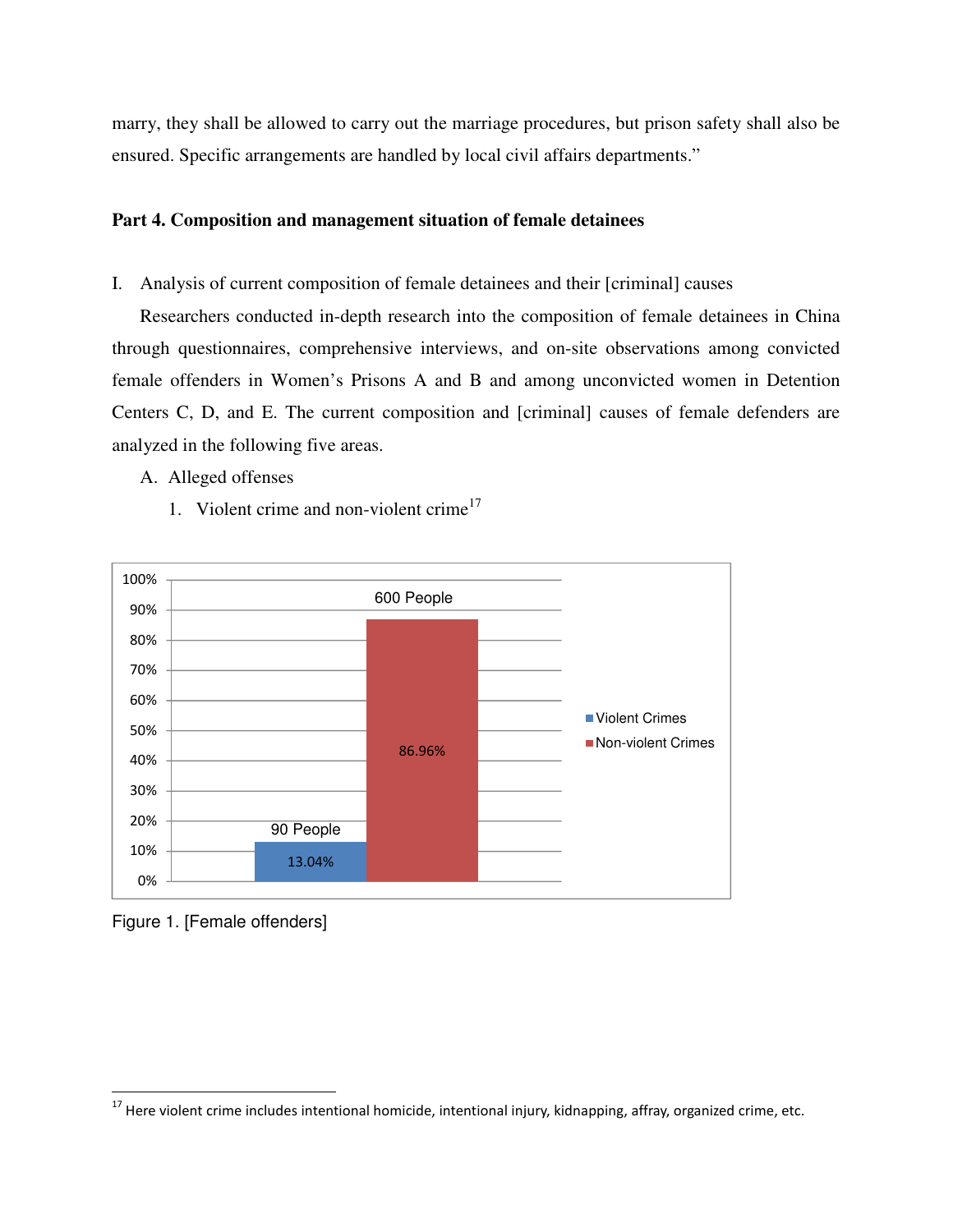marry, they shall be allowed to carry out the marriage procedures, but prison safety shall also be ensured. Specific arrangements are handled by local civil affairs departments."

**Part 4. Composition and management situation of female detainees**

I. Analysis of current composition of female detainees and their [criminal] causes

Researchers conducted in-depth research into the composition of female detainees in China through questionnaires, comprehensive interviews, and on-site observations among convicted female offenders in Women's Prisons A and B and among unconvicted women in Detention Centers C, D, and E. The current composition and [criminal] causes of female defenders are analyzed in the following five areas.

A. Alleged offenses

1. Violent crime and non-violent crime[17]

| | Violent Crimes | Non-violent Crimes |
|---|---|---|
| People | 90 People | 600 People |
| Percentage | 13.04% | 86.96% |

Figure 1. [Female offenders]

[17] Here violent crime includes intentional homicide, intentional injury, kidnapping, affray, organized crime, etc.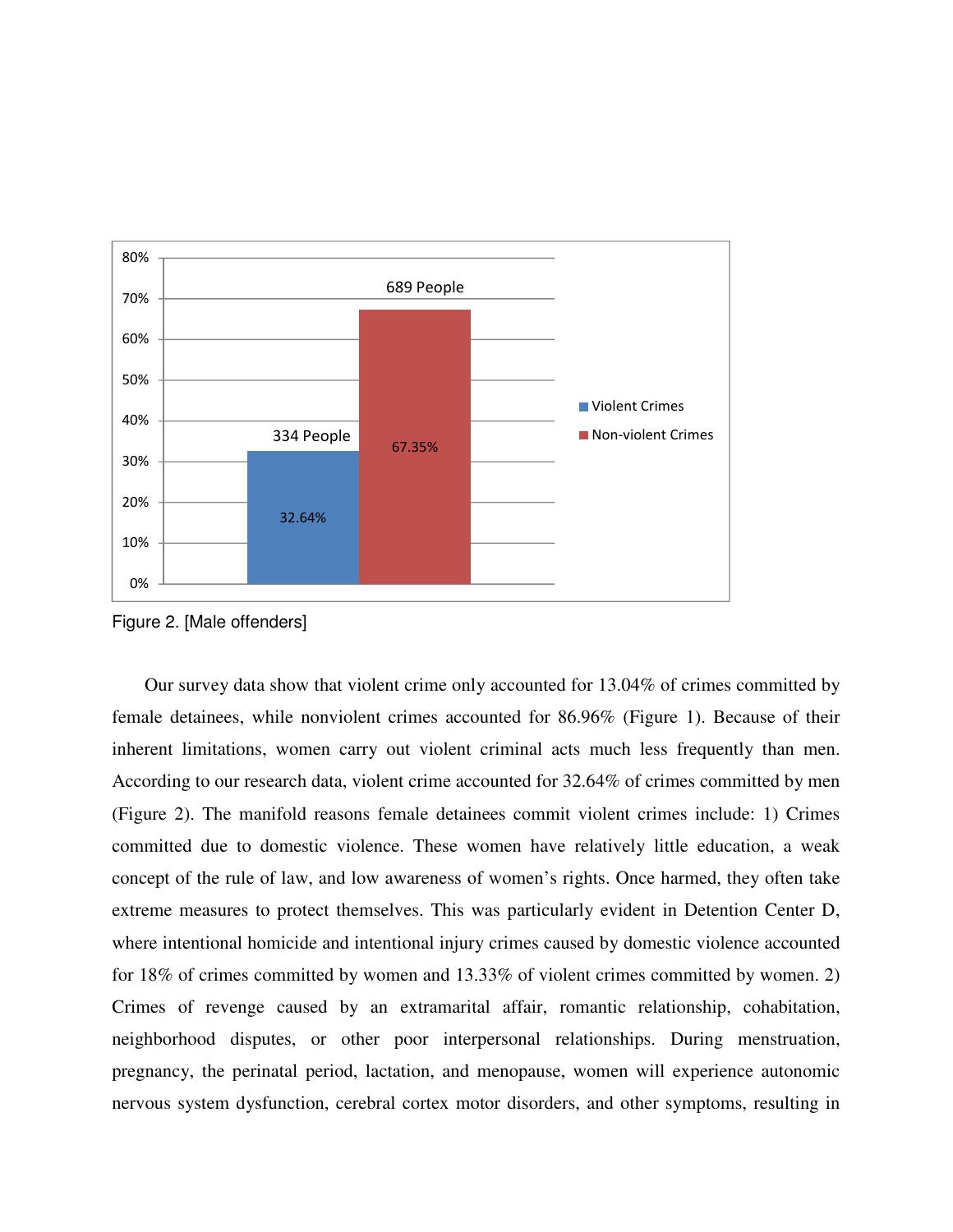Figure 2. [Male offenders]

Our survey data show that violent crime only accounted for 13.04% of crimes committed by female detainees, while nonviolent crimes accounted for 86.96% (Figure 1). Because of their inherent limitations, women carry out violent criminal acts much less frequently than men. According to our research data, violent crime accounted for 32.64% of crimes committed by men (Figure 2). The manifold reasons female detainees commit violent crimes include: 1) Crimes committed due to domestic violence. These women have relatively little education, a weak concept of the rule of law, and low awareness of women's rights. Once harmed, they often take extreme measures to protect themselves. This was particularly evident in Detention Center D, where intentional homicide and intentional injury crimes caused by domestic violence accounted for 18% of crimes committed by women and 13.33% of violent crimes committed by women. 2) Crimes of revenge caused by an extramarital affair, romantic relationship, cohabitation, neighborhood disputes, or other poor interpersonal relationships. During menstruation, pregnancy, the perinatal period, lactation, and menopause, women will experience autonomic nervous system dysfunction, cerebral cortex motor disorders, and other symptoms, resulting in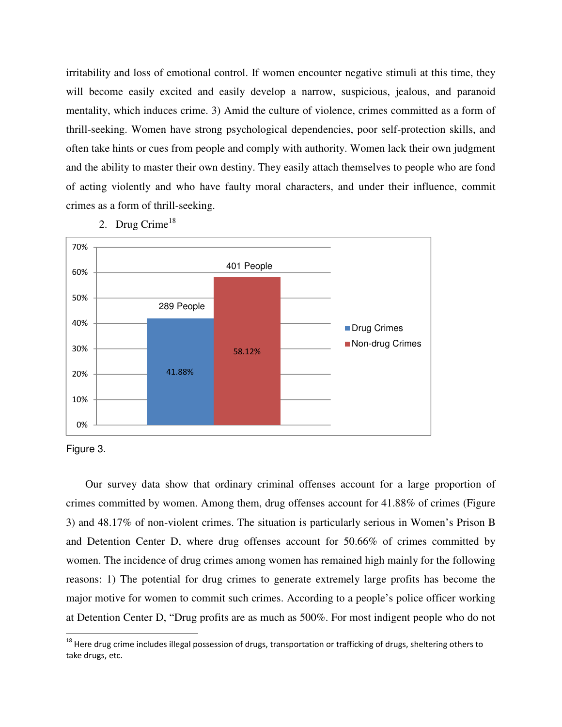irritability and loss of emotional control. If women encounter negative stimuli at this time, they will become easily excited and easily develop a narrow, suspicious, jealous, and paranoid mentality, which induces crime. 3) Amid the culture of violence, crimes committed as a form of thrill-seeking. Women have strong psychological dependencies, poor self-protection skills, and often take hints or cues from people and comply with authority. Women lack their own judgment and the ability to master their own destiny. They easily attach themselves to people who are fond of acting violently and who have faulty moral characters, and under their influence, commit crimes as a form of thrill-seeking.

2. Drug Crime[18]

Figure 3.

Our survey data show that ordinary criminal offenses account for a large proportion of crimes committed by women. Among them, drug offenses account for 41.88% of crimes (Figure 3) and 48.17% of non-violent crimes. The situation is particularly serious in Women's Prison B and Detention Center D, where drug offenses account for 50.66% of crimes committed by women. The incidence of drug crimes among women has remained high mainly for the following reasons: 1) The potential for drug crimes to generate extremely large profits has become the major motive for women to commit such crimes. According to a people's police officer working at Detention Center D, "Drug profits are as much as 500%. For most indigent people who do not

---

[18] Here drug crime includes illegal possession of drugs, transportation or trafficking of drugs, sheltering others to take drugs, etc.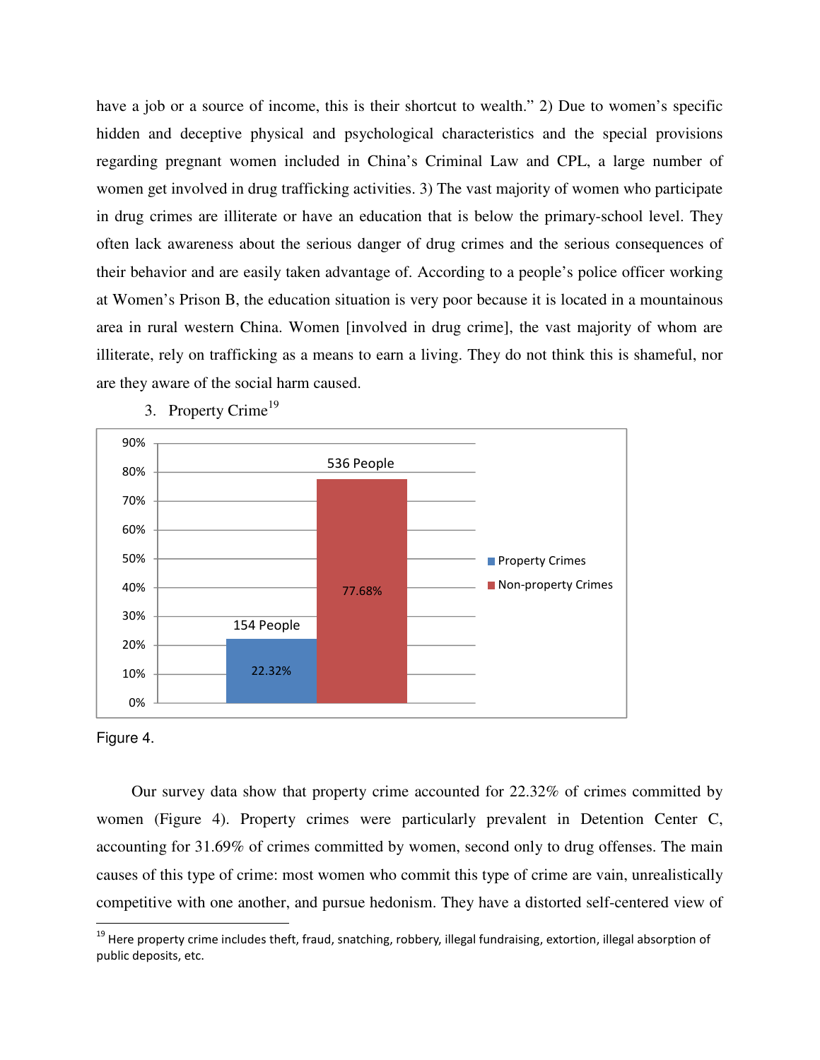have a job or a source of income, this is their shortcut to wealth." 2) Due to women's specific hidden and deceptive physical and psychological characteristics and the special provisions regarding pregnant women included in China's Criminal Law and CPL, a large number of women get involved in drug trafficking activities. 3) The vast majority of women who participate in drug crimes are illiterate or have an education that is below the primary-school level. They often lack awareness about the serious danger of drug crimes and the serious consequences of their behavior and are easily taken advantage of. According to a people's police officer working at Women's Prison B, the education situation is very poor because it is located in a mountainous area in rural western China. Women [involved in drug crime], the vast majority of whom are illiterate, rely on trafficking as a means to earn a living. They do not think this is shameful, nor are they aware of the social harm caused.

3. Property Crime[19]

| Category | People | Percentage |
|---|---|---|
| Property Crimes | 154 People | 22.32% |
| Non-property Crimes | 536 People | 77.68% |

Figure 4.

Our survey data show that property crime accounted for 22.32% of crimes committed by women (Figure 4). Property crimes were particularly prevalent in Detention Center C, accounting for 31.69% of crimes committed by women, second only to drug offenses. The main causes of this type of crime: most women who commit this type of crime are vain, unrealistically competitive with one another, and pursue hedonism. They have a distorted self-centered view of

[19] Here property crime includes theft, fraud, snatching, robbery, illegal fundraising, extortion, illegal absorption of public deposits, etc.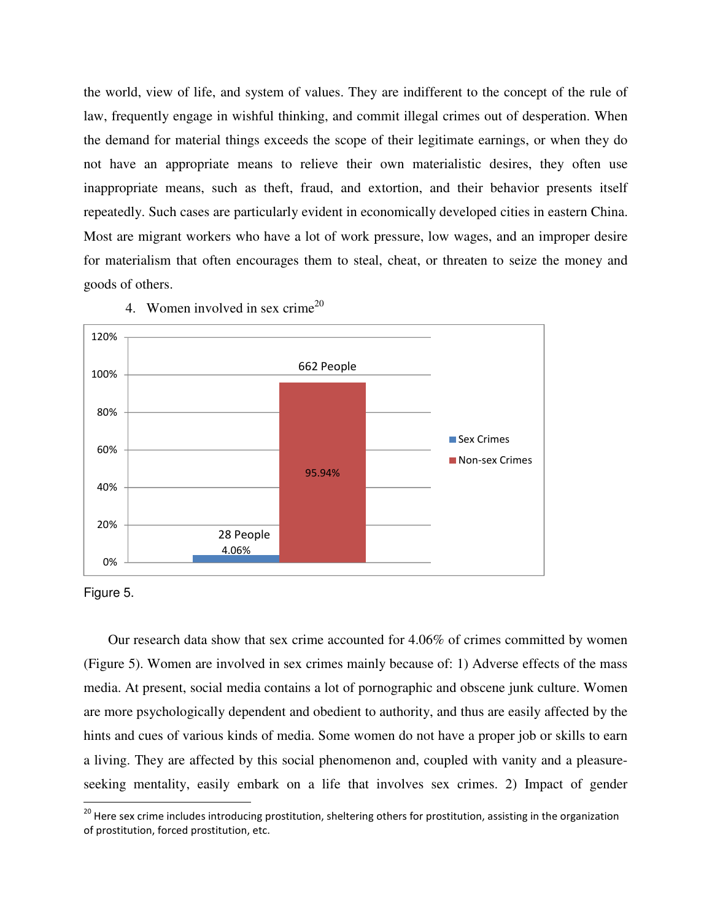the world, view of life, and system of values. They are indifferent to the concept of the rule of law, frequently engage in wishful thinking, and commit illegal crimes out of desperation. When the demand for material things exceeds the scope of their legitimate earnings, or when they do not have an appropriate means to relieve their own materialistic desires, they often use inappropriate means, such as theft, fraud, and extortion, and their behavior presents itself repeatedly. Such cases are particularly evident in economically developed cities in eastern China. Most are migrant workers who have a lot of work pressure, low wages, and an improper desire for materialism that often encourages them to steal, cheat, or threaten to seize the money and goods of others.

4. Women involved in sex crime[20]

Figure 5.

Our research data show that sex crime accounted for 4.06% of crimes committed by women (Figure 5). Women are involved in sex crimes mainly because of: 1) Adverse effects of the mass media. At present, social media contains a lot of pornographic and obscene junk culture. Women are more psychologically dependent and obedient to authority, and thus are easily affected by the hints and cues of various kinds of media. Some women do not have a proper job or skills to earn a living. They are affected by this social phenomenon and, coupled with vanity and a pleasure-seeking mentality, easily embark on a life that involves sex crimes. 2) Impact of gender

[20] Here sex crime includes introducing prostitution, sheltering others for prostitution, assisting in the organization of prostitution, forced prostitution, etc.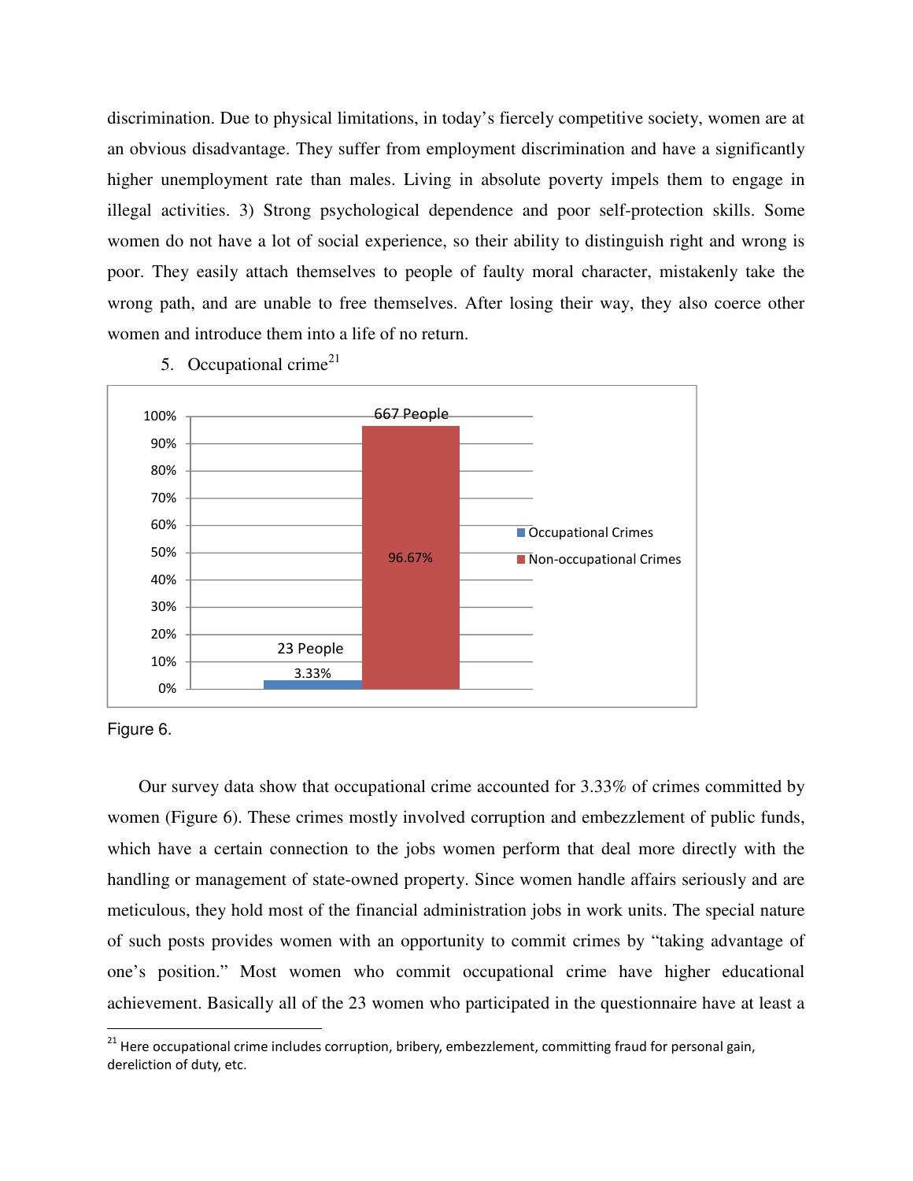discrimination. Due to physical limitations, in today's fiercely competitive society, women are at an obvious disadvantage. They suffer from employment discrimination and have a significantly higher unemployment rate than males. Living in absolute poverty impels them to engage in illegal activities. 3) Strong psychological dependence and poor self-protection skills. Some women do not have a lot of social experience, so their ability to distinguish right and wrong is poor. They easily attach themselves to people of faulty moral character, mistakenly take the wrong path, and are unable to free themselves. After losing their way, they also coerce other women and introduce them into a life of no return.

5. Occupational crime[21]

| Category | People | Percentage |
|---|---|---|
| Occupational Crimes | 23 People | 3.33% |
| Non-occupational Crimes | 667 People | 96.67% |

Figure 6.

Our survey data show that occupational crime accounted for 3.33% of crimes committed by women (Figure 6). These crimes mostly involved corruption and embezzlement of public funds, which have a certain connection to the jobs women perform that deal more directly with the handling or management of state-owned property. Since women handle affairs seriously and are meticulous, they hold most of the financial administration jobs in work units. The special nature of such posts provides women with an opportunity to commit crimes by "taking advantage of one's position." Most women who commit occupational crime have higher educational achievement. Basically all of the 23 women who participated in the questionnaire have at least a

[21] Here occupational crime includes corruption, bribery, embezzlement, committing fraud for personal gain, dereliction of duty, etc.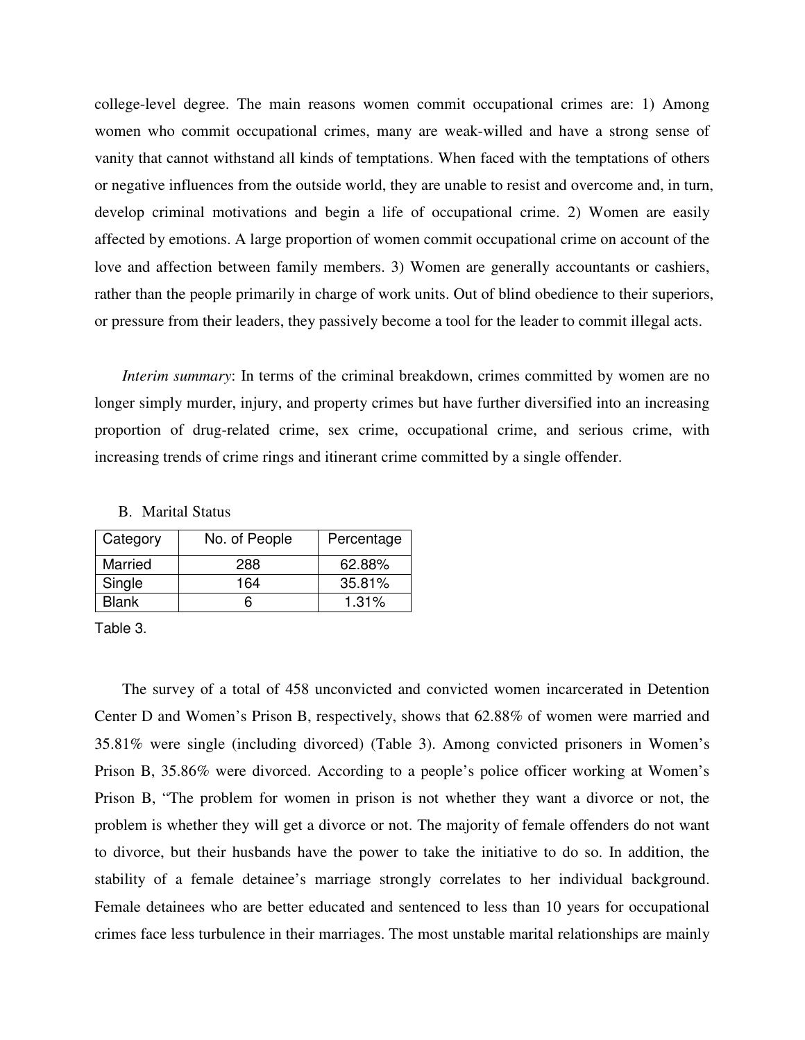college-level degree. The main reasons women commit occupational crimes are: 1) Among women who commit occupational crimes, many are weak-willed and have a strong sense of vanity that cannot withstand all kinds of temptations. When faced with the temptations of others or negative influences from the outside world, they are unable to resist and overcome and, in turn, develop criminal motivations and begin a life of occupational crime. 2) Women are easily affected by emotions. A large proportion of women commit occupational crime on account of the love and affection between family members. 3) Women are generally accountants or cashiers, rather than the people primarily in charge of work units. Out of blind obedience to their superiors, or pressure from their leaders, they passively become a tool for the leader to commit illegal acts.

*Interim summary*: In terms of the criminal breakdown, crimes committed by women are no longer simply murder, injury, and property crimes but have further diversified into an increasing proportion of drug-related crime, sex crime, occupational crime, and serious crime, with increasing trends of crime rings and itinerant crime committed by a single offender.

B. Marital Status

| Category | No. of People | Percentage |
|---|---|---|
| Married | 288 | 62.88% |
| Single | 164 | 35.81% |
| Blank | 6 | 1.31% |

Table 3.

The survey of a total of 458 unconvicted and convicted women incarcerated in Detention Center D and Women's Prison B, respectively, shows that 62.88% of women were married and 35.81% were single (including divorced) (Table 3). Among convicted prisoners in Women's Prison B, 35.86% were divorced. According to a people's police officer working at Women's Prison B, "The problem for women in prison is not whether they want a divorce or not, the problem is whether they will get a divorce or not. The majority of female offenders do not want to divorce, but their husbands have the power to take the initiative to do so. In addition, the stability of a female detainee's marriage strongly correlates to her individual background. Female detainees who are better educated and sentenced to less than 10 years for occupational crimes face less turbulence in their marriages. The most unstable marital relationships are mainly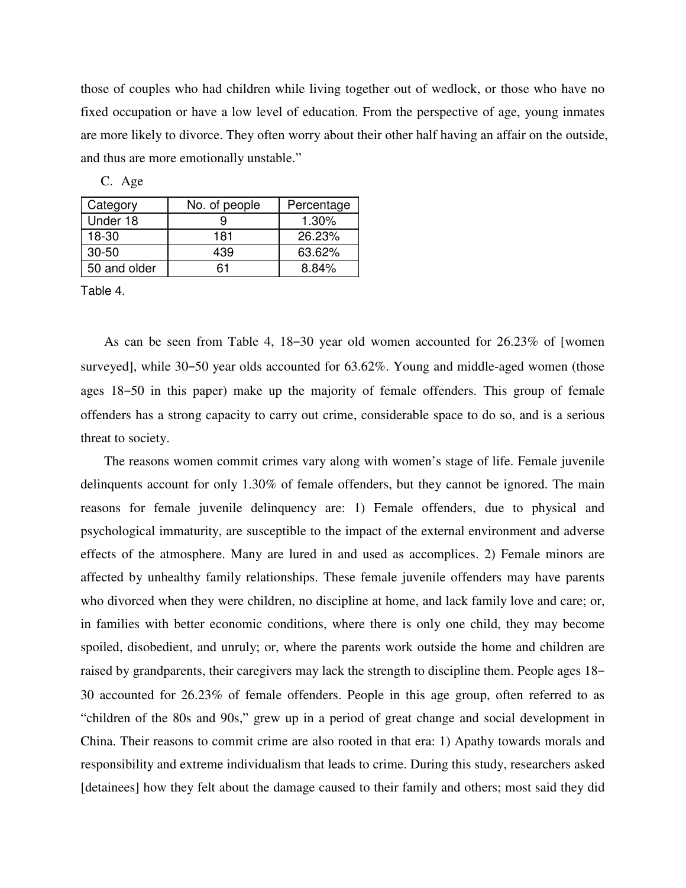those of couples who had children while living together out of wedlock, or those who have no fixed occupation or have a low level of education. From the perspective of age, young inmates are more likely to divorce. They often worry about their other half having an affair on the outside, and thus are more emotionally unstable."

C. Age

| Category | No. of people | Percentage |
|---|---|---|
| Under 18 | 9 | 1.30% |
| 18-30 | 181 | 26.23% |
| 30-50 | 439 | 63.62% |
| 50 and older | 61 | 8.84% |

Table 4.

As can be seen from Table 4, 18–30 year old women accounted for 26.23% of [women surveyed], while 30–50 year olds accounted for 63.62%. Young and middle-aged women (those ages 18–50 in this paper) make up the majority of female offenders. This group of female offenders has a strong capacity to carry out crime, considerable space to do so, and is a serious threat to society.

The reasons women commit crimes vary along with women's stage of life. Female juvenile delinquents account for only 1.30% of female offenders, but they cannot be ignored. The main reasons for female juvenile delinquency are: 1) Female offenders, due to physical and psychological immaturity, are susceptible to the impact of the external environment and adverse effects of the atmosphere. Many are lured in and used as accomplices. 2) Female minors are affected by unhealthy family relationships. These female juvenile offenders may have parents who divorced when they were children, no discipline at home, and lack family love and care; or, in families with better economic conditions, where there is only one child, they may become spoiled, disobedient, and unruly; or, where the parents work outside the home and children are raised by grandparents, their caregivers may lack the strength to discipline them. People ages 18–30 accounted for 26.23% of female offenders. People in this age group, often referred to as "children of the 80s and 90s," grew up in a period of great change and social development in China. Their reasons to commit crime are also rooted in that era: 1) Apathy towards morals and responsibility and extreme individualism that leads to crime. During this study, researchers asked [detainees] how they felt about the damage caused to their family and others; most said they did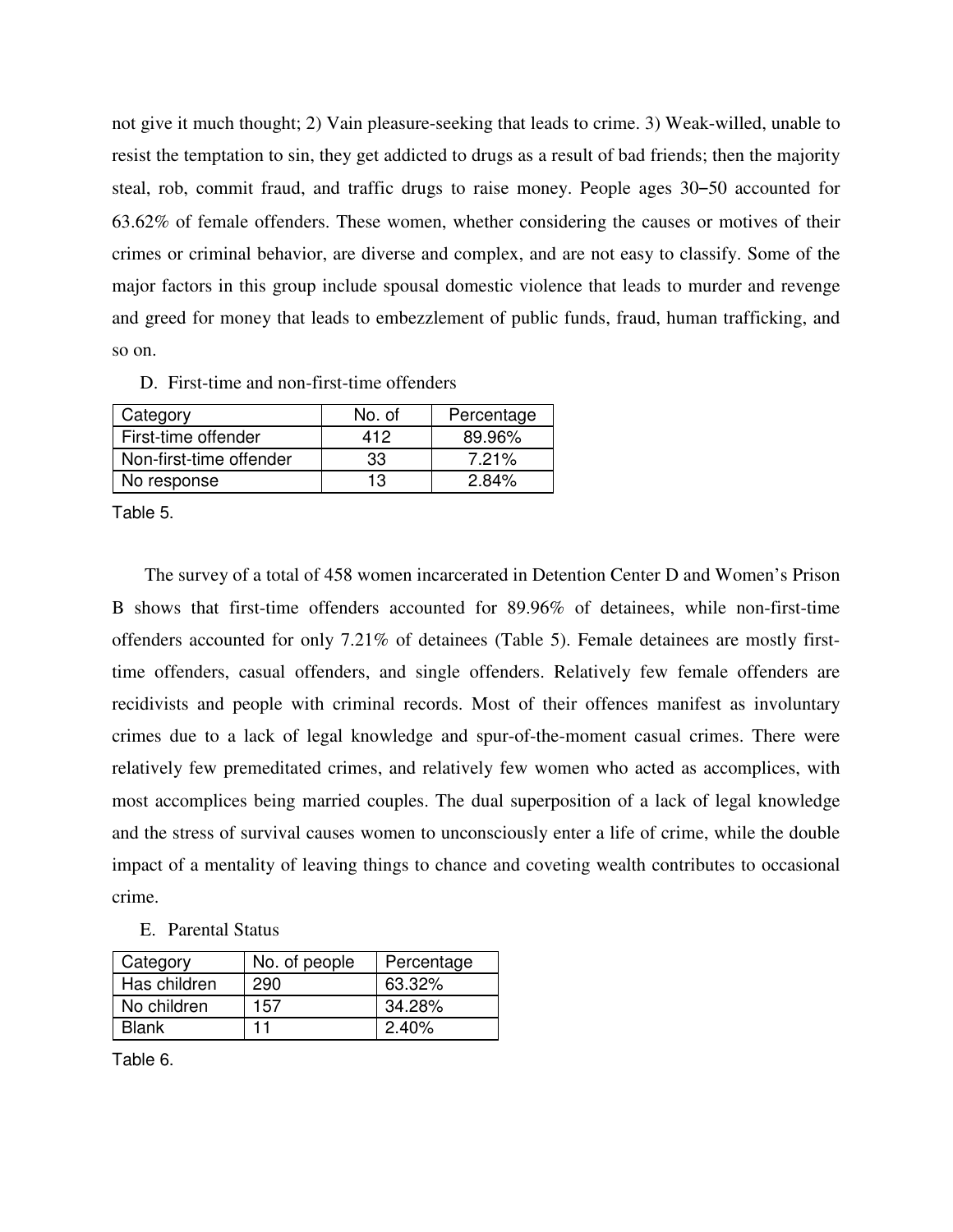not give it much thought; 2) Vain pleasure-seeking that leads to crime. 3) Weak-willed, unable to resist the temptation to sin, they get addicted to drugs as a result of bad friends; then the majority steal, rob, commit fraud, and traffic drugs to raise money. People ages 30–50 accounted for 63.62% of female offenders. These women, whether considering the causes or motives of their crimes or criminal behavior, are diverse and complex, and are not easy to classify. Some of the major factors in this group include spousal domestic violence that leads to murder and revenge and greed for money that leads to embezzlement of public funds, fraud, human trafficking, and so on.

D. First-time and non-first-time offenders

| Category | No. of | Percentage |
|---|---|---|
| First-time offender | 412 | 89.96% |
| Non-first-time offender | 33 | 7.21% |
| No response | 13 | 2.84% |

Table 5.

The survey of a total of 458 women incarcerated in Detention Center D and Women's Prison B shows that first-time offenders accounted for 89.96% of detainees, while non-first-time offenders accounted for only 7.21% of detainees (Table 5). Female detainees are mostly first-time offenders, casual offenders, and single offenders. Relatively few female offenders are recidivists and people with criminal records. Most of their offences manifest as involuntary crimes due to a lack of legal knowledge and spur-of-the-moment casual crimes. There were relatively few premeditated crimes, and relatively few women who acted as accomplices, with most accomplices being married couples. The dual superposition of a lack of legal knowledge and the stress of survival causes women to unconsciously enter a life of crime, while the double impact of a mentality of leaving things to chance and coveting wealth contributes to occasional crime.

E. Parental Status

| Category | No. of people | Percentage |
|---|---|---|
| Has children | 290 | 63.32% |
| No children | 157 | 34.28% |
| Blank | 11 | 2.40% |

Table 6.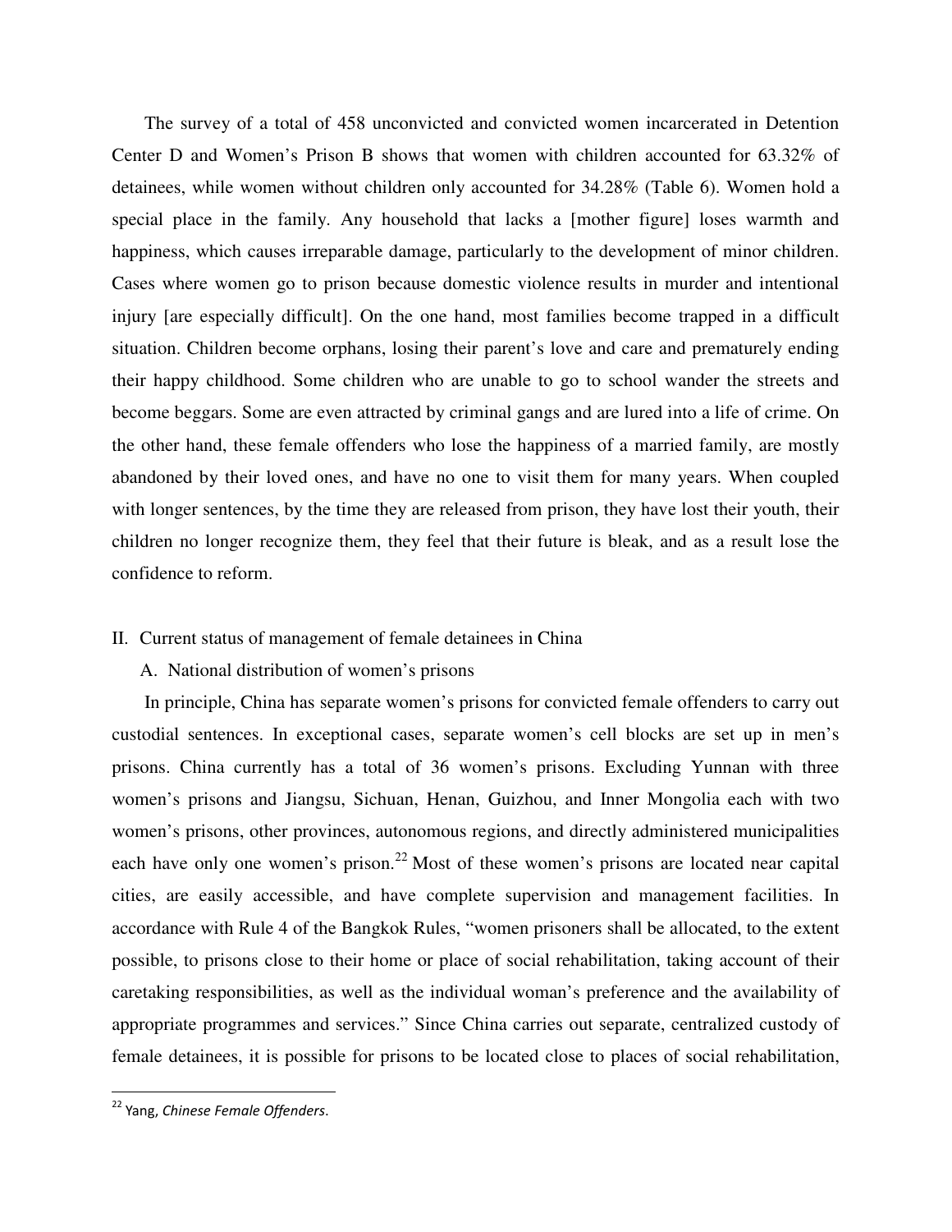The survey of a total of 458 unconvicted and convicted women incarcerated in Detention Center D and Women's Prison B shows that women with children accounted for 63.32% of detainees, while women without children only accounted for 34.28% (Table 6). Women hold a special place in the family. Any household that lacks a [mother figure] loses warmth and happiness, which causes irreparable damage, particularly to the development of minor children. Cases where women go to prison because domestic violence results in murder and intentional injury [are especially difficult]. On the one hand, most families become trapped in a difficult situation. Children become orphans, losing their parent's love and care and prematurely ending their happy childhood. Some children who are unable to go to school wander the streets and become beggars. Some are even attracted by criminal gangs and are lured into a life of crime. On the other hand, these female offenders who lose the happiness of a married family, are mostly abandoned by their loved ones, and have no one to visit them for many years. When coupled with longer sentences, by the time they are released from prison, they have lost their youth, their children no longer recognize them, they feel that their future is bleak, and as a result lose the confidence to reform.

## II. Current status of management of female detainees in China

### A. National distribution of women's prisons

In principle, China has separate women's prisons for convicted female offenders to carry out custodial sentences. In exceptional cases, separate women's cell blocks are set up in men's prisons. China currently has a total of 36 women's prisons. Excluding Yunnan with three women's prisons and Jiangsu, Sichuan, Henan, Guizhou, and Inner Mongolia each with two women's prisons, other provinces, autonomous regions, and directly administered municipalities each have only one women's prison.[22] Most of these women's prisons are located near capital cities, are easily accessible, and have complete supervision and management facilities. In accordance with Rule 4 of the Bangkok Rules, "women prisoners shall be allocated, to the extent possible, to prisons close to their home or place of social rehabilitation, taking account of their caretaking responsibilities, as well as the individual woman's preference and the availability of appropriate programmes and services." Since China carries out separate, centralized custody of female detainees, it is possible for prisons to be located close to places of social rehabilitation,

[22] Yang, *Chinese Female Offenders*.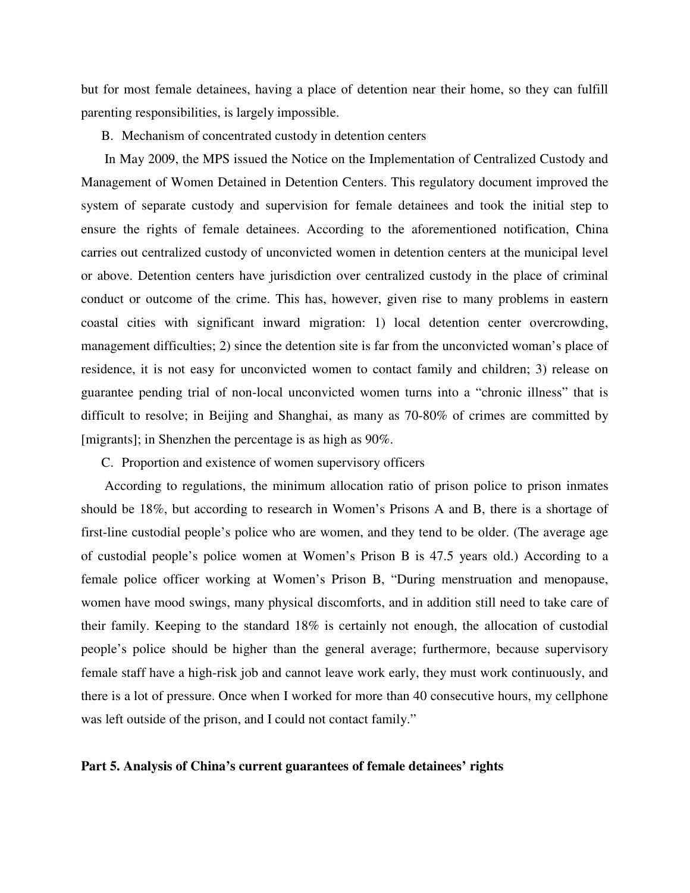but for most female detainees, having a place of detention near their home, so they can fulfill parenting responsibilities, is largely impossible.

B. Mechanism of concentrated custody in detention centers

In May 2009, the MPS issued the Notice on the Implementation of Centralized Custody and Management of Women Detained in Detention Centers. This regulatory document improved the system of separate custody and supervision for female detainees and took the initial step to ensure the rights of female detainees. According to the aforementioned notification, China carries out centralized custody of unconvicted women in detention centers at the municipal level or above. Detention centers have jurisdiction over centralized custody in the place of criminal conduct or outcome of the crime. This has, however, given rise to many problems in eastern coastal cities with significant inward migration: 1) local detention center overcrowding, management difficulties; 2) since the detention site is far from the unconvicted woman's place of residence, it is not easy for unconvicted women to contact family and children; 3) release on guarantee pending trial of non-local unconvicted women turns into a "chronic illness" that is difficult to resolve; in Beijing and Shanghai, as many as 70-80% of crimes are committed by [migrants]; in Shenzhen the percentage is as high as 90%.

C. Proportion and existence of women supervisory officers

According to regulations, the minimum allocation ratio of prison police to prison inmates should be 18%, but according to research in Women's Prisons A and B, there is a shortage of first-line custodial people's police who are women, and they tend to be older. (The average age of custodial people's police women at Women's Prison B is 47.5 years old.) According to a female police officer working at Women's Prison B, "During menstruation and menopause, women have mood swings, many physical discomforts, and in addition still need to take care of their family. Keeping to the standard 18% is certainly not enough, the allocation of custodial people's police should be higher than the general average; furthermore, because supervisory female staff have a high-risk job and cannot leave work early, they must work continuously, and there is a lot of pressure. Once when I worked for more than 40 consecutive hours, my cellphone was left outside of the prison, and I could not contact family."

## Part 5. Analysis of China's current guarantees of female detainees' rights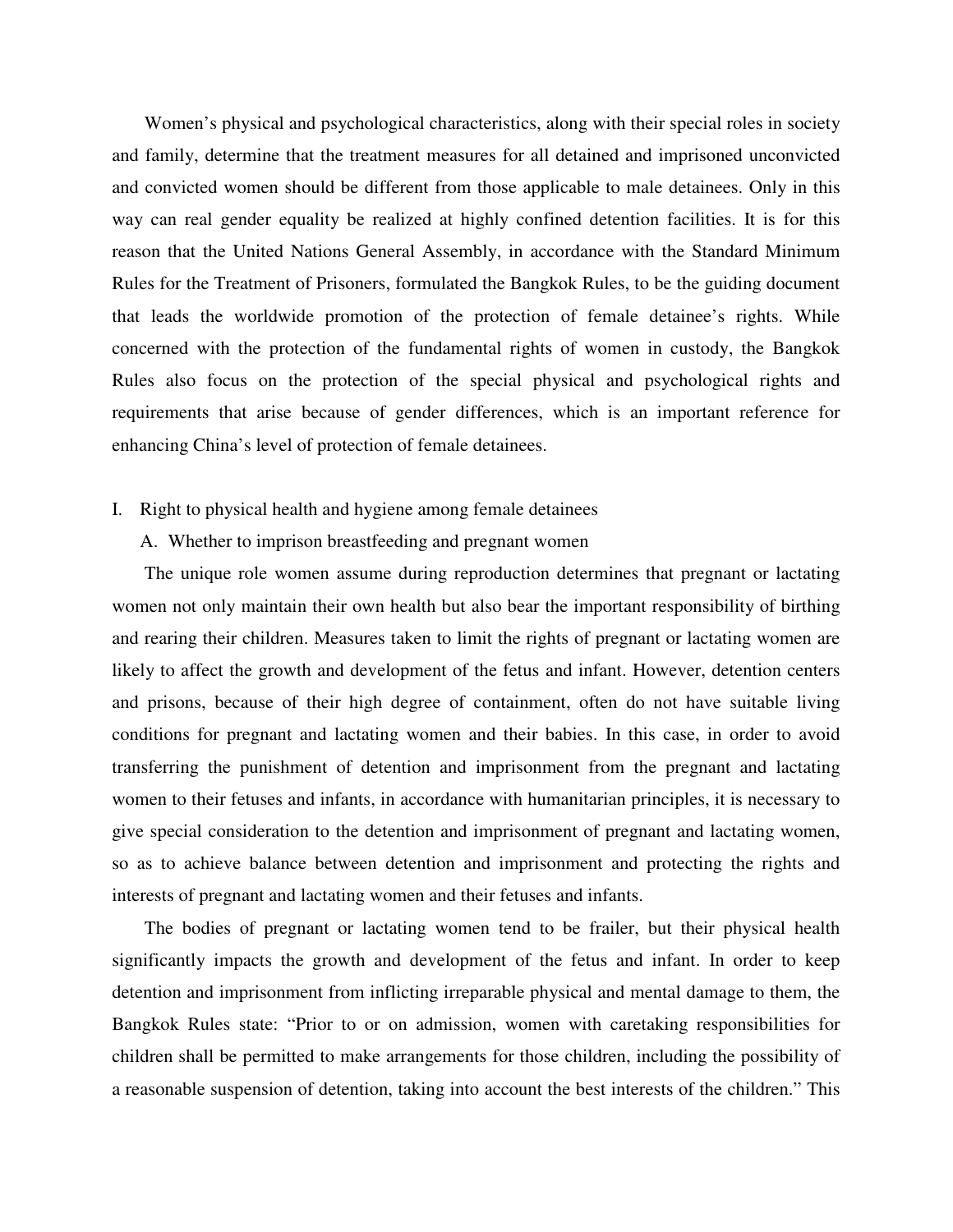Women's physical and psychological characteristics, along with their special roles in society and family, determine that the treatment measures for all detained and imprisoned unconvicted and convicted women should be different from those applicable to male detainees. Only in this way can real gender equality be realized at highly confined detention facilities. It is for this reason that the United Nations General Assembly, in accordance with the Standard Minimum Rules for the Treatment of Prisoners, formulated the Bangkok Rules, to be the guiding document that leads the worldwide promotion of the protection of female detainee's rights. While concerned with the protection of the fundamental rights of women in custody, the Bangkok Rules also focus on the protection of the special physical and psychological rights and requirements that arise because of gender differences, which is an important reference for enhancing China's level of protection of female detainees.

## I. Right to physical health and hygiene among female detainees

### A. Whether to imprison breastfeeding and pregnant women

The unique role women assume during reproduction determines that pregnant or lactating women not only maintain their own health but also bear the important responsibility of birthing and rearing their children. Measures taken to limit the rights of pregnant or lactating women are likely to affect the growth and development of the fetus and infant. However, detention centers and prisons, because of their high degree of containment, often do not have suitable living conditions for pregnant and lactating women and their babies. In this case, in order to avoid transferring the punishment of detention and imprisonment from the pregnant and lactating women to their fetuses and infants, in accordance with humanitarian principles, it is necessary to give special consideration to the detention and imprisonment of pregnant and lactating women, so as to achieve balance between detention and imprisonment and protecting the rights and interests of pregnant and lactating women and their fetuses and infants.

The bodies of pregnant or lactating women tend to be frailer, but their physical health significantly impacts the growth and development of the fetus and infant. In order to keep detention and imprisonment from inflicting irreparable physical and mental damage to them, the Bangkok Rules state: "Prior to or on admission, women with caretaking responsibilities for children shall be permitted to make arrangements for those children, including the possibility of a reasonable suspension of detention, taking into account the best interests of the children." This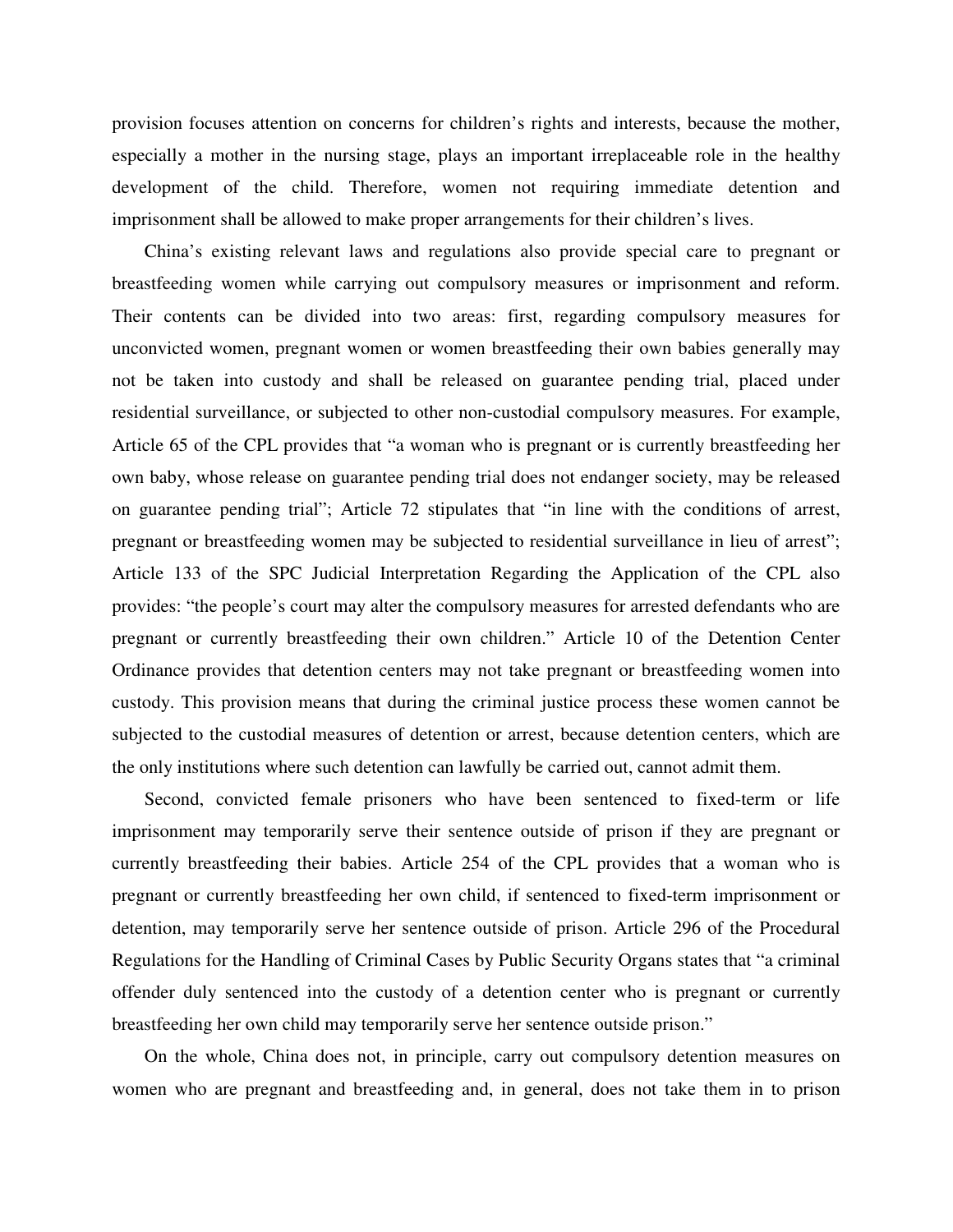provision focuses attention on concerns for children's rights and interests, because the mother, especially a mother in the nursing stage, plays an important irreplaceable role in the healthy development of the child. Therefore, women not requiring immediate detention and imprisonment shall be allowed to make proper arrangements for their children's lives.

China's existing relevant laws and regulations also provide special care to pregnant or breastfeeding women while carrying out compulsory measures or imprisonment and reform. Their contents can be divided into two areas: first, regarding compulsory measures for unconvicted women, pregnant women or women breastfeeding their own babies generally may not be taken into custody and shall be released on guarantee pending trial, placed under residential surveillance, or subjected to other non-custodial compulsory measures. For example, Article 65 of the CPL provides that "a woman who is pregnant or is currently breastfeeding her own baby, whose release on guarantee pending trial does not endanger society, may be released on guarantee pending trial"; Article 72 stipulates that "in line with the conditions of arrest, pregnant or breastfeeding women may be subjected to residential surveillance in lieu of arrest"; Article 133 of the SPC Judicial Interpretation Regarding the Application of the CPL also provides: "the people's court may alter the compulsory measures for arrested defendants who are pregnant or currently breastfeeding their own children." Article 10 of the Detention Center Ordinance provides that detention centers may not take pregnant or breastfeeding women into custody. This provision means that during the criminal justice process these women cannot be subjected to the custodial measures of detention or arrest, because detention centers, which are the only institutions where such detention can lawfully be carried out, cannot admit them.

Second, convicted female prisoners who have been sentenced to fixed-term or life imprisonment may temporarily serve their sentence outside of prison if they are pregnant or currently breastfeeding their babies. Article 254 of the CPL provides that a woman who is pregnant or currently breastfeeding her own child, if sentenced to fixed-term imprisonment or detention, may temporarily serve her sentence outside of prison. Article 296 of the Procedural Regulations for the Handling of Criminal Cases by Public Security Organs states that "a criminal offender duly sentenced into the custody of a detention center who is pregnant or currently breastfeeding her own child may temporarily serve her sentence outside prison."

On the whole, China does not, in principle, carry out compulsory detention measures on women who are pregnant and breastfeeding and, in general, does not take them in to prison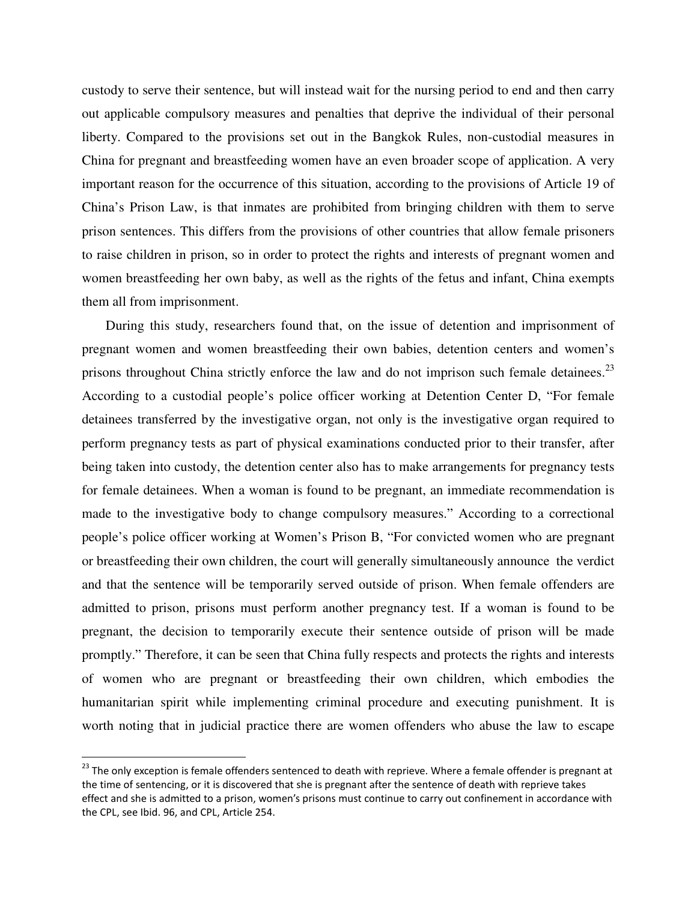custody to serve their sentence, but will instead wait for the nursing period to end and then carry out applicable compulsory measures and penalties that deprive the individual of their personal liberty. Compared to the provisions set out in the Bangkok Rules, non-custodial measures in China for pregnant and breastfeeding women have an even broader scope of application. A very important reason for the occurrence of this situation, according to the provisions of Article 19 of China's Prison Law, is that inmates are prohibited from bringing children with them to serve prison sentences. This differs from the provisions of other countries that allow female prisoners to raise children in prison, so in order to protect the rights and interests of pregnant women and women breastfeeding her own baby, as well as the rights of the fetus and infant, China exempts them all from imprisonment.

During this study, researchers found that, on the issue of detention and imprisonment of pregnant women and women breastfeeding their own babies, detention centers and women's prisons throughout China strictly enforce the law and do not imprison such female detainees.[23] According to a custodial people's police officer working at Detention Center D, "For female detainees transferred by the investigative organ, not only is the investigative organ required to perform pregnancy tests as part of physical examinations conducted prior to their transfer, after being taken into custody, the detention center also has to make arrangements for pregnancy tests for female detainees. When a woman is found to be pregnant, an immediate recommendation is made to the investigative body to change compulsory measures." According to a correctional people's police officer working at Women's Prison B, "For convicted women who are pregnant or breastfeeding their own children, the court will generally simultaneously announce the verdict and that the sentence will be temporarily served outside of prison. When female offenders are admitted to prison, prisons must perform another pregnancy test. If a woman is found to be pregnant, the decision to temporarily execute their sentence outside of prison will be made promptly." Therefore, it can be seen that China fully respects and protects the rights and interests of women who are pregnant or breastfeeding their own children, which embodies the humanitarian spirit while implementing criminal procedure and executing punishment. It is worth noting that in judicial practice there are women offenders who abuse the law to escape

[23] The only exception is female offenders sentenced to death with reprieve. Where a female offender is pregnant at the time of sentencing, or it is discovered that she is pregnant after the sentence of death with reprieve takes effect and she is admitted to a prison, women's prisons must continue to carry out confinement in accordance with the CPL, see Ibid. 96, and CPL, Article 254.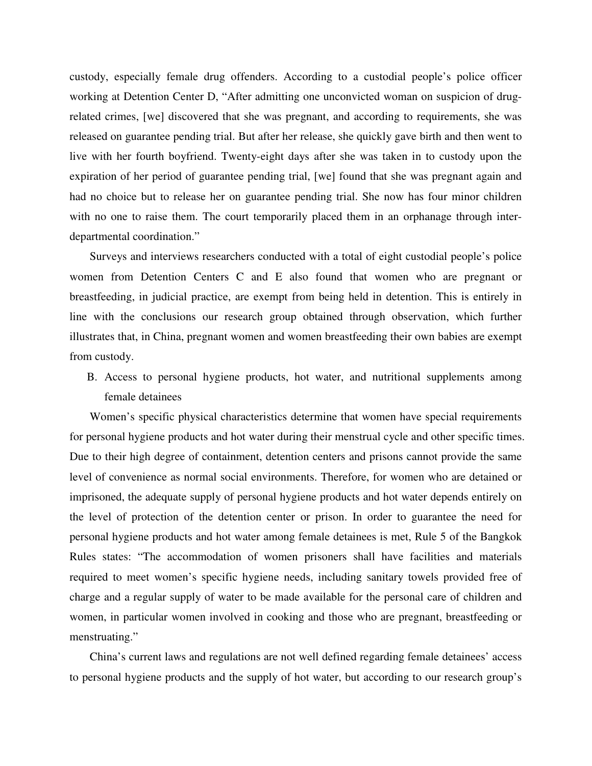custody, especially female drug offenders. According to a custodial people's police officer working at Detention Center D, "After admitting one unconvicted woman on suspicion of drug-related crimes, [we] discovered that she was pregnant, and according to requirements, she was released on guarantee pending trial. But after her release, she quickly gave birth and then went to live with her fourth boyfriend. Twenty-eight days after she was taken in to custody upon the expiration of her period of guarantee pending trial, [we] found that she was pregnant again and had no choice but to release her on guarantee pending trial. She now has four minor children with no one to raise them. The court temporarily placed them in an orphanage through inter-departmental coordination."

Surveys and interviews researchers conducted with a total of eight custodial people's police women from Detention Centers C and E also found that women who are pregnant or breastfeeding, in judicial practice, are exempt from being held in detention. This is entirely in line with the conclusions our research group obtained through observation, which further illustrates that, in China, pregnant women and women breastfeeding their own babies are exempt from custody.

B. Access to personal hygiene products, hot water, and nutritional supplements among female detainees

Women's specific physical characteristics determine that women have special requirements for personal hygiene products and hot water during their menstrual cycle and other specific times. Due to their high degree of containment, detention centers and prisons cannot provide the same level of convenience as normal social environments. Therefore, for women who are detained or imprisoned, the adequate supply of personal hygiene products and hot water depends entirely on the level of protection of the detention center or prison. In order to guarantee the need for personal hygiene products and hot water among female detainees is met, Rule 5 of the Bangkok Rules states: "The accommodation of women prisoners shall have facilities and materials required to meet women's specific hygiene needs, including sanitary towels provided free of charge and a regular supply of water to be made available for the personal care of children and women, in particular women involved in cooking and those who are pregnant, breastfeeding or menstruating."

China's current laws and regulations are not well defined regarding female detainees' access to personal hygiene products and the supply of hot water, but according to our research group's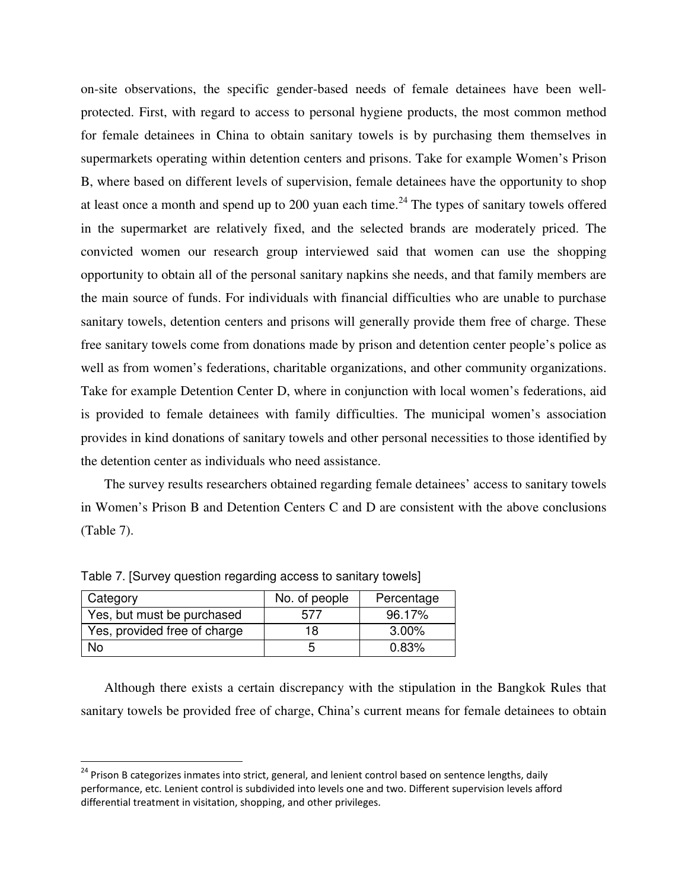on-site observations, the specific gender-based needs of female detainees have been well-protected. First, with regard to access to personal hygiene products, the most common method for female detainees in China to obtain sanitary towels is by purchasing them themselves in supermarkets operating within detention centers and prisons. Take for example Women's Prison B, where based on different levels of supervision, female detainees have the opportunity to shop at least once a month and spend up to 200 yuan each time.[24] The types of sanitary towels offered in the supermarket are relatively fixed, and the selected brands are moderately priced. The convicted women our research group interviewed said that women can use the shopping opportunity to obtain all of the personal sanitary napkins she needs, and that family members are the main source of funds. For individuals with financial difficulties who are unable to purchase sanitary towels, detention centers and prisons will generally provide them free of charge. These free sanitary towels come from donations made by prison and detention center people's police as well as from women's federations, charitable organizations, and other community organizations. Take for example Detention Center D, where in conjunction with local women's federations, aid is provided to female detainees with family difficulties. The municipal women's association provides in kind donations of sanitary towels and other personal necessities to those identified by the detention center as individuals who need assistance.

The survey results researchers obtained regarding female detainees' access to sanitary towels in Women's Prison B and Detention Centers C and D are consistent with the above conclusions (Table 7).

Table 7. [Survey question regarding access to sanitary towels]

| Category | No. of people | Percentage |
| --- | --- | --- |
| Yes, but must be purchased | 577 | 96.17% |
| Yes, provided free of charge | 18 | 3.00% |
| No | 5 | 0.83% |

Although there exists a certain discrepancy with the stipulation in the Bangkok Rules that sanitary towels be provided free of charge, China's current means for female detainees to obtain

[24] Prison B categorizes inmates into strict, general, and lenient control based on sentence lengths, daily performance, etc. Lenient control is subdivided into levels one and two. Different supervision levels afford differential treatment in visitation, shopping, and other privileges.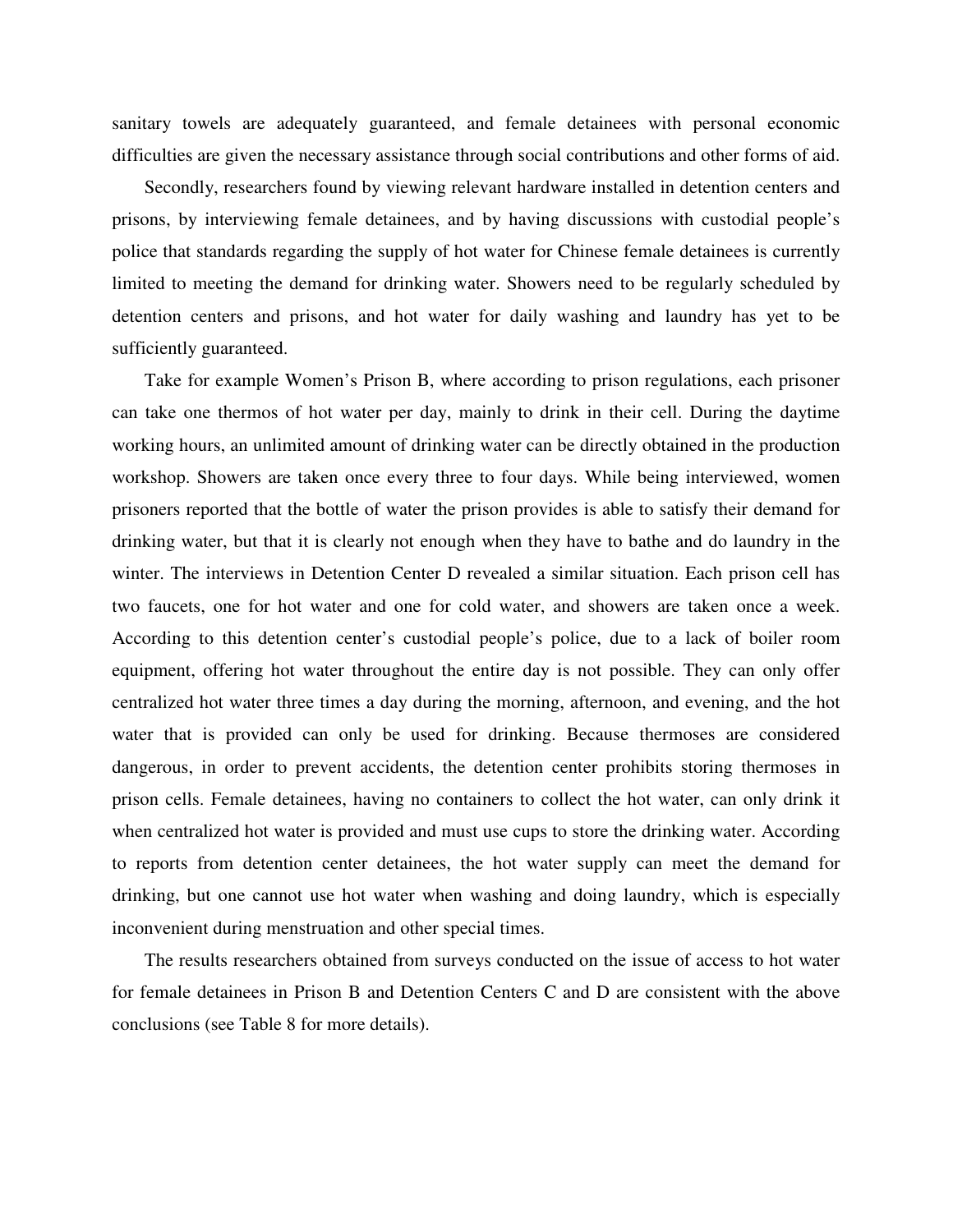sanitary towels are adequately guaranteed, and female detainees with personal economic difficulties are given the necessary assistance through social contributions and other forms of aid.

Secondly, researchers found by viewing relevant hardware installed in detention centers and prisons, by interviewing female detainees, and by having discussions with custodial people's police that standards regarding the supply of hot water for Chinese female detainees is currently limited to meeting the demand for drinking water. Showers need to be regularly scheduled by detention centers and prisons, and hot water for daily washing and laundry has yet to be sufficiently guaranteed.

Take for example Women's Prison B, where according to prison regulations, each prisoner can take one thermos of hot water per day, mainly to drink in their cell. During the daytime working hours, an unlimited amount of drinking water can be directly obtained in the production workshop. Showers are taken once every three to four days. While being interviewed, women prisoners reported that the bottle of water the prison provides is able to satisfy their demand for drinking water, but that it is clearly not enough when they have to bathe and do laundry in the winter. The interviews in Detention Center D revealed a similar situation. Each prison cell has two faucets, one for hot water and one for cold water, and showers are taken once a week. According to this detention center's custodial people's police, due to a lack of boiler room equipment, offering hot water throughout the entire day is not possible. They can only offer centralized hot water three times a day during the morning, afternoon, and evening, and the hot water that is provided can only be used for drinking. Because thermoses are considered dangerous, in order to prevent accidents, the detention center prohibits storing thermoses in prison cells. Female detainees, having no containers to collect the hot water, can only drink it when centralized hot water is provided and must use cups to store the drinking water. According to reports from detention center detainees, the hot water supply can meet the demand for drinking, but one cannot use hot water when washing and doing laundry, which is especially inconvenient during menstruation and other special times.

The results researchers obtained from surveys conducted on the issue of access to hot water for female detainees in Prison B and Detention Centers C and D are consistent with the above conclusions (see Table 8 for more details).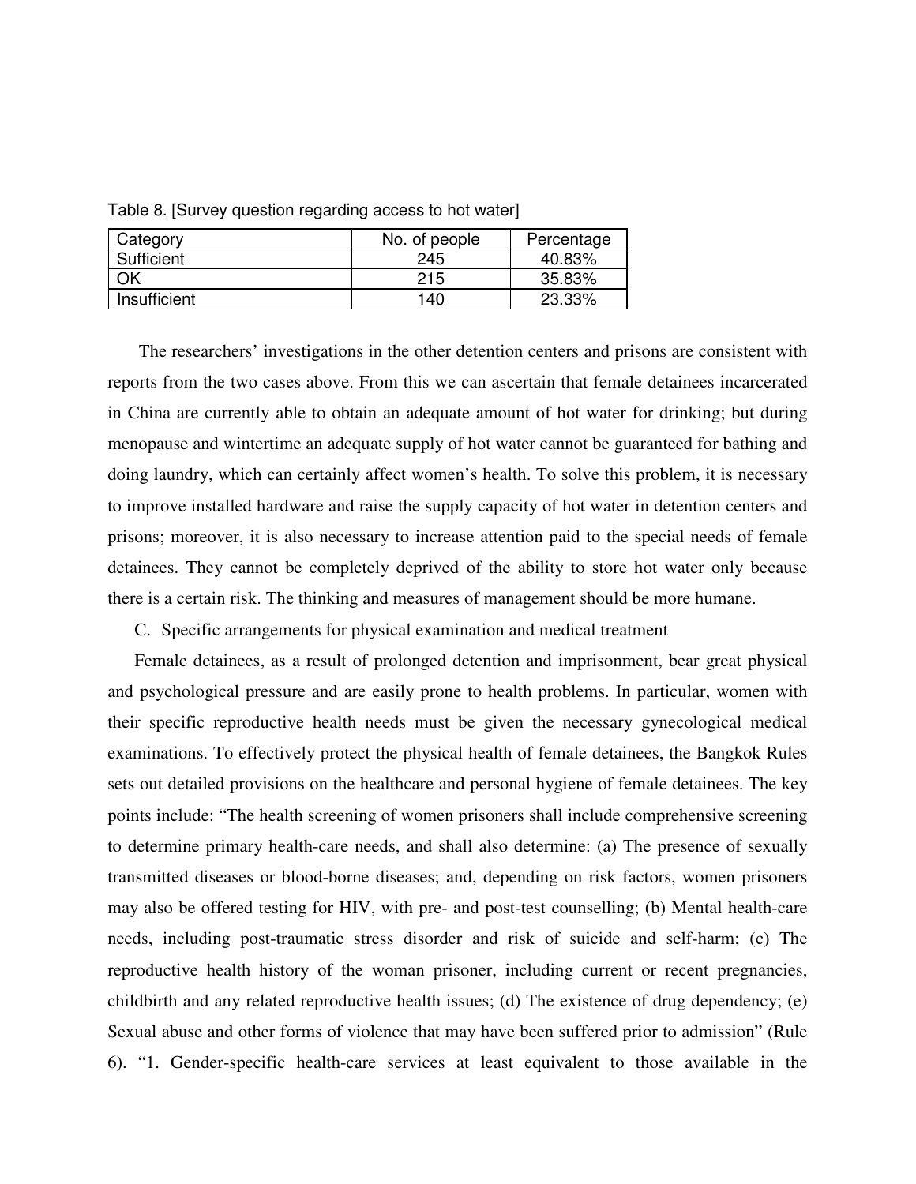Table 8. [Survey question regarding access to hot water]

| Category | No. of people | Percentage |
|---|---|---|
| Sufficient | 245 | 40.83% |
| OK | 215 | 35.83% |
| Insufficient | 140 | 23.33% |

The researchers' investigations in the other detention centers and prisons are consistent with reports from the two cases above. From this we can ascertain that female detainees incarcerated in China are currently able to obtain an adequate amount of hot water for drinking; but during menopause and wintertime an adequate supply of hot water cannot be guaranteed for bathing and doing laundry, which can certainly affect women's health. To solve this problem, it is necessary to improve installed hardware and raise the supply capacity of hot water in detention centers and prisons; moreover, it is also necessary to increase attention paid to the special needs of female detainees. They cannot be completely deprived of the ability to store hot water only because there is a certain risk. The thinking and measures of management should be more humane.

C. Specific arrangements for physical examination and medical treatment

Female detainees, as a result of prolonged detention and imprisonment, bear great physical and psychological pressure and are easily prone to health problems. In particular, women with their specific reproductive health needs must be given the necessary gynecological medical examinations. To effectively protect the physical health of female detainees, the Bangkok Rules sets out detailed provisions on the healthcare and personal hygiene of female detainees. The key points include: "The health screening of women prisoners shall include comprehensive screening to determine primary health-care needs, and shall also determine: (a) The presence of sexually transmitted diseases or blood-borne diseases; and, depending on risk factors, women prisoners may also be offered testing for HIV, with pre- and post-test counselling; (b) Mental health-care needs, including post-traumatic stress disorder and risk of suicide and self-harm; (c) The reproductive health history of the woman prisoner, including current or recent pregnancies, childbirth and any related reproductive health issues; (d) The existence of drug dependency; (e) Sexual abuse and other forms of violence that may have been suffered prior to admission" (Rule 6). "1. Gender-specific health-care services at least equivalent to those available in the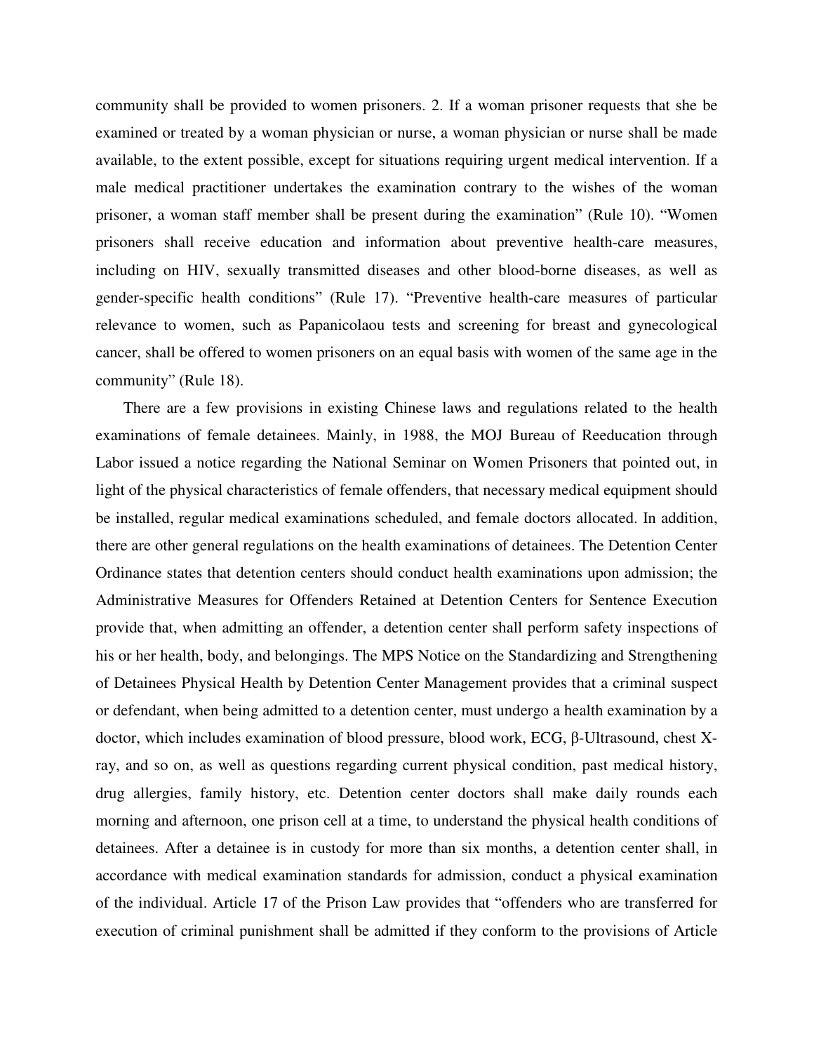community shall be provided to women prisoners. 2. If a woman prisoner requests that she be examined or treated by a woman physician or nurse, a woman physician or nurse shall be made available, to the extent possible, except for situations requiring urgent medical intervention. If a male medical practitioner undertakes the examination contrary to the wishes of the woman prisoner, a woman staff member shall be present during the examination" (Rule 10). "Women prisoners shall receive education and information about preventive health-care measures, including on HIV, sexually transmitted diseases and other blood-borne diseases, as well as gender-specific health conditions" (Rule 17). "Preventive health-care measures of particular relevance to women, such as Papanicolaou tests and screening for breast and gynecological cancer, shall be offered to women prisoners on an equal basis with women of the same age in the community" (Rule 18).

There are a few provisions in existing Chinese laws and regulations related to the health examinations of female detainees. Mainly, in 1988, the MOJ Bureau of Reeducation through Labor issued a notice regarding the National Seminar on Women Prisoners that pointed out, in light of the physical characteristics of female offenders, that necessary medical equipment should be installed, regular medical examinations scheduled, and female doctors allocated. In addition, there are other general regulations on the health examinations of detainees. The Detention Center Ordinance states that detention centers should conduct health examinations upon admission; the Administrative Measures for Offenders Retained at Detention Centers for Sentence Execution provide that, when admitting an offender, a detention center shall perform safety inspections of his or her health, body, and belongings. The MPS Notice on the Standardizing and Strengthening of Detainees Physical Health by Detention Center Management provides that a criminal suspect or defendant, when being admitted to a detention center, must undergo a health examination by a doctor, which includes examination of blood pressure, blood work, ECG, β-Ultrasound, chest X-ray, and so on, as well as questions regarding current physical condition, past medical history, drug allergies, family history, etc. Detention center doctors shall make daily rounds each morning and afternoon, one prison cell at a time, to understand the physical health conditions of detainees. After a detainee is in custody for more than six months, a detention center shall, in accordance with medical examination standards for admission, conduct a physical examination of the individual. Article 17 of the Prison Law provides that "offenders who are transferred for execution of criminal punishment shall be admitted if they conform to the provisions of Article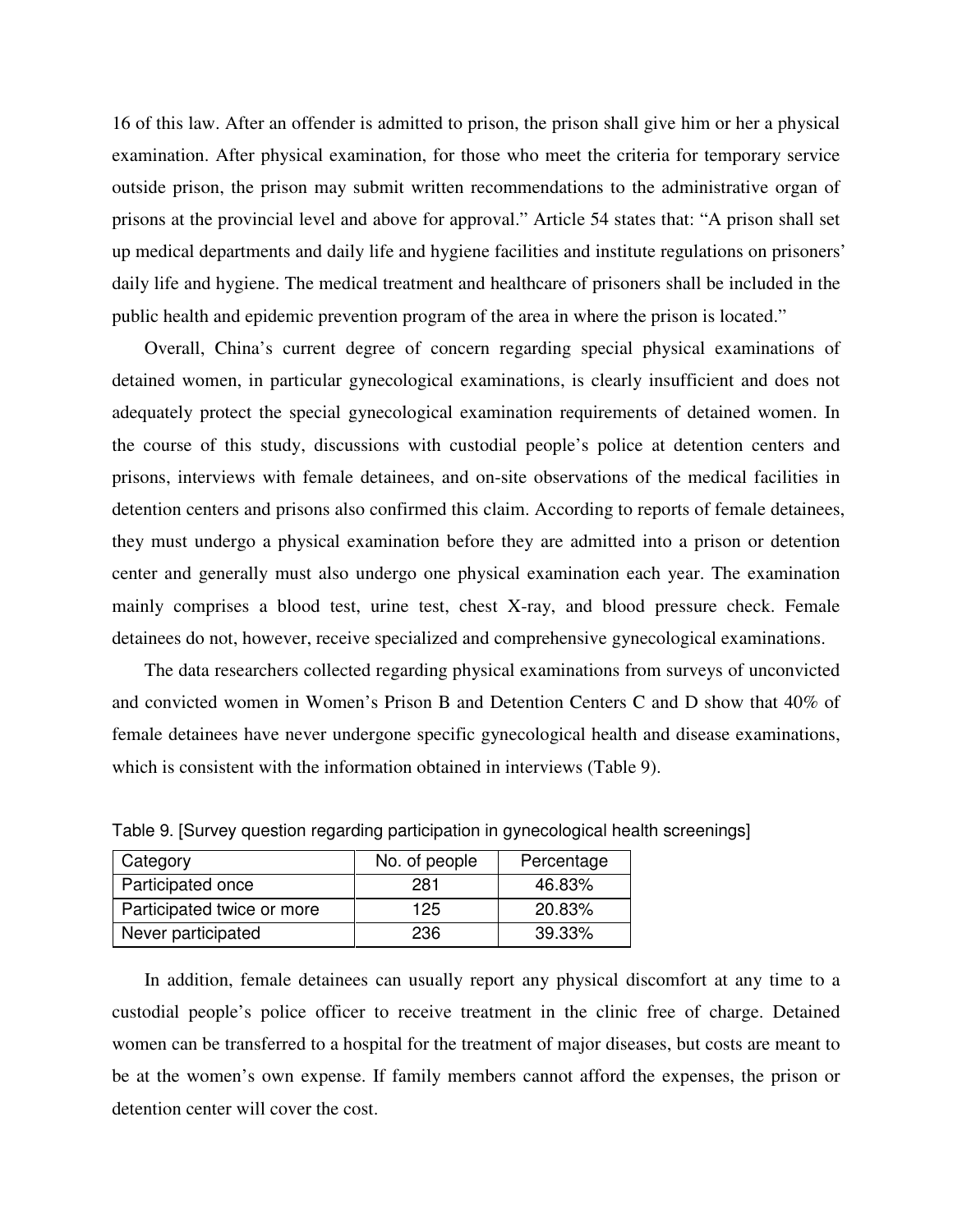16 of this law. After an offender is admitted to prison, the prison shall give him or her a physical examination. After physical examination, for those who meet the criteria for temporary service outside prison, the prison may submit written recommendations to the administrative organ of prisons at the provincial level and above for approval." Article 54 states that: "A prison shall set up medical departments and daily life and hygiene facilities and institute regulations on prisoners' daily life and hygiene. The medical treatment and healthcare of prisoners shall be included in the public health and epidemic prevention program of the area in where the prison is located."

Overall, China's current degree of concern regarding special physical examinations of detained women, in particular gynecological examinations, is clearly insufficient and does not adequately protect the special gynecological examination requirements of detained women. In the course of this study, discussions with custodial people's police at detention centers and prisons, interviews with female detainees, and on-site observations of the medical facilities in detention centers and prisons also confirmed this claim. According to reports of female detainees, they must undergo a physical examination before they are admitted into a prison or detention center and generally must also undergo one physical examination each year. The examination mainly comprises a blood test, urine test, chest X-ray, and blood pressure check. Female detainees do not, however, receive specialized and comprehensive gynecological examinations.

The data researchers collected regarding physical examinations from surveys of unconvicted and convicted women in Women's Prison B and Detention Centers C and D show that 40% of female detainees have never undergone specific gynecological health and disease examinations, which is consistent with the information obtained in interviews (Table 9).

Table 9. [Survey question regarding participation in gynecological health screenings]

| Category | No. of people | Percentage |
|---|---|---|
| Participated once | 281 | 46.83% |
| Participated twice or more | 125 | 20.83% |
| Never participated | 236 | 39.33% |

In addition, female detainees can usually report any physical discomfort at any time to a custodial people's police officer to receive treatment in the clinic free of charge. Detained women can be transferred to a hospital for the treatment of major diseases, but costs are meant to be at the women's own expense. If family members cannot afford the expenses, the prison or detention center will cover the cost.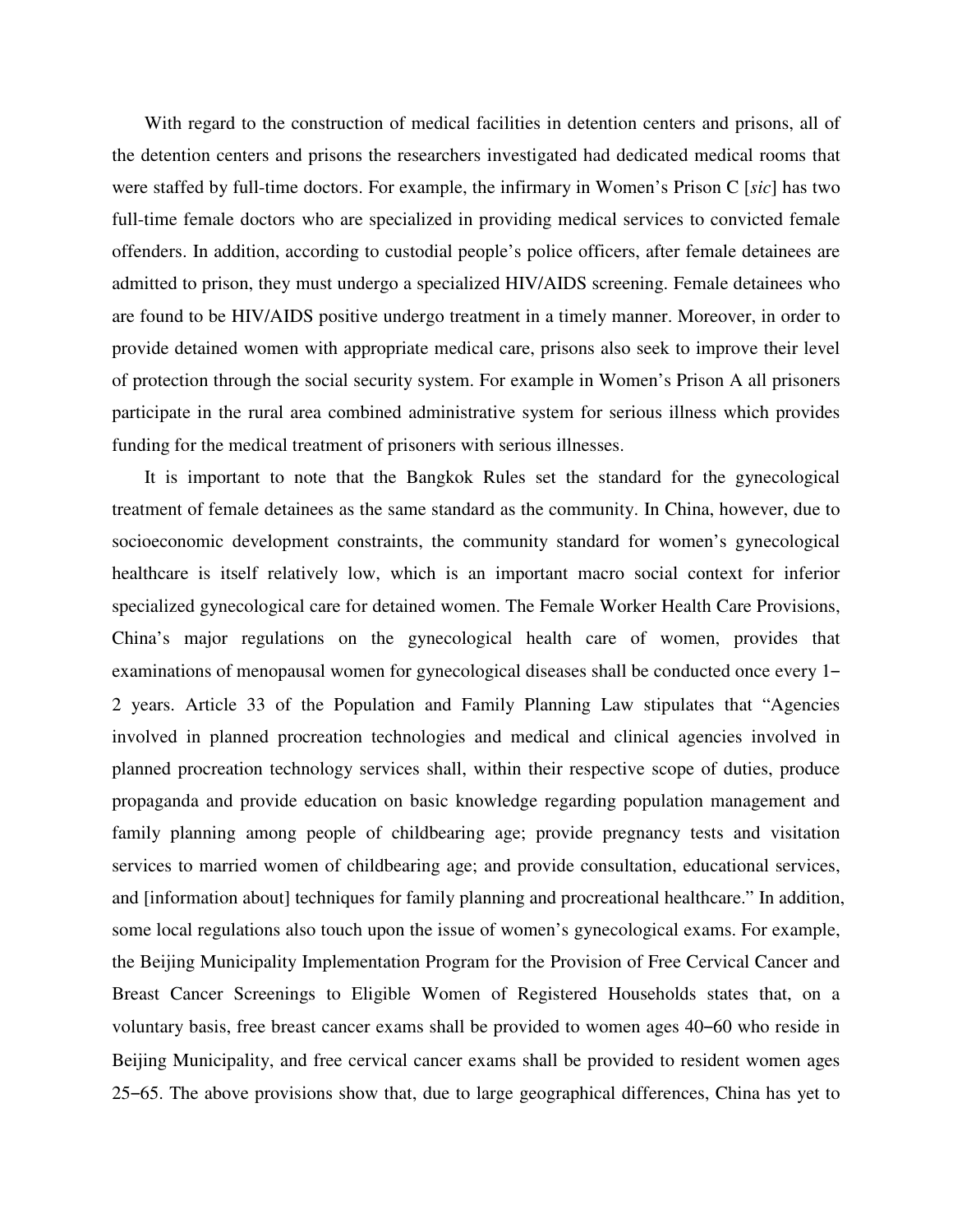With regard to the construction of medical facilities in detention centers and prisons, all of the detention centers and prisons the researchers investigated had dedicated medical rooms that were staffed by full-time doctors. For example, the infirmary in Women's Prison C [*sic*] has two full-time female doctors who are specialized in providing medical services to convicted female offenders. In addition, according to custodial people's police officers, after female detainees are admitted to prison, they must undergo a specialized HIV/AIDS screening. Female detainees who are found to be HIV/AIDS positive undergo treatment in a timely manner. Moreover, in order to provide detained women with appropriate medical care, prisons also seek to improve their level of protection through the social security system. For example in Women's Prison A all prisoners participate in the rural area combined administrative system for serious illness which provides funding for the medical treatment of prisoners with serious illnesses.

It is important to note that the Bangkok Rules set the standard for the gynecological treatment of female detainees as the same standard as the community. In China, however, due to socioeconomic development constraints, the community standard for women's gynecological healthcare is itself relatively low, which is an important macro social context for inferior specialized gynecological care for detained women. The Female Worker Health Care Provisions, China's major regulations on the gynecological health care of women, provides that examinations of menopausal women for gynecological diseases shall be conducted once every 1–2 years. Article 33 of the Population and Family Planning Law stipulates that "Agencies involved in planned procreation technologies and medical and clinical agencies involved in planned procreation technology services shall, within their respective scope of duties, produce propaganda and provide education on basic knowledge regarding population management and family planning among people of childbearing age; provide pregnancy tests and visitation services to married women of childbearing age; and provide consultation, educational services, and [information about] techniques for family planning and procreational healthcare." In addition, some local regulations also touch upon the issue of women's gynecological exams. For example, the Beijing Municipality Implementation Program for the Provision of Free Cervical Cancer and Breast Cancer Screenings to Eligible Women of Registered Households states that, on a voluntary basis, free breast cancer exams shall be provided to women ages 40–60 who reside in Beijing Municipality, and free cervical cancer exams shall be provided to resident women ages 25–65. The above provisions show that, due to large geographical differences, China has yet to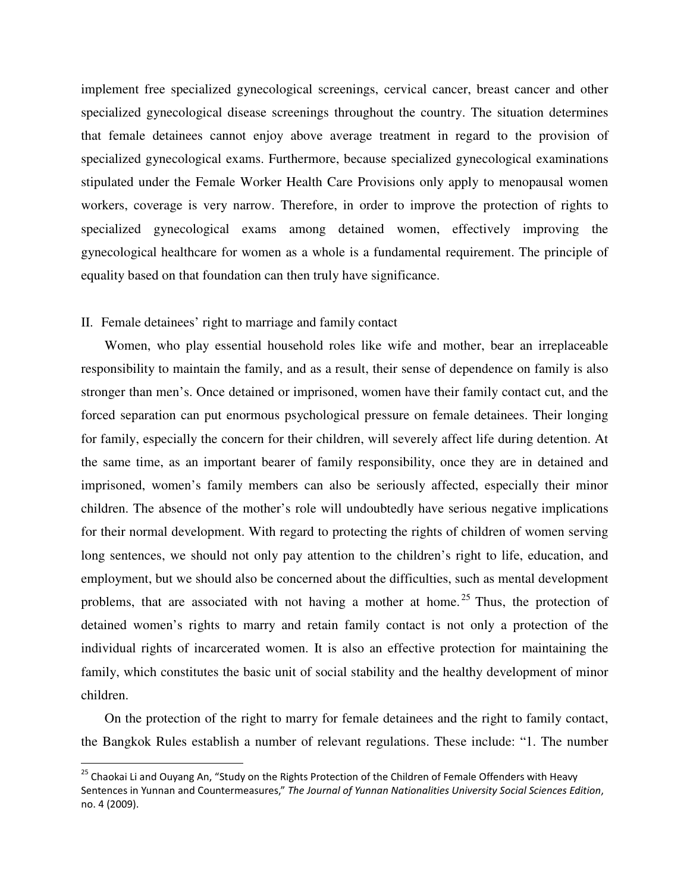implement free specialized gynecological screenings, cervical cancer, breast cancer and other specialized gynecological disease screenings throughout the country. The situation determines that female detainees cannot enjoy above average treatment in regard to the provision of specialized gynecological exams. Furthermore, because specialized gynecological examinations stipulated under the Female Worker Health Care Provisions only apply to menopausal women workers, coverage is very narrow. Therefore, in order to improve the protection of rights to specialized gynecological exams among detained women, effectively improving the gynecological healthcare for women as a whole is a fundamental requirement. The principle of equality based on that foundation can then truly have significance.

## II. Female detainees' right to marriage and family contact

Women, who play essential household roles like wife and mother, bear an irreplaceable responsibility to maintain the family, and as a result, their sense of dependence on family is also stronger than men's. Once detained or imprisoned, women have their family contact cut, and the forced separation can put enormous psychological pressure on female detainees. Their longing for family, especially the concern for their children, will severely affect life during detention. At the same time, as an important bearer of family responsibility, once they are in detained and imprisoned, women's family members can also be seriously affected, especially their minor children. The absence of the mother's role will undoubtedly have serious negative implications for their normal development. With regard to protecting the rights of children of women serving long sentences, we should not only pay attention to the children's right to life, education, and employment, but we should also be concerned about the difficulties, such as mental development problems, that are associated with not having a mother at home.[25] Thus, the protection of detained women's rights to marry and retain family contact is not only a protection of the individual rights of incarcerated women. It is also an effective protection for maintaining the family, which constitutes the basic unit of social stability and the healthy development of minor children.

On the protection of the right to marry for female detainees and the right to family contact, the Bangkok Rules establish a number of relevant regulations. These include: "1. The number

[25] Chaokai Li and Ouyang An, "Study on the Rights Protection of the Children of Female Offenders with Heavy Sentences in Yunnan and Countermeasures," *The Journal of Yunnan Nationalities University Social Sciences Edition*, no. 4 (2009).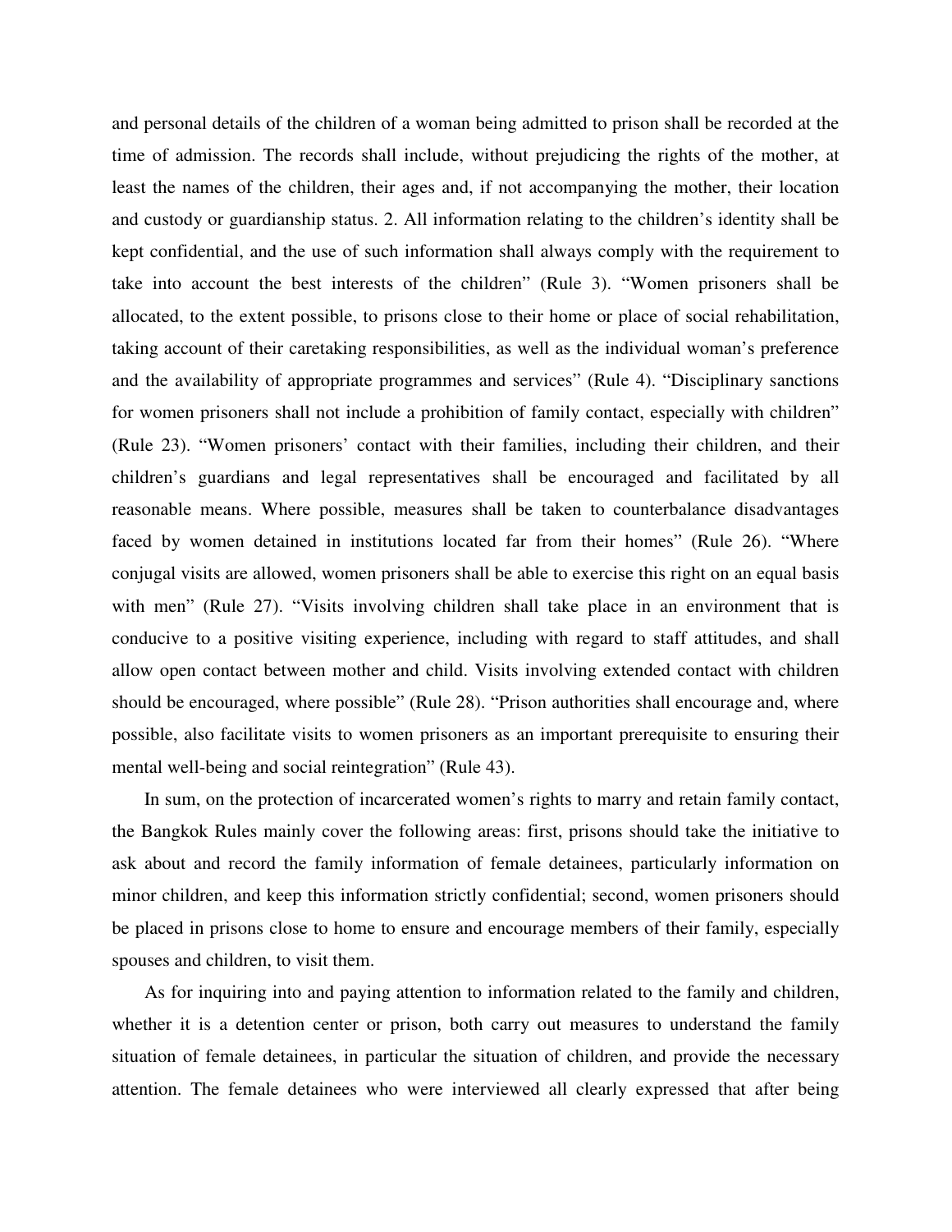and personal details of the children of a woman being admitted to prison shall be recorded at the time of admission. The records shall include, without prejudicing the rights of the mother, at least the names of the children, their ages and, if not accompanying the mother, their location and custody or guardianship status. 2. All information relating to the children's identity shall be kept confidential, and the use of such information shall always comply with the requirement to take into account the best interests of the children" (Rule 3). "Women prisoners shall be allocated, to the extent possible, to prisons close to their home or place of social rehabilitation, taking account of their caretaking responsibilities, as well as the individual woman's preference and the availability of appropriate programmes and services" (Rule 4). "Disciplinary sanctions for women prisoners shall not include a prohibition of family contact, especially with children" (Rule 23). "Women prisoners' contact with their families, including their children, and their children's guardians and legal representatives shall be encouraged and facilitated by all reasonable means. Where possible, measures shall be taken to counterbalance disadvantages faced by women detained in institutions located far from their homes" (Rule 26). "Where conjugal visits are allowed, women prisoners shall be able to exercise this right on an equal basis with men" (Rule 27). "Visits involving children shall take place in an environment that is conducive to a positive visiting experience, including with regard to staff attitudes, and shall allow open contact between mother and child. Visits involving extended contact with children should be encouraged, where possible" (Rule 28). "Prison authorities shall encourage and, where possible, also facilitate visits to women prisoners as an important prerequisite to ensuring their mental well-being and social reintegration" (Rule 43).

In sum, on the protection of incarcerated women's rights to marry and retain family contact, the Bangkok Rules mainly cover the following areas: first, prisons should take the initiative to ask about and record the family information of female detainees, particularly information on minor children, and keep this information strictly confidential; second, women prisoners should be placed in prisons close to home to ensure and encourage members of their family, especially spouses and children, to visit them.

As for inquiring into and paying attention to information related to the family and children, whether it is a detention center or prison, both carry out measures to understand the family situation of female detainees, in particular the situation of children, and provide the necessary attention. The female detainees who were interviewed all clearly expressed that after being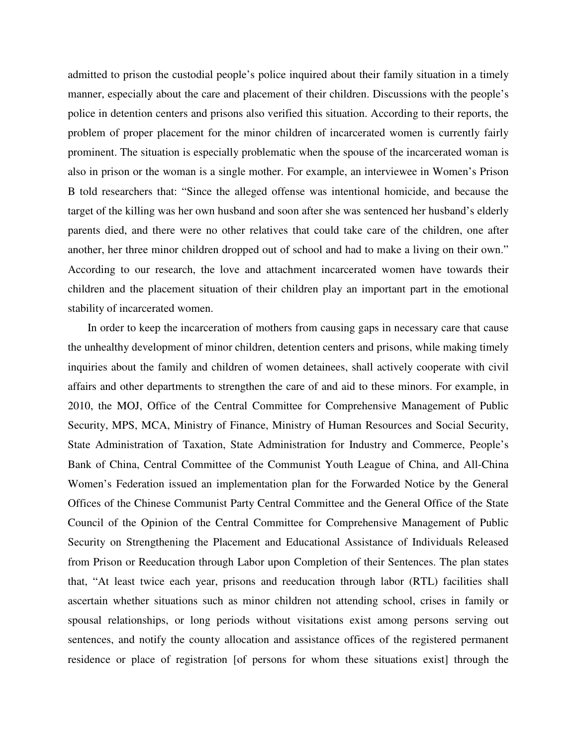admitted to prison the custodial people's police inquired about their family situation in a timely manner, especially about the care and placement of their children. Discussions with the people's police in detention centers and prisons also verified this situation. According to their reports, the problem of proper placement for the minor children of incarcerated women is currently fairly prominent. The situation is especially problematic when the spouse of the incarcerated woman is also in prison or the woman is a single mother. For example, an interviewee in Women's Prison B told researchers that: "Since the alleged offense was intentional homicide, and because the target of the killing was her own husband and soon after she was sentenced her husband's elderly parents died, and there were no other relatives that could take care of the children, one after another, her three minor children dropped out of school and had to make a living on their own." According to our research, the love and attachment incarcerated women have towards their children and the placement situation of their children play an important part in the emotional stability of incarcerated women.

In order to keep the incarceration of mothers from causing gaps in necessary care that cause the unhealthy development of minor children, detention centers and prisons, while making timely inquiries about the family and children of women detainees, shall actively cooperate with civil affairs and other departments to strengthen the care of and aid to these minors. For example, in 2010, the MOJ, Office of the Central Committee for Comprehensive Management of Public Security, MPS, MCA, Ministry of Finance, Ministry of Human Resources and Social Security, State Administration of Taxation, State Administration for Industry and Commerce, People's Bank of China, Central Committee of the Communist Youth League of China, and All-China Women's Federation issued an implementation plan for the Forwarded Notice by the General Offices of the Chinese Communist Party Central Committee and the General Office of the State Council of the Opinion of the Central Committee for Comprehensive Management of Public Security on Strengthening the Placement and Educational Assistance of Individuals Released from Prison or Reeducation through Labor upon Completion of their Sentences. The plan states that, "At least twice each year, prisons and reeducation through labor (RTL) facilities shall ascertain whether situations such as minor children not attending school, crises in family or spousal relationships, or long periods without visitations exist among persons serving out sentences, and notify the county allocation and assistance offices of the registered permanent residence or place of registration [of persons for whom these situations exist] through the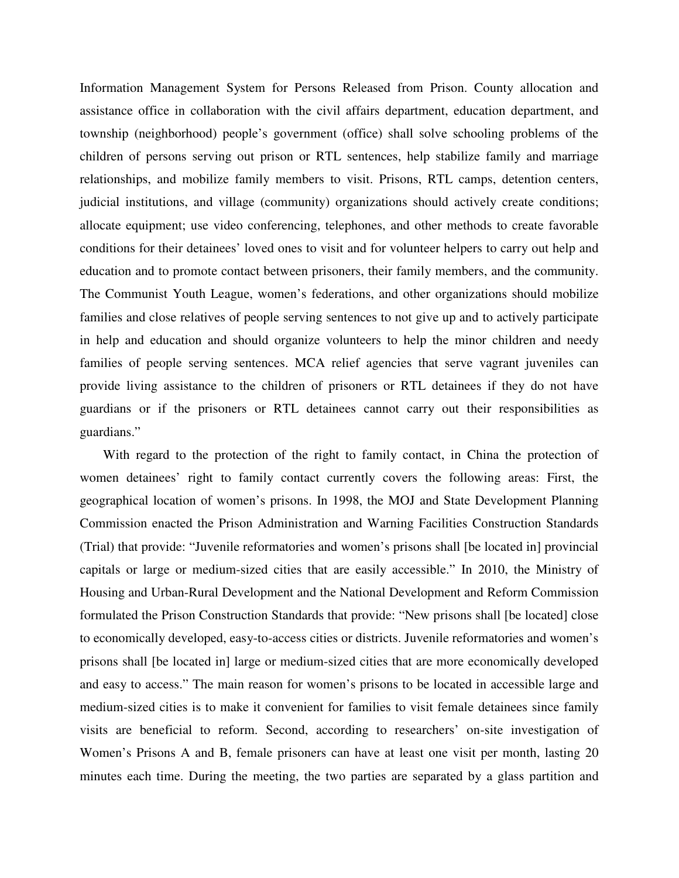Information Management System for Persons Released from Prison. County allocation and assistance office in collaboration with the civil affairs department, education department, and township (neighborhood) people's government (office) shall solve schooling problems of the children of persons serving out prison or RTL sentences, help stabilize family and marriage relationships, and mobilize family members to visit. Prisons, RTL camps, detention centers, judicial institutions, and village (community) organizations should actively create conditions; allocate equipment; use video conferencing, telephones, and other methods to create favorable conditions for their detainees' loved ones to visit and for volunteer helpers to carry out help and education and to promote contact between prisoners, their family members, and the community. The Communist Youth League, women's federations, and other organizations should mobilize families and close relatives of people serving sentences to not give up and to actively participate in help and education and should organize volunteers to help the minor children and needy families of people serving sentences. MCA relief agencies that serve vagrant juveniles can provide living assistance to the children of prisoners or RTL detainees if they do not have guardians or if the prisoners or RTL detainees cannot carry out their responsibilities as guardians."

With regard to the protection of the right to family contact, in China the protection of women detainees' right to family contact currently covers the following areas: First, the geographical location of women's prisons. In 1998, the MOJ and State Development Planning Commission enacted the Prison Administration and Warning Facilities Construction Standards (Trial) that provide: "Juvenile reformatories and women's prisons shall [be located in] provincial capitals or large or medium-sized cities that are easily accessible." In 2010, the Ministry of Housing and Urban-Rural Development and the National Development and Reform Commission formulated the Prison Construction Standards that provide: "New prisons shall [be located] close to economically developed, easy-to-access cities or districts. Juvenile reformatories and women's prisons shall [be located in] large or medium-sized cities that are more economically developed and easy to access." The main reason for women's prisons to be located in accessible large and medium-sized cities is to make it convenient for families to visit female detainees since family visits are beneficial to reform. Second, according to researchers' on-site investigation of Women's Prisons A and B, female prisoners can have at least one visit per month, lasting 20 minutes each time. During the meeting, the two parties are separated by a glass partition and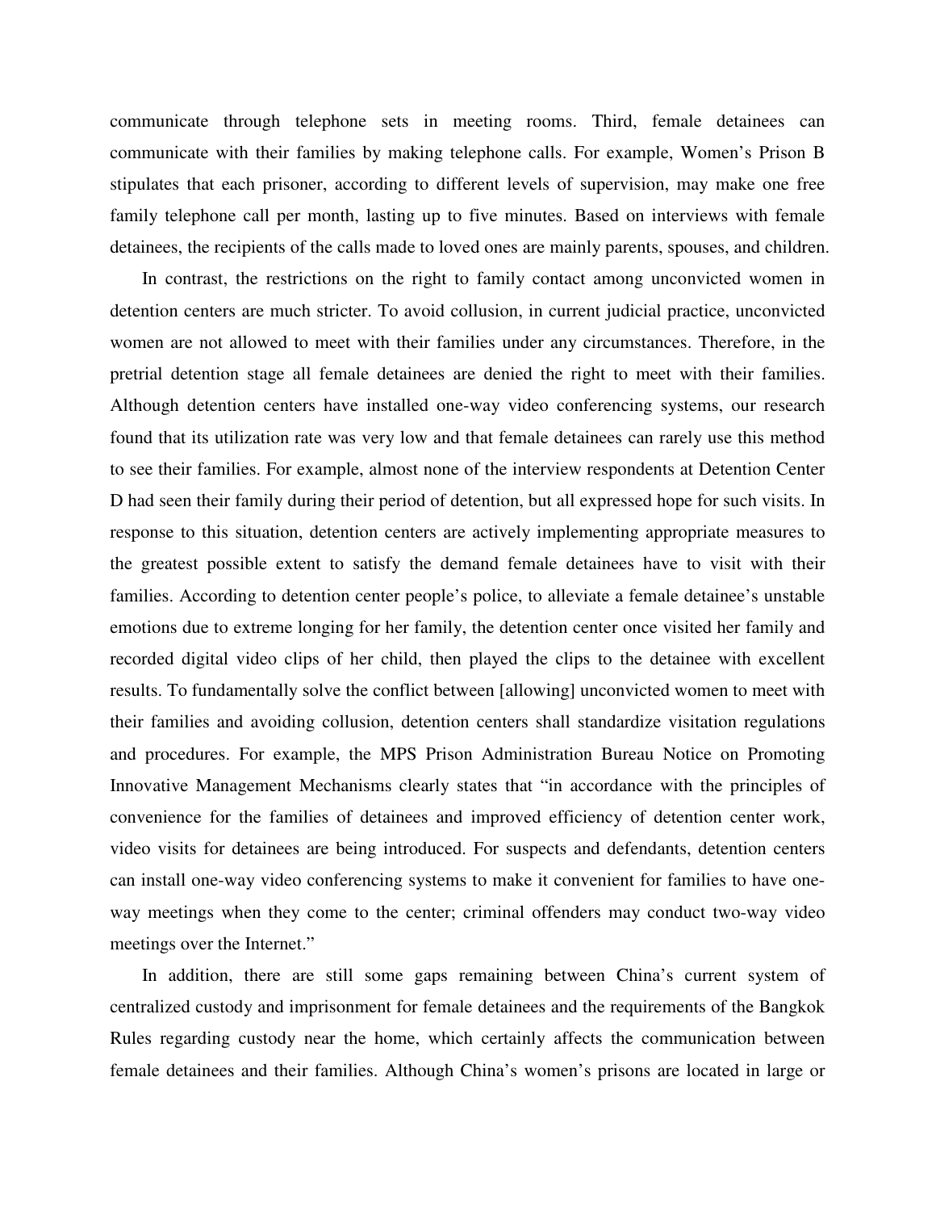communicate through telephone sets in meeting rooms. Third, female detainees can communicate with their families by making telephone calls. For example, Women's Prison B stipulates that each prisoner, according to different levels of supervision, may make one free family telephone call per month, lasting up to five minutes. Based on interviews with female detainees, the recipients of the calls made to loved ones are mainly parents, spouses, and children.

In contrast, the restrictions on the right to family contact among unconvicted women in detention centers are much stricter. To avoid collusion, in current judicial practice, unconvicted women are not allowed to meet with their families under any circumstances. Therefore, in the pretrial detention stage all female detainees are denied the right to meet with their families. Although detention centers have installed one-way video conferencing systems, our research found that its utilization rate was very low and that female detainees can rarely use this method to see their families. For example, almost none of the interview respondents at Detention Center D had seen their family during their period of detention, but all expressed hope for such visits. In response to this situation, detention centers are actively implementing appropriate measures to the greatest possible extent to satisfy the demand female detainees have to visit with their families. According to detention center people's police, to alleviate a female detainee's unstable emotions due to extreme longing for her family, the detention center once visited her family and recorded digital video clips of her child, then played the clips to the detainee with excellent results. To fundamentally solve the conflict between [allowing] unconvicted women to meet with their families and avoiding collusion, detention centers shall standardize visitation regulations and procedures. For example, the MPS Prison Administration Bureau Notice on Promoting Innovative Management Mechanisms clearly states that "in accordance with the principles of convenience for the families of detainees and improved efficiency of detention center work, video visits for detainees are being introduced. For suspects and defendants, detention centers can install one-way video conferencing systems to make it convenient for families to have one-way meetings when they come to the center; criminal offenders may conduct two-way video meetings over the Internet."

In addition, there are still some gaps remaining between China's current system of centralized custody and imprisonment for female detainees and the requirements of the Bangkok Rules regarding custody near the home, which certainly affects the communication between female detainees and their families. Although China's women's prisons are located in large or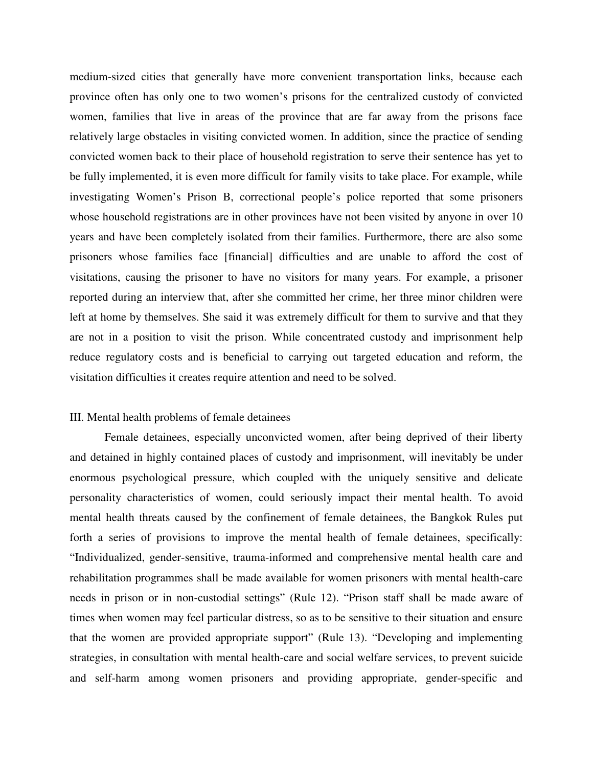medium-sized cities that generally have more convenient transportation links, because each province often has only one to two women's prisons for the centralized custody of convicted women, families that live in areas of the province that are far away from the prisons face relatively large obstacles in visiting convicted women. In addition, since the practice of sending convicted women back to their place of household registration to serve their sentence has yet to be fully implemented, it is even more difficult for family visits to take place. For example, while investigating Women's Prison B, correctional people's police reported that some prisoners whose household registrations are in other provinces have not been visited by anyone in over 10 years and have been completely isolated from their families. Furthermore, there are also some prisoners whose families face [financial] difficulties and are unable to afford the cost of visitations, causing the prisoner to have no visitors for many years. For example, a prisoner reported during an interview that, after she committed her crime, her three minor children were left at home by themselves. She said it was extremely difficult for them to survive and that they are not in a position to visit the prison. While concentrated custody and imprisonment help reduce regulatory costs and is beneficial to carrying out targeted education and reform, the visitation difficulties it creates require attention and need to be solved.

### III. Mental health problems of female detainees

Female detainees, especially unconvicted women, after being deprived of their liberty and detained in highly contained places of custody and imprisonment, will inevitably be under enormous psychological pressure, which coupled with the uniquely sensitive and delicate personality characteristics of women, could seriously impact their mental health. To avoid mental health threats caused by the confinement of female detainees, the Bangkok Rules put forth a series of provisions to improve the mental health of female detainees, specifically: "Individualized, gender-sensitive, trauma-informed and comprehensive mental health care and rehabilitation programmes shall be made available for women prisoners with mental health-care needs in prison or in non-custodial settings" (Rule 12). "Prison staff shall be made aware of times when women may feel particular distress, so as to be sensitive to their situation and ensure that the women are provided appropriate support" (Rule 13). "Developing and implementing strategies, in consultation with mental health-care and social welfare services, to prevent suicide and self-harm among women prisoners and providing appropriate, gender-specific and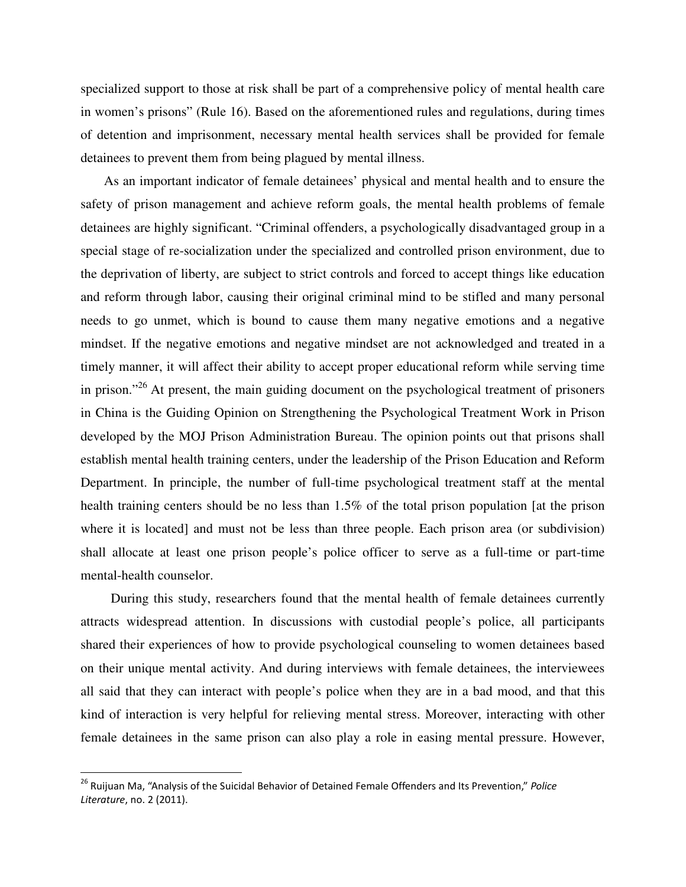specialized support to those at risk shall be part of a comprehensive policy of mental health care in women's prisons" (Rule 16). Based on the aforementioned rules and regulations, during times of detention and imprisonment, necessary mental health services shall be provided for female detainees to prevent them from being plagued by mental illness.

As an important indicator of female detainees' physical and mental health and to ensure the safety of prison management and achieve reform goals, the mental health problems of female detainees are highly significant. "Criminal offenders, a psychologically disadvantaged group in a special stage of re-socialization under the specialized and controlled prison environment, due to the deprivation of liberty, are subject to strict controls and forced to accept things like education and reform through labor, causing their original criminal mind to be stifled and many personal needs to go unmet, which is bound to cause them many negative emotions and a negative mindset. If the negative emotions and negative mindset are not acknowledged and treated in a timely manner, it will affect their ability to accept proper educational reform while serving time in prison."[26] At present, the main guiding document on the psychological treatment of prisoners in China is the Guiding Opinion on Strengthening the Psychological Treatment Work in Prison developed by the MOJ Prison Administration Bureau. The opinion points out that prisons shall establish mental health training centers, under the leadership of the Prison Education and Reform Department. In principle, the number of full-time psychological treatment staff at the mental health training centers should be no less than 1.5% of the total prison population [at the prison where it is located] and must not be less than three people. Each prison area (or subdivision) shall allocate at least one prison people's police officer to serve as a full-time or part-time mental-health counselor.

During this study, researchers found that the mental health of female detainees currently attracts widespread attention. In discussions with custodial people's police, all participants shared their experiences of how to provide psychological counseling to women detainees based on their unique mental activity. And during interviews with female detainees, the interviewees all said that they can interact with people's police when they are in a bad mood, and that this kind of interaction is very helpful for relieving mental stress. Moreover, interacting with other female detainees in the same prison can also play a role in easing mental pressure. However,

[26] Ruijuan Ma, "Analysis of the Suicidal Behavior of Detained Female Offenders and Its Prevention," *Police Literature*, no. 2 (2011).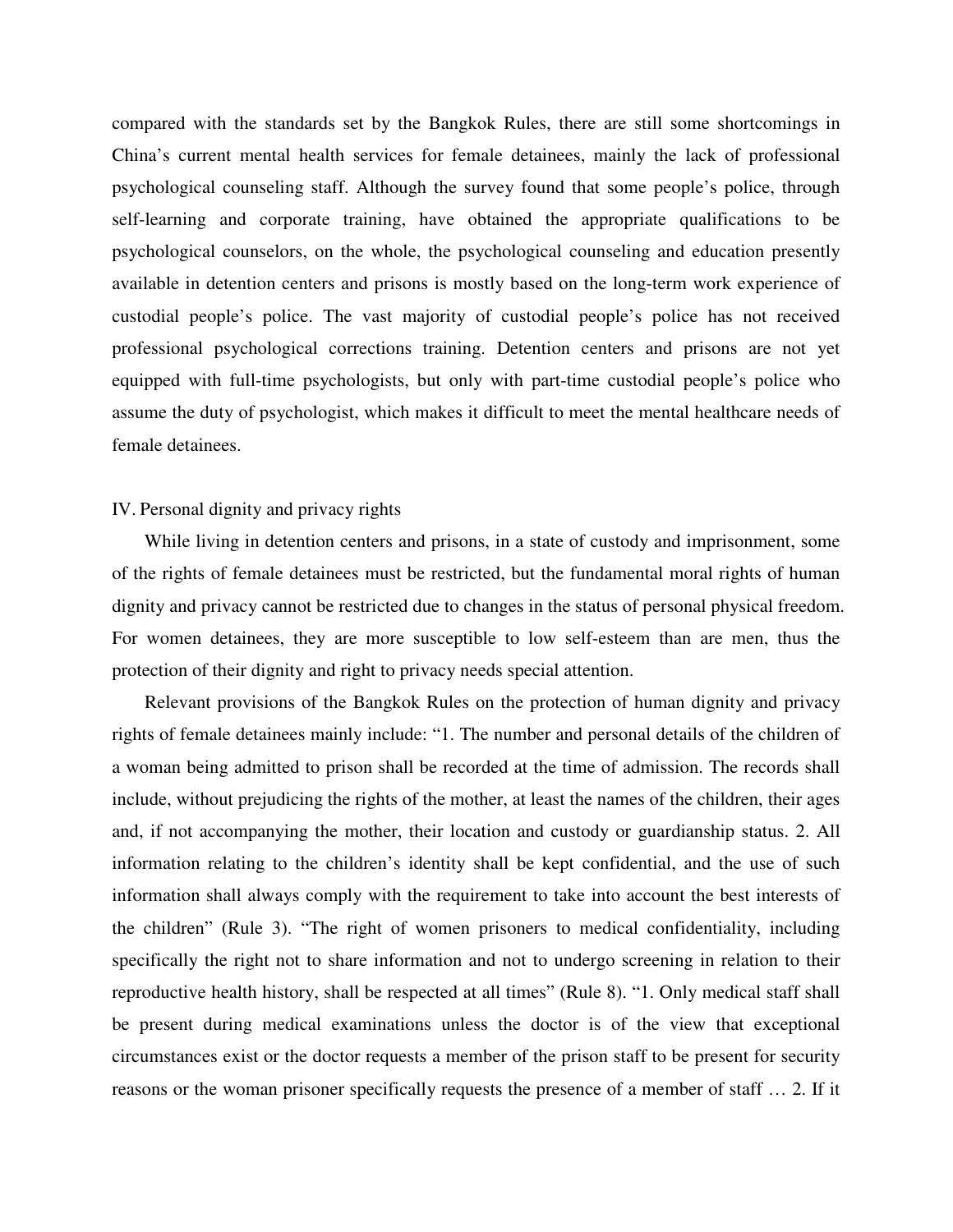compared with the standards set by the Bangkok Rules, there are still some shortcomings in China's current mental health services for female detainees, mainly the lack of professional psychological counseling staff. Although the survey found that some people's police, through self-learning and corporate training, have obtained the appropriate qualifications to be psychological counselors, on the whole, the psychological counseling and education presently available in detention centers and prisons is mostly based on the long-term work experience of custodial people's police. The vast majority of custodial people's police has not received professional psychological corrections training. Detention centers and prisons are not yet equipped with full-time psychologists, but only with part-time custodial people's police who assume the duty of psychologist, which makes it difficult to meet the mental healthcare needs of female detainees.

## IV. Personal dignity and privacy rights

While living in detention centers and prisons, in a state of custody and imprisonment, some of the rights of female detainees must be restricted, but the fundamental moral rights of human dignity and privacy cannot be restricted due to changes in the status of personal physical freedom. For women detainees, they are more susceptible to low self-esteem than are men, thus the protection of their dignity and right to privacy needs special attention.

Relevant provisions of the Bangkok Rules on the protection of human dignity and privacy rights of female detainees mainly include: "1. The number and personal details of the children of a woman being admitted to prison shall be recorded at the time of admission. The records shall include, without prejudicing the rights of the mother, at least the names of the children, their ages and, if not accompanying the mother, their location and custody or guardianship status. 2. All information relating to the children's identity shall be kept confidential, and the use of such information shall always comply with the requirement to take into account the best interests of the children" (Rule 3). "The right of women prisoners to medical confidentiality, including specifically the right not to share information and not to undergo screening in relation to their reproductive health history, shall be respected at all times" (Rule 8). "1. Only medical staff shall be present during medical examinations unless the doctor is of the view that exceptional circumstances exist or the doctor requests a member of the prison staff to be present for security reasons or the woman prisoner specifically requests the presence of a member of staff … 2. If it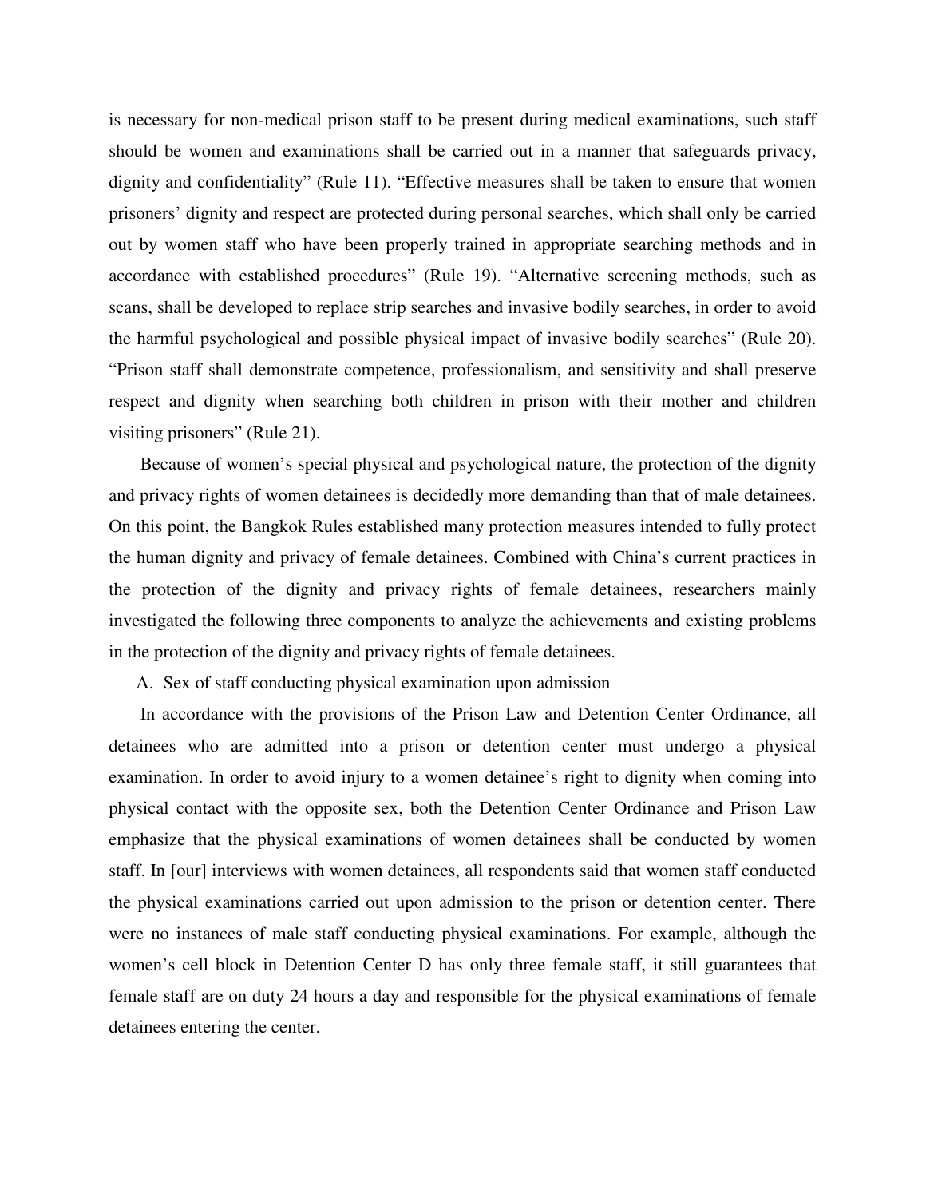is necessary for non-medical prison staff to be present during medical examinations, such staff should be women and examinations shall be carried out in a manner that safeguards privacy, dignity and confidentiality" (Rule 11). "Effective measures shall be taken to ensure that women prisoners' dignity and respect are protected during personal searches, which shall only be carried out by women staff who have been properly trained in appropriate searching methods and in accordance with established procedures" (Rule 19). "Alternative screening methods, such as scans, shall be developed to replace strip searches and invasive bodily searches, in order to avoid the harmful psychological and possible physical impact of invasive bodily searches" (Rule 20). "Prison staff shall demonstrate competence, professionalism, and sensitivity and shall preserve respect and dignity when searching both children in prison with their mother and children visiting prisoners" (Rule 21).

Because of women's special physical and psychological nature, the protection of the dignity and privacy rights of women detainees is decidedly more demanding than that of male detainees. On this point, the Bangkok Rules established many protection measures intended to fully protect the human dignity and privacy of female detainees. Combined with China's current practices in the protection of the dignity and privacy rights of female detainees, researchers mainly investigated the following three components to analyze the achievements and existing problems in the protection of the dignity and privacy rights of female detainees.

A. Sex of staff conducting physical examination upon admission

In accordance with the provisions of the Prison Law and Detention Center Ordinance, all detainees who are admitted into a prison or detention center must undergo a physical examination. In order to avoid injury to a women detainee's right to dignity when coming into physical contact with the opposite sex, both the Detention Center Ordinance and Prison Law emphasize that the physical examinations of women detainees shall be conducted by women staff. In [our] interviews with women detainees, all respondents said that women staff conducted the physical examinations carried out upon admission to the prison or detention center. There were no instances of male staff conducting physical examinations. For example, although the women's cell block in Detention Center D has only three female staff, it still guarantees that female staff are on duty 24 hours a day and responsible for the physical examinations of female detainees entering the center.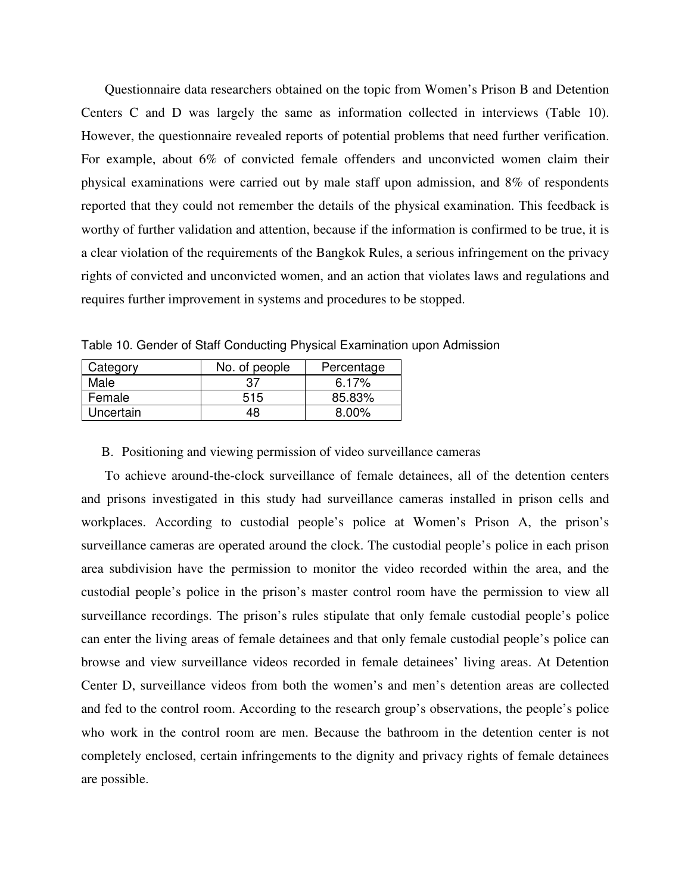Questionnaire data researchers obtained on the topic from Women's Prison B and Detention Centers C and D was largely the same as information collected in interviews (Table 10). However, the questionnaire revealed reports of potential problems that need further verification. For example, about 6% of convicted female offenders and unconvicted women claim their physical examinations were carried out by male staff upon admission, and 8% of respondents reported that they could not remember the details of the physical examination. This feedback is worthy of further validation and attention, because if the information is confirmed to be true, it is a clear violation of the requirements of the Bangkok Rules, a serious infringement on the privacy rights of convicted and unconvicted women, and an action that violates laws and regulations and requires further improvement in systems and procedures to be stopped.

Table 10. Gender of Staff Conducting Physical Examination upon Admission

| Category | No. of people | Percentage |
|---|---|---|
| Male | 37 | 6.17% |
| Female | 515 | 85.83% |
| Uncertain | 48 | 8.00% |

B. Positioning and viewing permission of video surveillance cameras

To achieve around-the-clock surveillance of female detainees, all of the detention centers and prisons investigated in this study had surveillance cameras installed in prison cells and workplaces. According to custodial people's police at Women's Prison A, the prison's surveillance cameras are operated around the clock. The custodial people's police in each prison area subdivision have the permission to monitor the video recorded within the area, and the custodial people's police in the prison's master control room have the permission to view all surveillance recordings. The prison's rules stipulate that only female custodial people's police can enter the living areas of female detainees and that only female custodial people's police can browse and view surveillance videos recorded in female detainees' living areas. At Detention Center D, surveillance videos from both the women's and men's detention areas are collected and fed to the control room. According to the research group's observations, the people's police who work in the control room are men. Because the bathroom in the detention center is not completely enclosed, certain infringements to the dignity and privacy rights of female detainees are possible.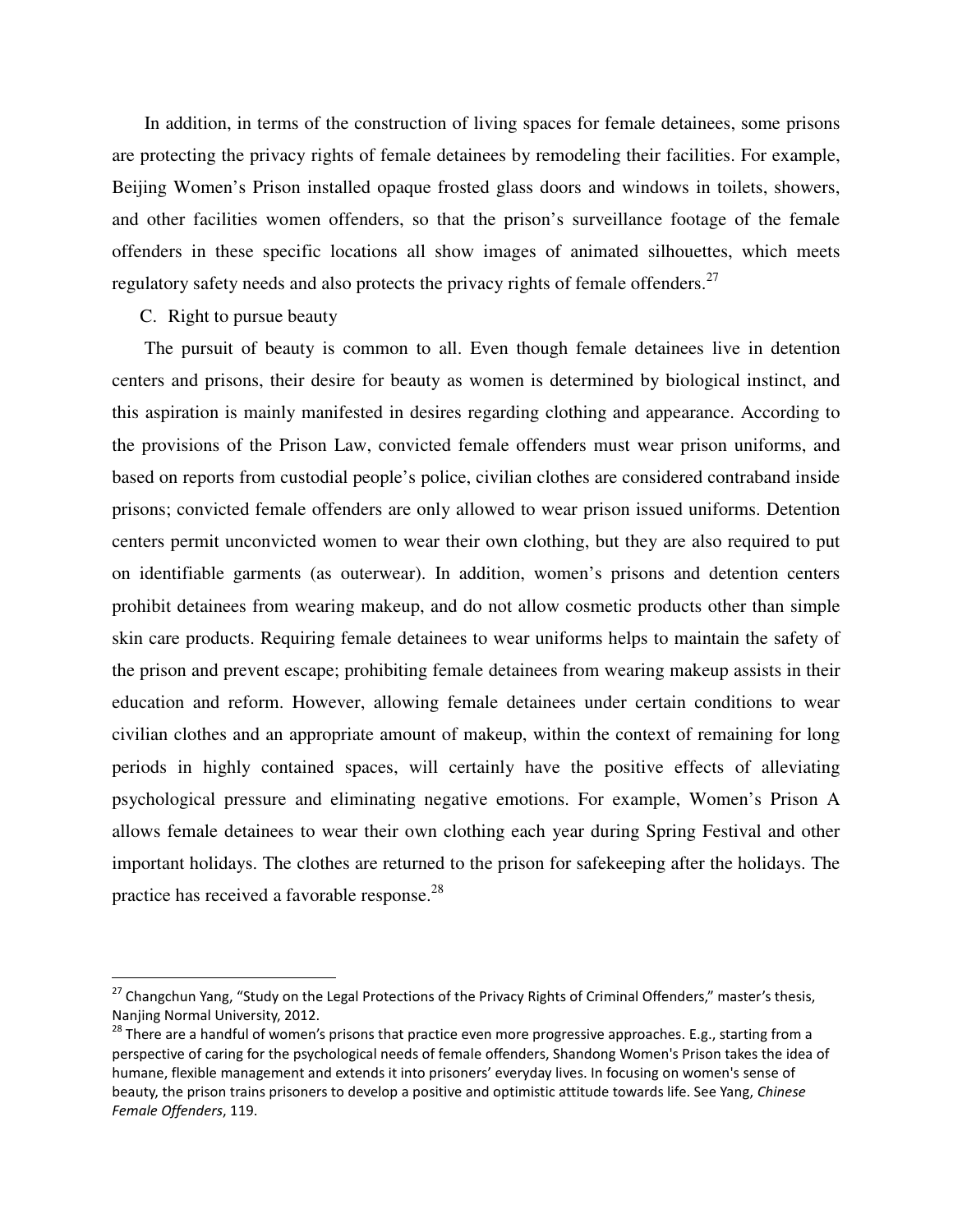In addition, in terms of the construction of living spaces for female detainees, some prisons are protecting the privacy rights of female detainees by remodeling their facilities. For example, Beijing Women's Prison installed opaque frosted glass doors and windows in toilets, showers, and other facilities women offenders, so that the prison's surveillance footage of the female offenders in these specific locations all show images of animated silhouettes, which meets regulatory safety needs and also protects the privacy rights of female offenders.[27]

C. Right to pursue beauty

The pursuit of beauty is common to all. Even though female detainees live in detention centers and prisons, their desire for beauty as women is determined by biological instinct, and this aspiration is mainly manifested in desires regarding clothing and appearance. According to the provisions of the Prison Law, convicted female offenders must wear prison uniforms, and based on reports from custodial people's police, civilian clothes are considered contraband inside prisons; convicted female offenders are only allowed to wear prison issued uniforms. Detention centers permit unconvicted women to wear their own clothing, but they are also required to put on identifiable garments (as outerwear). In addition, women's prisons and detention centers prohibit detainees from wearing makeup, and do not allow cosmetic products other than simple skin care products. Requiring female detainees to wear uniforms helps to maintain the safety of the prison and prevent escape; prohibiting female detainees from wearing makeup assists in their education and reform. However, allowing female detainees under certain conditions to wear civilian clothes and an appropriate amount of makeup, within the context of remaining for long periods in highly contained spaces, will certainly have the positive effects of alleviating psychological pressure and eliminating negative emotions. For example, Women's Prison A allows female detainees to wear their own clothing each year during Spring Festival and other important holidays. The clothes are returned to the prison for safekeeping after the holidays. The practice has received a favorable response.[28]

---

[27] Changchun Yang, "Study on the Legal Protections of the Privacy Rights of Criminal Offenders," master's thesis, Nanjing Normal University, 2012.

[28] There are a handful of women's prisons that practice even more progressive approaches. E.g., starting from a perspective of caring for the psychological needs of female offenders, Shandong Women's Prison takes the idea of humane, flexible management and extends it into prisoners' everyday lives. In focusing on women's sense of beauty, the prison trains prisoners to develop a positive and optimistic attitude towards life. See Yang, *Chinese Female Offenders*, 119.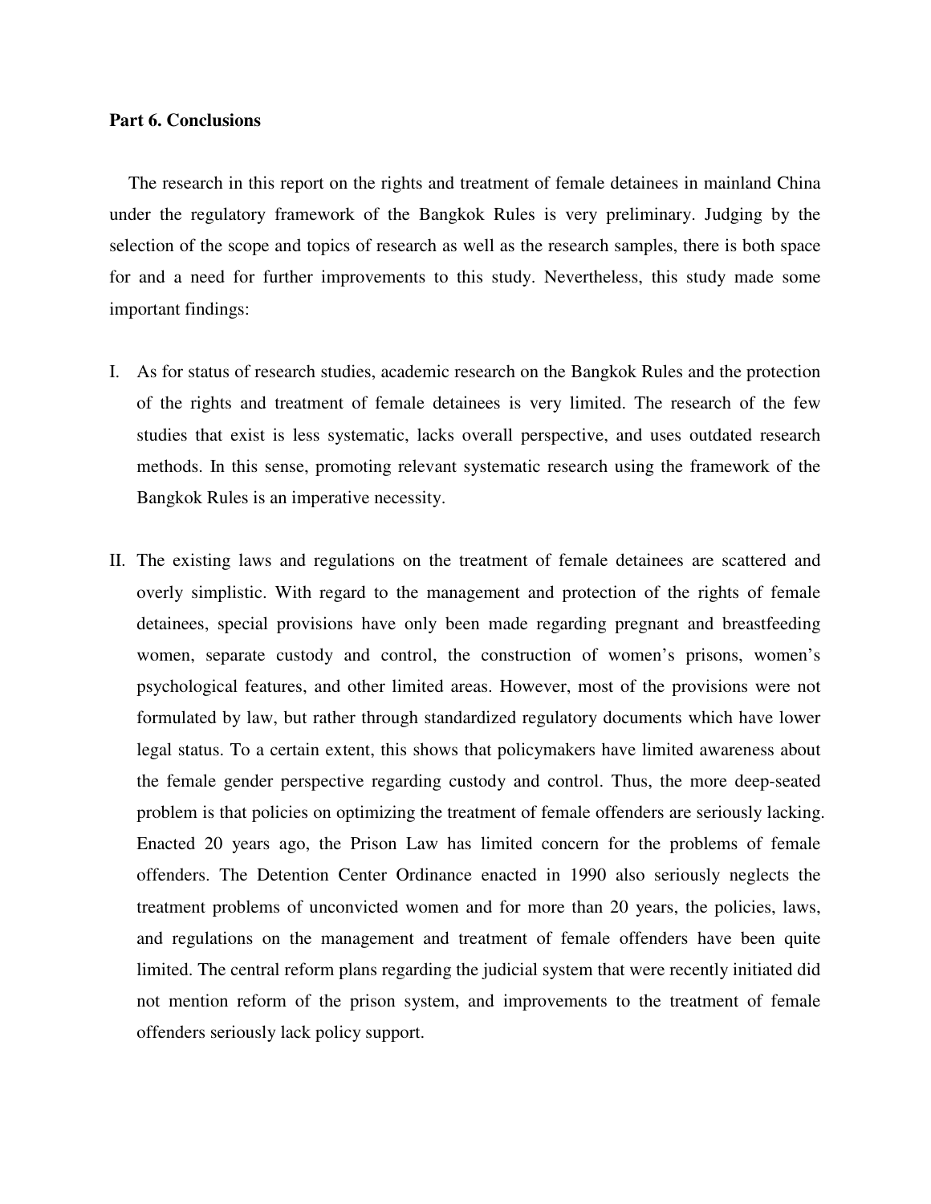**Part 6. Conclusions**

The research in this report on the rights and treatment of female detainees in mainland China under the regulatory framework of the Bangkok Rules is very preliminary. Judging by the selection of the scope and topics of research as well as the research samples, there is both space for and a need for further improvements to this study. Nevertheless, this study made some important findings:

I. As for status of research studies, academic research on the Bangkok Rules and the protection of the rights and treatment of female detainees is very limited. The research of the few studies that exist is less systematic, lacks overall perspective, and uses outdated research methods. In this sense, promoting relevant systematic research using the framework of the Bangkok Rules is an imperative necessity.

II. The existing laws and regulations on the treatment of female detainees are scattered and overly simplistic. With regard to the management and protection of the rights of female detainees, special provisions have only been made regarding pregnant and breastfeeding women, separate custody and control, the construction of women's prisons, women's psychological features, and other limited areas. However, most of the provisions were not formulated by law, but rather through standardized regulatory documents which have lower legal status. To a certain extent, this shows that policymakers have limited awareness about the female gender perspective regarding custody and control. Thus, the more deep-seated problem is that policies on optimizing the treatment of female offenders are seriously lacking. Enacted 20 years ago, the Prison Law has limited concern for the problems of female offenders. The Detention Center Ordinance enacted in 1990 also seriously neglects the treatment problems of unconvicted women and for more than 20 years, the policies, laws, and regulations on the management and treatment of female offenders have been quite limited. The central reform plans regarding the judicial system that were recently initiated did not mention reform of the prison system, and improvements to the treatment of female offenders seriously lack policy support.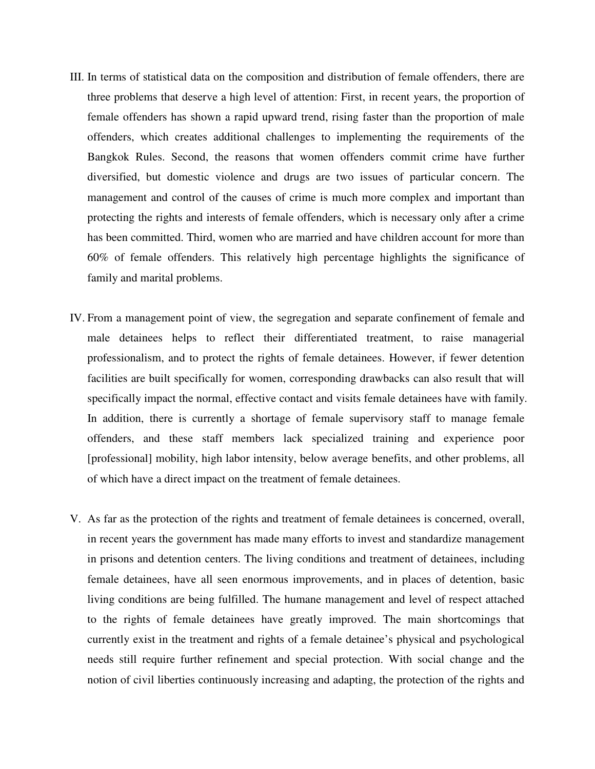III. In terms of statistical data on the composition and distribution of female offenders, there are three problems that deserve a high level of attention: First, in recent years, the proportion of female offenders has shown a rapid upward trend, rising faster than the proportion of male offenders, which creates additional challenges to implementing the requirements of the Bangkok Rules. Second, the reasons that women offenders commit crime have further diversified, but domestic violence and drugs are two issues of particular concern. The management and control of the causes of crime is much more complex and important than protecting the rights and interests of female offenders, which is necessary only after a crime has been committed. Third, women who are married and have children account for more than 60% of female offenders. This relatively high percentage highlights the significance of family and marital problems.

IV. From a management point of view, the segregation and separate confinement of female and male detainees helps to reflect their differentiated treatment, to raise managerial professionalism, and to protect the rights of female detainees. However, if fewer detention facilities are built specifically for women, corresponding drawbacks can also result that will specifically impact the normal, effective contact and visits female detainees have with family. In addition, there is currently a shortage of female supervisory staff to manage female offenders, and these staff members lack specialized training and experience poor [professional] mobility, high labor intensity, below average benefits, and other problems, all of which have a direct impact on the treatment of female detainees.

V. As far as the protection of the rights and treatment of female detainees is concerned, overall, in recent years the government has made many efforts to invest and standardize management in prisons and detention centers. The living conditions and treatment of detainees, including female detainees, have all seen enormous improvements, and in places of detention, basic living conditions are being fulfilled. The humane management and level of respect attached to the rights of female detainees have greatly improved. The main shortcomings that currently exist in the treatment and rights of a female detainee's physical and psychological needs still require further refinement and special protection. With social change and the notion of civil liberties continuously increasing and adapting, the protection of the rights and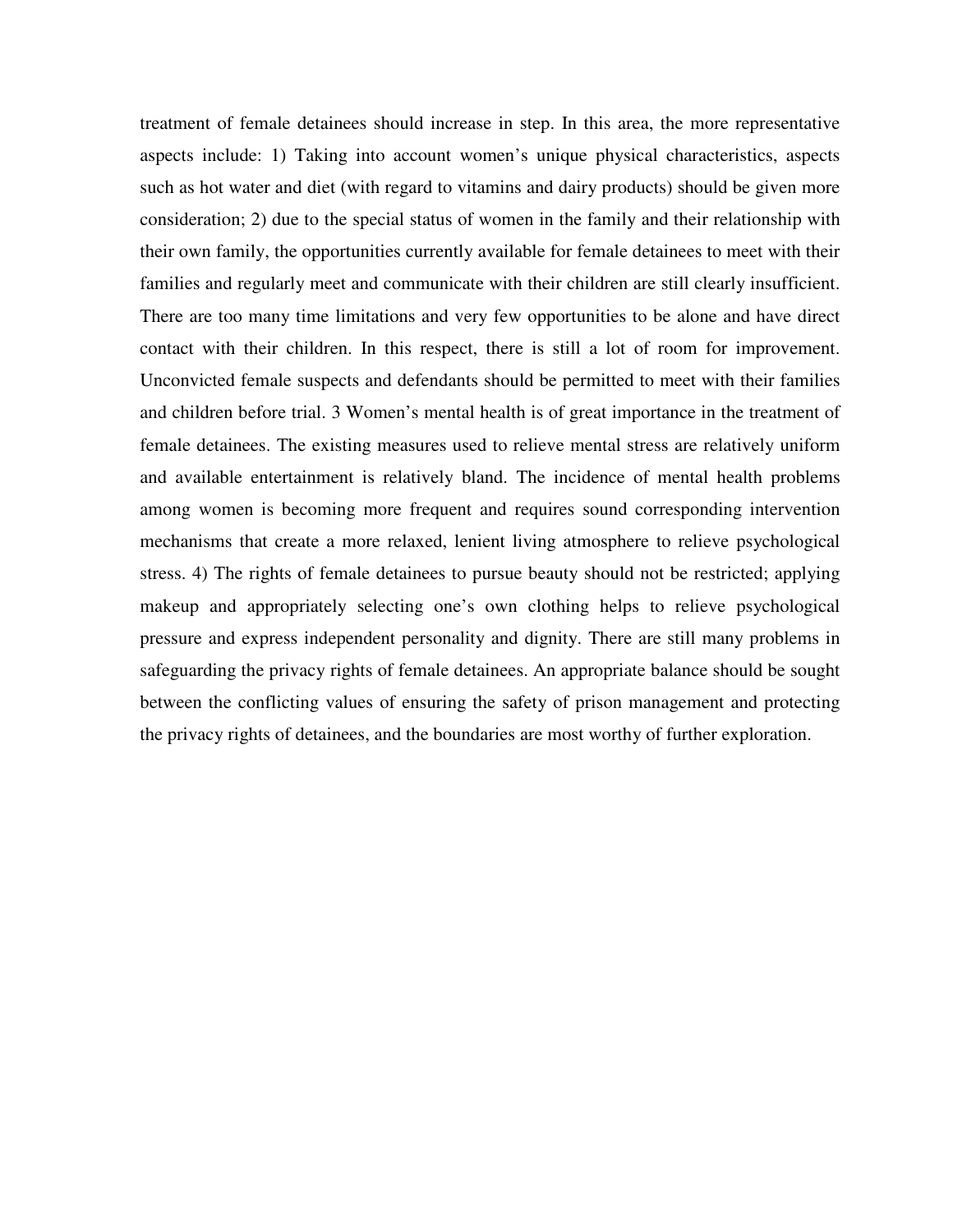treatment of female detainees should increase in step. In this area, the more representative aspects include: 1) Taking into account women's unique physical characteristics, aspects such as hot water and diet (with regard to vitamins and dairy products) should be given more consideration; 2) due to the special status of women in the family and their relationship with their own family, the opportunities currently available for female detainees to meet with their families and regularly meet and communicate with their children are still clearly insufficient. There are too many time limitations and very few opportunities to be alone and have direct contact with their children. In this respect, there is still a lot of room for improvement. Unconvicted female suspects and defendants should be permitted to meet with their families and children before trial. 3 Women's mental health is of great importance in the treatment of female detainees. The existing measures used to relieve mental stress are relatively uniform and available entertainment is relatively bland. The incidence of mental health problems among women is becoming more frequent and requires sound corresponding intervention mechanisms that create a more relaxed, lenient living atmosphere to relieve psychological stress. 4) The rights of female detainees to pursue beauty should not be restricted; applying makeup and appropriately selecting one's own clothing helps to relieve psychological pressure and express independent personality and dignity. There are still many problems in safeguarding the privacy rights of female detainees. An appropriate balance should be sought between the conflicting values of ensuring the safety of prison management and protecting the privacy rights of detainees, and the boundaries are most worthy of further exploration.